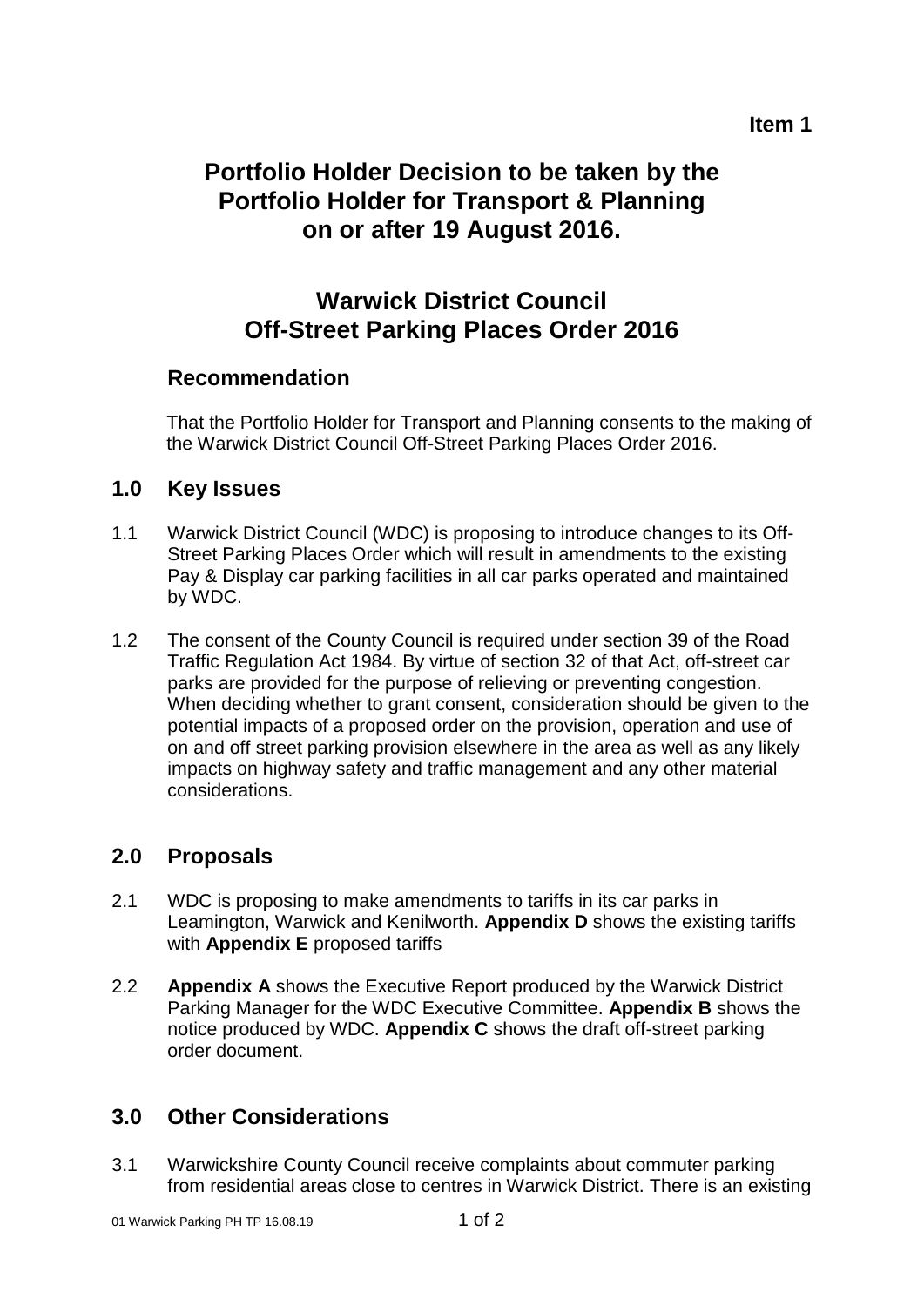**Item 1**

# Portfolio Holder Decision to be taken by the Portfolio Holder for Transport & Planning on or after 19 August 2016.

# Warwick District Council Off-Street Parking Places Order 2016

## Recommendation

That the Portfolio Holder for Transport and Planning consents to the making of the Warwick District Council Off-Street Parking Places Order 2016.

## 1.0 Key Issues

1.1 Warwick District Council (WDC) is proposing to introduce changes to its Off-Street Parking Places Order which will result in amendments to the existing Pay & Display car parking facilities in all car parks operated and maintained by WDC.

1.2 The consent of the County Council is required under section 39 of the Road Traffic Regulation Act 1984. By virtue of section 32 of that Act, off-street car parks are provided for the purpose of relieving or preventing congestion. When deciding whether to grant consent, consideration should be given to the potential impacts of a proposed order on the provision, operation and use of on and off street parking provision elsewhere in the area as well as any likely impacts on highway safety and traffic management and any other material considerations.

## 2.0 Proposals

2.1 WDC is proposing to make amendments to tariffs in its car parks in Leamington, Warwick and Kenilworth. **Appendix D** shows the existing tariffs with **Appendix E** proposed tariffs

2.2 **Appendix A** shows the Executive Report produced by the Warwick District Parking Manager for the WDC Executive Committee. **Appendix B** shows the notice produced by WDC. **Appendix C** shows the draft off-street parking order document.

## 3.0 Other Considerations

3.1 Warwickshire County Council receive complaints about commuter parking from residential areas close to centres in Warwick District. There is an existing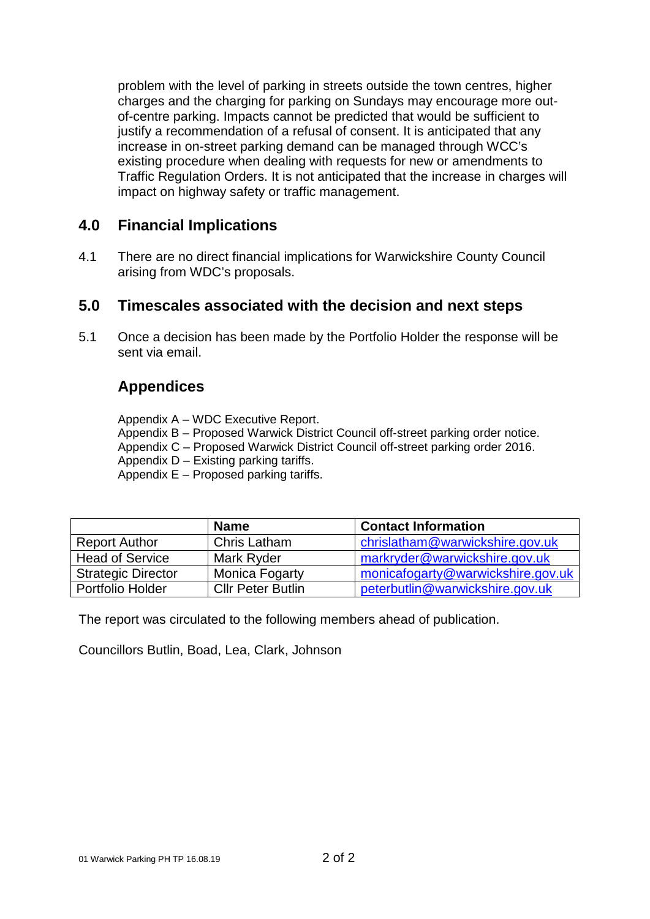problem with the level of parking in streets outside the town centres, higher charges and the charging for parking on Sundays may encourage more out-of-centre parking. Impacts cannot be predicted that would be sufficient to justify a recommendation of a refusal of consent. It is anticipated that any increase in on-street parking demand can be managed through WCC's existing procedure when dealing with requests for new or amendments to Traffic Regulation Orders. It is not anticipated that the increase in charges will impact on highway safety or traffic management.

## 4.0 Financial Implications

4.1 There are no direct financial implications for Warwickshire County Council arising from WDC's proposals.

## 5.0 Timescales associated with the decision and next steps

5.1 Once a decision has been made by the Portfolio Holder the response will be sent via email.

## Appendices

Appendix A – WDC Executive Report.
Appendix B – Proposed Warwick District Council off-street parking order notice.
Appendix C – Proposed Warwick District Council off-street parking order 2016.
Appendix D – Existing parking tariffs.
Appendix E – Proposed parking tariffs.

| | Name | Contact Information |
|---|---|---|
| Report Author | Chris Latham | chrislatham@warwickshire.gov.uk |
| Head of Service | Mark Ryder | markryder@warwickshire.gov.uk |
| Strategic Director | Monica Fogarty | monicafogarty@warwickshire.gov.uk |
| Portfolio Holder | Cllr Peter Butlin | peterbutlin@warwickshire.gov.uk |

The report was circulated to the following members ahead of publication.

Councillors Butlin, Boad, Lea, Clark, Johnson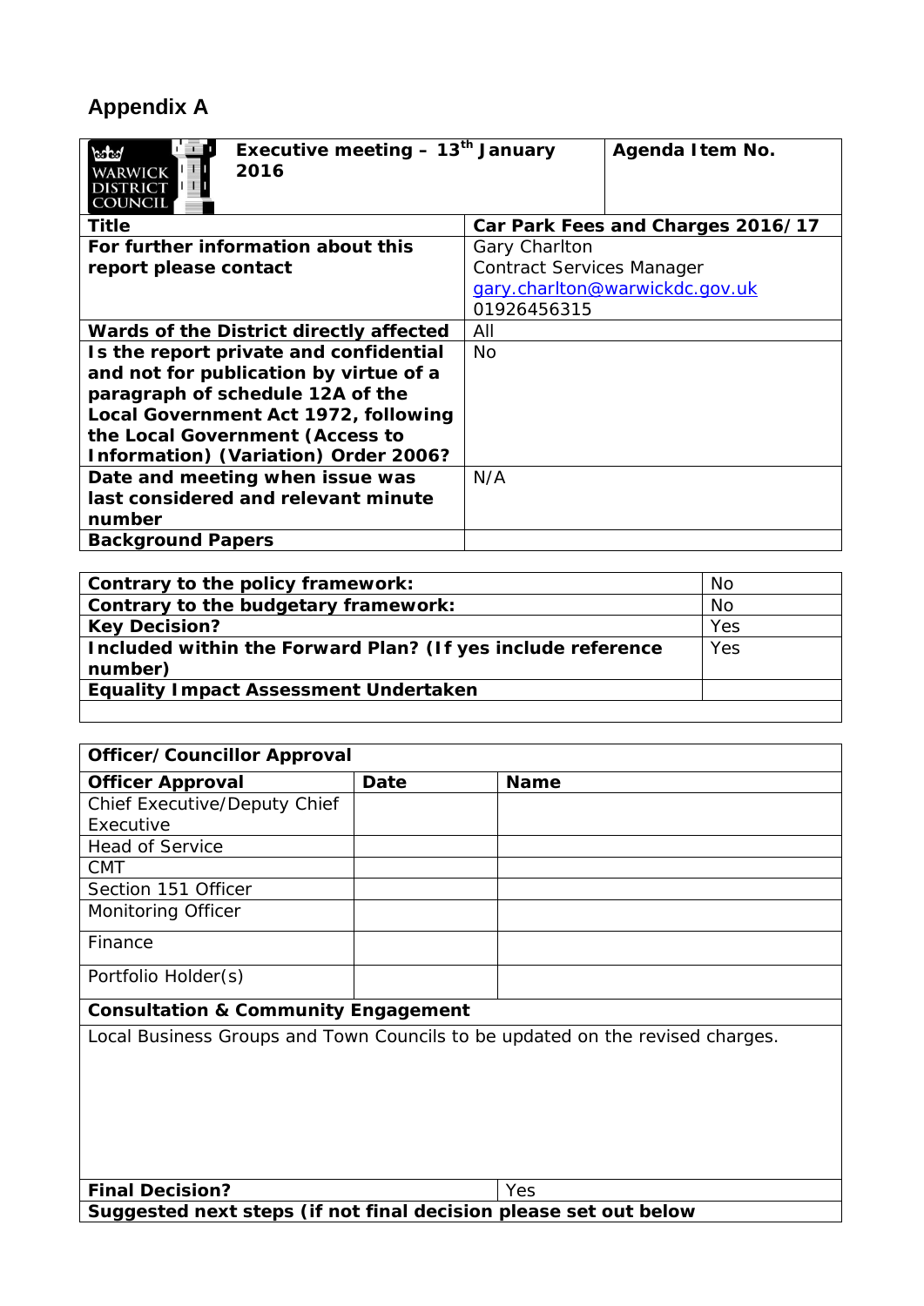## Appendix A

| WARWICK DISTRICT COUNCIL | Executive meeting – 13th January 2016 | Agenda Item No. |
|---|---|---|
| **Title** | **Car Park Fees and Charges 2016/17** | |
| **For further information about this report please contact** | Gary Charlton<br>Contract Services Manager<br>gary.charlton@warwickdc.gov.uk<br>01926456315 | |
| **Wards of the District directly affected** | All | |
| **Is the report private and confidential and not for publication by virtue of a paragraph of schedule 12A of the Local Government Act 1972, following the Local Government (Access to Information) (Variation) Order 2006?** | No | |
| **Date and meeting when issue was last considered and relevant minute number** | N/A | |
| **Background Papers** | | |

| | |
|---|---|
| **Contrary to the policy framework:** | No |
| **Contrary to the budgetary framework:** | No |
| **Key Decision?** | Yes |
| **Included within the Forward Plan? (If yes include reference number)** | Yes |
| **Equality Impact Assessment Undertaken** | |

| **Officer/Councillor Approval** | | |
|---|---|---|
| **Officer Approval** | **Date** | **Name** |
| Chief Executive/Deputy Chief Executive | | |
| Head of Service | | |
| CMT | | |
| Section 151 Officer | | |
| Monitoring Officer | | |
| Finance | | |
| Portfolio Holder(s) | | |

**Consultation & Community Engagement**

Local Business Groups and Town Councils to be updated on the revised charges.

| | |
|---|---|
| **Final Decision?** | Yes |
| **Suggested next steps (if not final decision please set out below** | |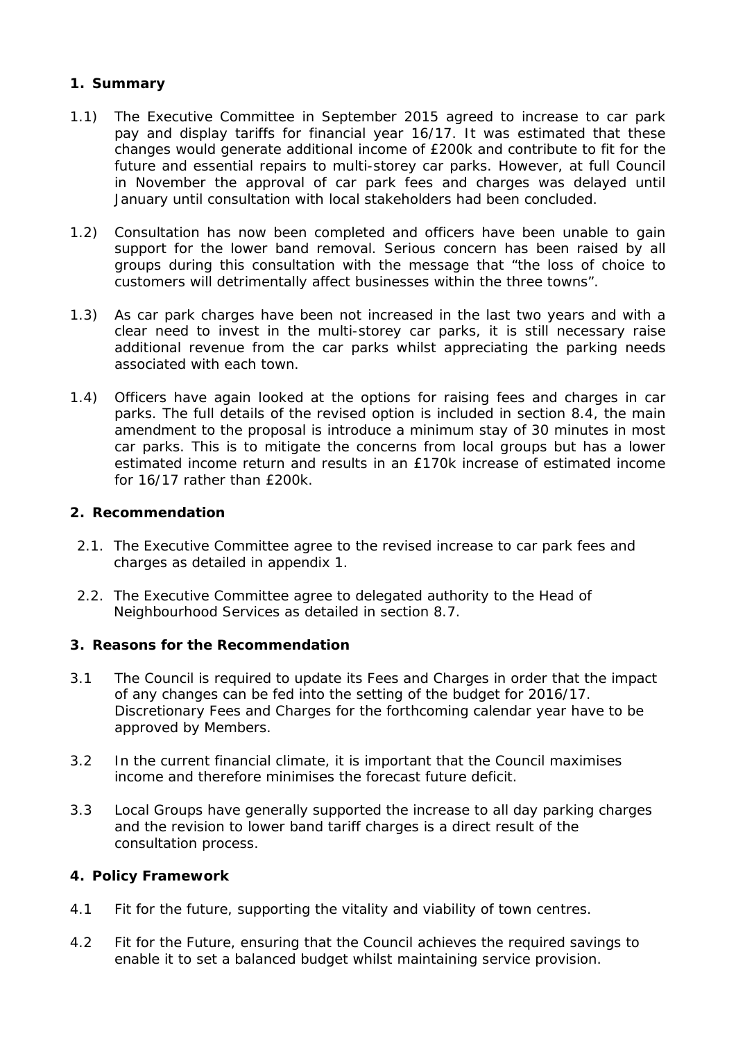## 1. Summary

1.1) The Executive Committee in September 2015 agreed to increase to car park pay and display tariffs for financial year 16/17. It was estimated that these changes would generate additional income of £200k and contribute to fit for the future and essential repairs to multi-storey car parks. However, at full Council in November the approval of car park fees and charges was delayed until January until consultation with local stakeholders had been concluded.

1.2) Consultation has now been completed and officers have been unable to gain support for the lower band removal. Serious concern has been raised by all groups during this consultation with the message that "the loss of choice to customers will detrimentally affect businesses within the three towns".

1.3) As car park charges have been not increased in the last two years and with a clear need to invest in the multi-storey car parks, it is still necessary raise additional revenue from the car parks whilst appreciating the parking needs associated with each town.

1.4) Officers have again looked at the options for raising fees and charges in car parks. The full details of the revised option is included in section 8.4, the main amendment to the proposal is introduce a minimum stay of 30 minutes in most car parks. This is to mitigate the concerns from local groups but has a lower estimated income return and results in an £170k increase of estimated income for 16/17 rather than £200k.

## 2. Recommendation

2.1. The Executive Committee agree to the revised increase to car park fees and charges as detailed in appendix 1.

2.2. The Executive Committee agree to delegated authority to the Head of Neighbourhood Services as detailed in section 8.7.

## 3. Reasons for the Recommendation

3.1 The Council is required to update its Fees and Charges in order that the impact of any changes can be fed into the setting of the budget for 2016/17. Discretionary Fees and Charges for the forthcoming calendar year have to be approved by Members.

3.2 In the current financial climate, it is important that the Council maximises income and therefore minimises the forecast future deficit.

3.3 Local Groups have generally supported the increase to all day parking charges and the revision to lower band tariff charges is a direct result of the consultation process.

## 4. Policy Framework

4.1 Fit for the future, supporting the vitality and viability of town centres.

4.2 Fit for the Future, ensuring that the Council achieves the required savings to enable it to set a balanced budget whilst maintaining service provision.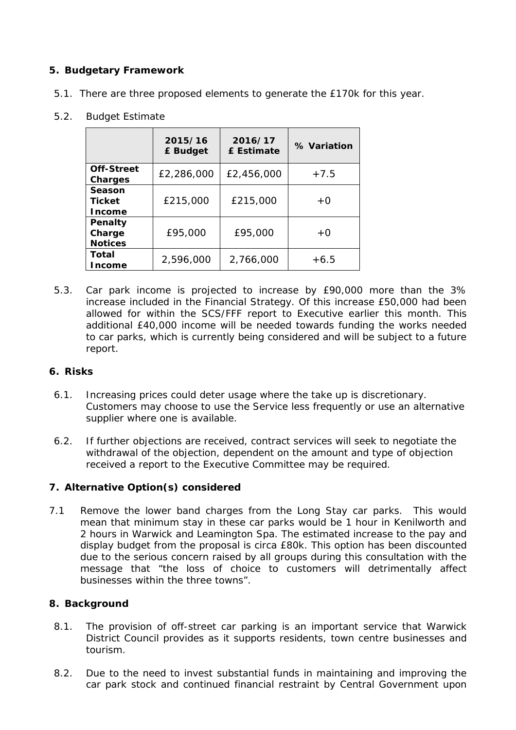## 5. Budgetary Framework

5.1. There are three proposed elements to generate the £170k for this year.

5.2. Budget Estimate

| | 2015/16 £ Budget | 2016/17 £ Estimate | % Variation |
|---|---|---|---|
| **Off-Street Charges** | £2,286,000 | £2,456,000 | +7.5 |
| **Season Ticket Income** | £215,000 | £215,000 | +0 |
| **Penalty Charge Notices** | £95,000 | £95,000 | +0 |
| **Total Income** | 2,596,000 | 2,766,000 | +6.5 |

5.3. Car park income is projected to increase by £90,000 more than the 3% increase included in the Financial Strategy. Of this increase £50,000 had been allowed for within the SCS/FFF report to Executive earlier this month. This additional £40,000 income will be needed towards funding the works needed to car parks, which is currently being considered and will be subject to a future report.

## 6. Risks

6.1. Increasing prices could deter usage where the take up is discretionary. Customers may choose to use the Service less frequently or use an alternative supplier where one is available.

6.2. If further objections are received, contract services will seek to negotiate the withdrawal of the objection, dependent on the amount and type of objection received a report to the Executive Committee may be required.

## 7. Alternative Option(s) considered

7.1 Remove the lower band charges from the Long Stay car parks. This would mean that minimum stay in these car parks would be 1 hour in Kenilworth and 2 hours in Warwick and Leamington Spa. The estimated increase to the pay and display budget from the proposal is circa £80k. This option has been discounted due to the serious concern raised by all groups during this consultation with the message that "the loss of choice to customers will detrimentally affect businesses within the three towns".

## 8. Background

8.1. The provision of off-street car parking is an important service that Warwick District Council provides as it supports residents, town centre businesses and tourism.

8.2. Due to the need to invest substantial funds in maintaining and improving the car park stock and continued financial restraint by Central Government upon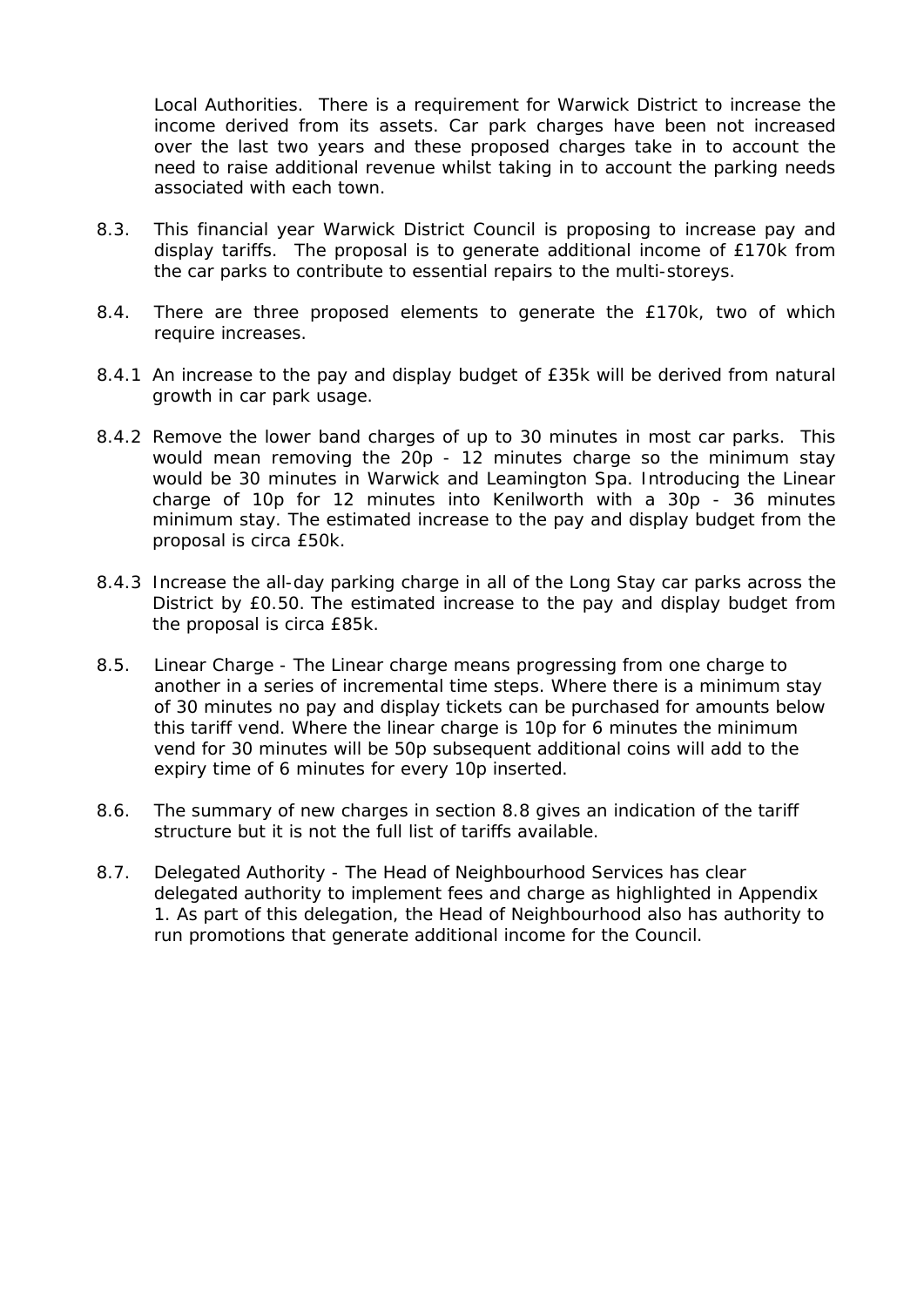Local Authorities. There is a requirement for Warwick District to increase the income derived from its assets. Car park charges have been not increased over the last two years and these proposed charges take in to account the need to raise additional revenue whilst taking in to account the parking needs associated with each town.

8.3. This financial year Warwick District Council is proposing to increase pay and display tariffs. The proposal is to generate additional income of £170k from the car parks to contribute to essential repairs to the multi-storeys.

8.4. There are three proposed elements to generate the £170k, two of which require increases.

8.4.1 An increase to the pay and display budget of £35k will be derived from natural growth in car park usage.

8.4.2 Remove the lower band charges of up to 30 minutes in most car parks. This would mean removing the 20p - 12 minutes charge so the minimum stay would be 30 minutes in Warwick and Leamington Spa. Introducing the Linear charge of 10p for 12 minutes into Kenilworth with a 30p - 36 minutes minimum stay. The estimated increase to the pay and display budget from the proposal is circa £50k.

8.4.3 Increase the all-day parking charge in all of the Long Stay car parks across the District by £0.50. The estimated increase to the pay and display budget from the proposal is circa £85k.

8.5. Linear Charge - The Linear charge means progressing from one charge to another in a series of incremental time steps. Where there is a minimum stay of 30 minutes no pay and display tickets can be purchased for amounts below this tariff vend. Where the linear charge is 10p for 6 minutes the minimum vend for 30 minutes will be 50p subsequent additional coins will add to the expiry time of 6 minutes for every 10p inserted.

8.6. The summary of new charges in section 8.8 gives an indication of the tariff structure but it is not the full list of tariffs available.

8.7. Delegated Authority - The Head of Neighbourhood Services has clear delegated authority to implement fees and charge as highlighted in Appendix 1. As part of this delegation, the Head of Neighbourhood also has authority to run promotions that generate additional income for the Council.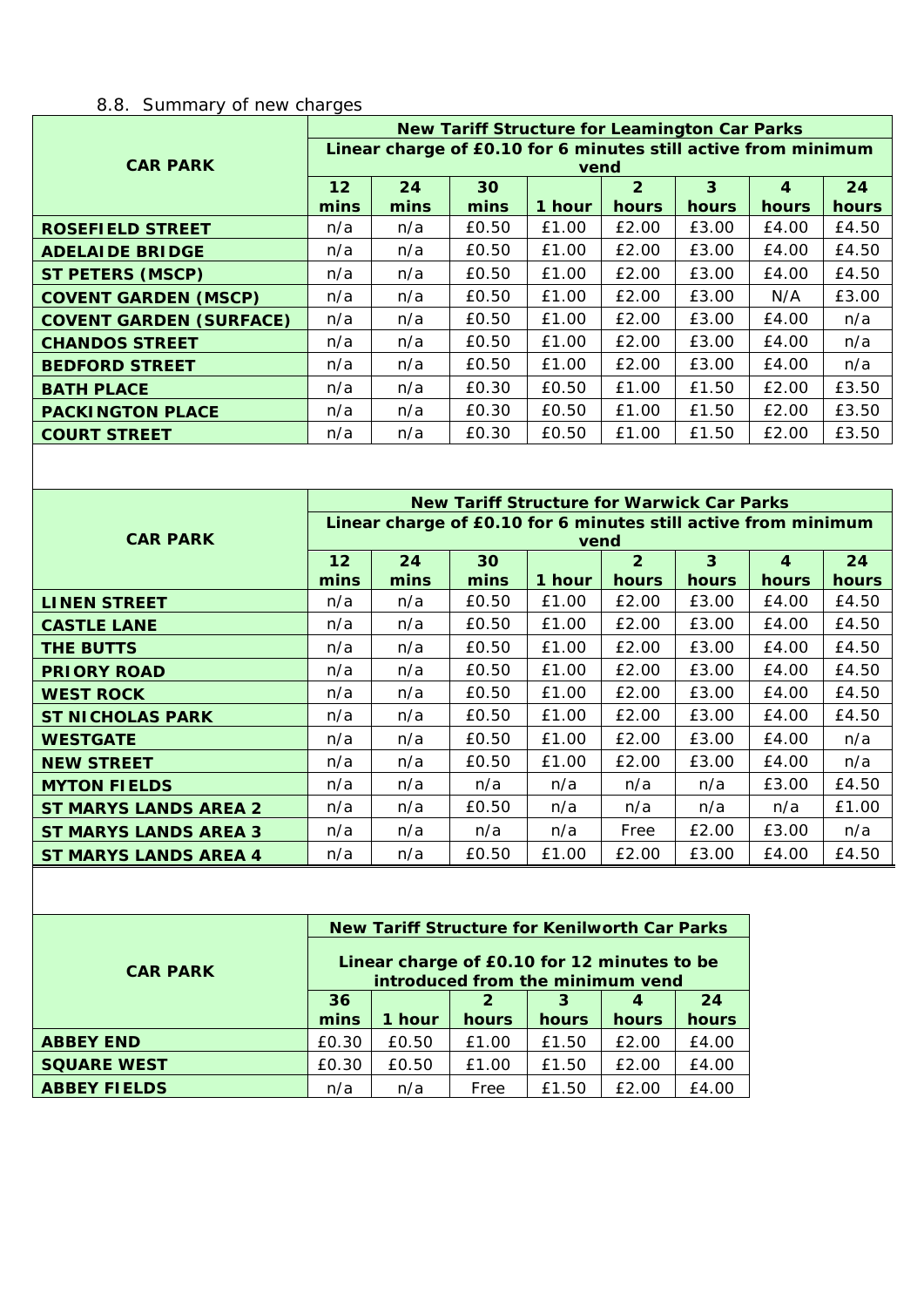8.8. Summary of new charges

| CAR PARK | New Tariff Structure for Leamington Car Parks<br>Linear charge of £0.10 for 6 minutes still active from minimum vend | | | | | | | |
|---|---|---|---|---|---|---|---|---|
| | **12 mins** | **24 mins** | **30 mins** | **1 hour** | **2 hours** | **3 hours** | **4 hours** | **24 hours** |
| **ROSEFIELD STREET** | n/a | n/a | £0.50 | £1.00 | £2.00 | £3.00 | £4.00 | £4.50 |
| **ADELAIDE BRIDGE** | n/a | n/a | £0.50 | £1.00 | £2.00 | £3.00 | £4.00 | £4.50 |
| **ST PETERS (MSCP)** | n/a | n/a | £0.50 | £1.00 | £2.00 | £3.00 | £4.00 | £4.50 |
| **COVENT GARDEN (MSCP)** | n/a | n/a | £0.50 | £1.00 | £2.00 | £3.00 | N/A | £3.00 |
| **COVENT GARDEN (SURFACE)** | n/a | n/a | £0.50 | £1.00 | £2.00 | £3.00 | £4.00 | n/a |
| **CHANDOS STREET** | n/a | n/a | £0.50 | £1.00 | £2.00 | £3.00 | £4.00 | n/a |
| **BEDFORD STREET** | n/a | n/a | £0.50 | £1.00 | £2.00 | £3.00 | £4.00 | n/a |
| **BATH PLACE** | n/a | n/a | £0.30 | £0.50 | £1.00 | £1.50 | £2.00 | £3.50 |
| **PACKINGTON PLACE** | n/a | n/a | £0.30 | £0.50 | £1.00 | £1.50 | £2.00 | £3.50 |
| **COURT STREET** | n/a | n/a | £0.30 | £0.50 | £1.00 | £1.50 | £2.00 | £3.50 |

| CAR PARK | New Tariff Structure for Warwick Car Parks<br>Linear charge of £0.10 for 6 minutes still active from minimum vend | | | | | | | |
|---|---|---|---|---|---|---|---|---|
| | **12 mins** | **24 mins** | **30 mins** | **1 hour** | **2 hours** | **3 hours** | **4 hours** | **24 hours** |
| **LINEN STREET** | n/a | n/a | £0.50 | £1.00 | £2.00 | £3.00 | £4.00 | £4.50 |
| **CASTLE LANE** | n/a | n/a | £0.50 | £1.00 | £2.00 | £3.00 | £4.00 | £4.50 |
| **THE BUTTS** | n/a | n/a | £0.50 | £1.00 | £2.00 | £3.00 | £4.00 | £4.50 |
| **PRIORY ROAD** | n/a | n/a | £0.50 | £1.00 | £2.00 | £3.00 | £4.00 | £4.50 |
| **WEST ROCK** | n/a | n/a | £0.50 | £1.00 | £2.00 | £3.00 | £4.00 | £4.50 |
| **ST NICHOLAS PARK** | n/a | n/a | £0.50 | £1.00 | £2.00 | £3.00 | £4.00 | £4.50 |
| **WESTGATE** | n/a | n/a | £0.50 | £1.00 | £2.00 | £3.00 | £4.00 | n/a |
| **NEW STREET** | n/a | n/a | £0.50 | £1.00 | £2.00 | £3.00 | £4.00 | n/a |
| **MYTON FIELDS** | n/a | n/a | n/a | n/a | n/a | n/a | £3.00 | £4.50 |
| **ST MARYS LANDS AREA 2** | n/a | n/a | £0.50 | n/a | n/a | n/a | n/a | £1.00 |
| **ST MARYS LANDS AREA 3** | n/a | n/a | n/a | n/a | Free | £2.00 | £3.00 | n/a |
| **ST MARYS LANDS AREA 4** | n/a | n/a | £0.50 | £1.00 | £2.00 | £3.00 | £4.00 | £4.50 |

| CAR PARK | New Tariff Structure for Kenilworth Car Parks<br>Linear charge of £0.10 for 12 minutes to be introduced from the minimum vend | | | | | |
|---|---|---|---|---|---|---|
| | **36 mins** | **1 hour** | **2 hours** | **3 hours** | **4 hours** | **24 hours** |
| **ABBEY END** | £0.30 | £0.50 | £1.00 | £1.50 | £2.00 | £4.00 |
| **SQUARE WEST** | £0.30 | £0.50 | £1.00 | £1.50 | £2.00 | £4.00 |
| **ABBEY FIELDS** | n/a | n/a | Free | £1.50 | £2.00 | £4.00 |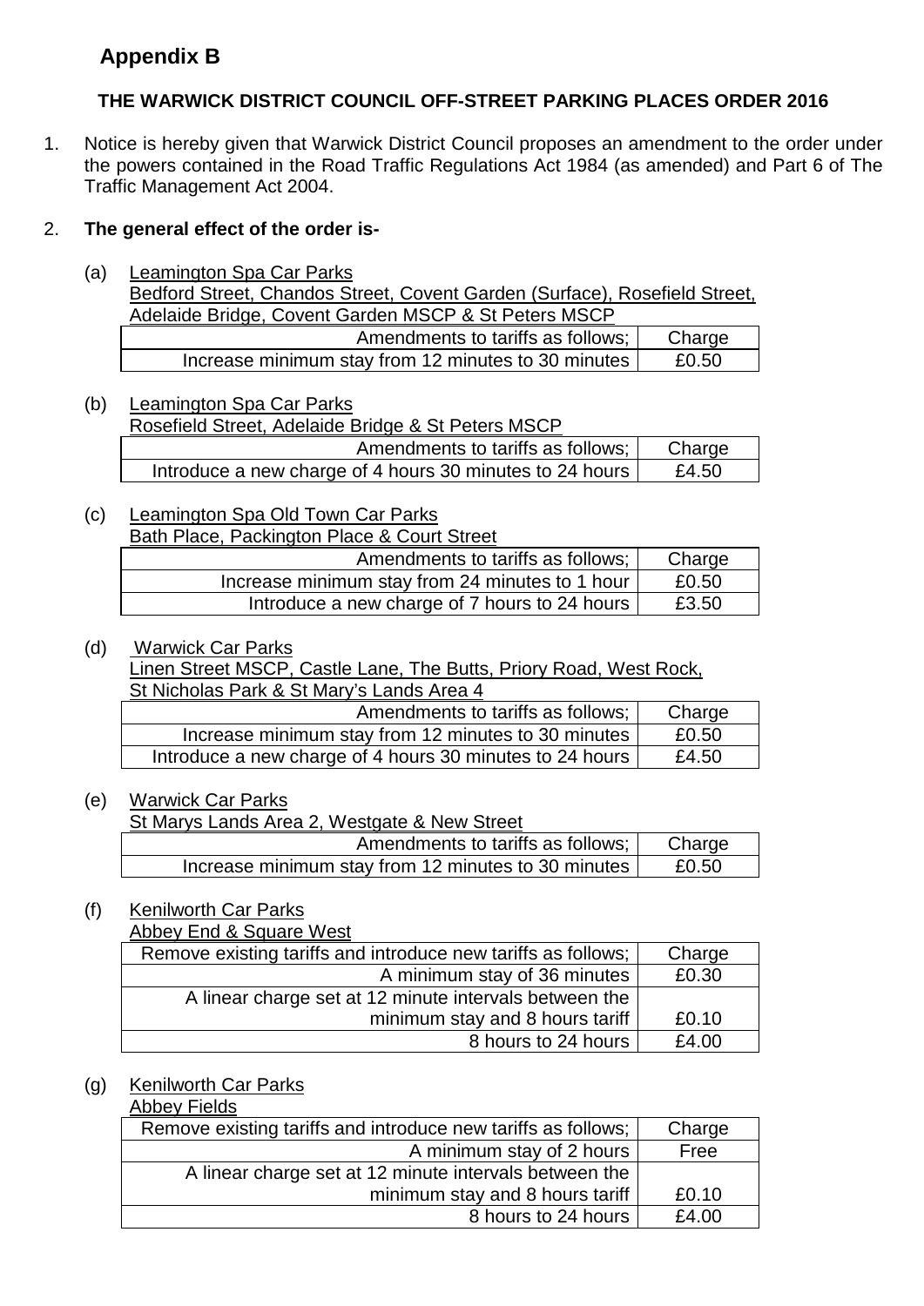## Appendix B

### THE WARWICK DISTRICT COUNCIL OFF-STREET PARKING PLACES ORDER 2016

1. Notice is hereby given that Warwick District Council proposes an amendment to the order under the powers contained in the Road Traffic Regulations Act 1984 (as amended) and Part 6 of The Traffic Management Act 2004.

2. **The general effect of the order is-**

(a) Leamington Spa Car Parks
Bedford Street, Chandos Street, Covent Garden (Surface), Rosefield Street, Adelaide Bridge, Covent Garden MSCP & St Peters MSCP

| Amendments to tariffs as follows; | Charge |
|---|---|
| Increase minimum stay from 12 minutes to 30 minutes | £0.50 |

(b) Leamington Spa Car Parks
Rosefield Street, Adelaide Bridge & St Peters MSCP

| Amendments to tariffs as follows; | Charge |
|---|---|
| Introduce a new charge of 4 hours 30 minutes to 24 hours | £4.50 |

(c) Leamington Spa Old Town Car Parks
Bath Place, Packington Place & Court Street

| Amendments to tariffs as follows; | Charge |
|---|---|
| Increase minimum stay from 24 minutes to 1 hour | £0.50 |
| Introduce a new charge of 7 hours to 24 hours | £3.50 |

(d) Warwick Car Parks
Linen Street MSCP, Castle Lane, The Butts, Priory Road, West Rock, St Nicholas Park & St Mary's Lands Area 4

| Amendments to tariffs as follows; | Charge |
|---|---|
| Increase minimum stay from 12 minutes to 30 minutes | £0.50 |
| Introduce a new charge of 4 hours 30 minutes to 24 hours | £4.50 |

(e) Warwick Car Parks
St Marys Lands Area 2, Westgate & New Street

| Amendments to tariffs as follows; | Charge |
|---|---|
| Increase minimum stay from 12 minutes to 30 minutes | £0.50 |

(f) Kenilworth Car Parks
Abbey End & Square West

| Remove existing tariffs and introduce new tariffs as follows; | Charge |
|---|---|
| A minimum stay of 36 minutes | £0.30 |
| A linear charge set at 12 minute intervals between the minimum stay and 8 hours tariff | £0.10 |
| 8 hours to 24 hours | £4.00 |

(g) Kenilworth Car Parks
Abbey Fields

| Remove existing tariffs and introduce new tariffs as follows; | Charge |
|---|---|
| A minimum stay of 2 hours | Free |
| A linear charge set at 12 minute intervals between the minimum stay and 8 hours tariff | £0.10 |
| 8 hours to 24 hours | £4.00 |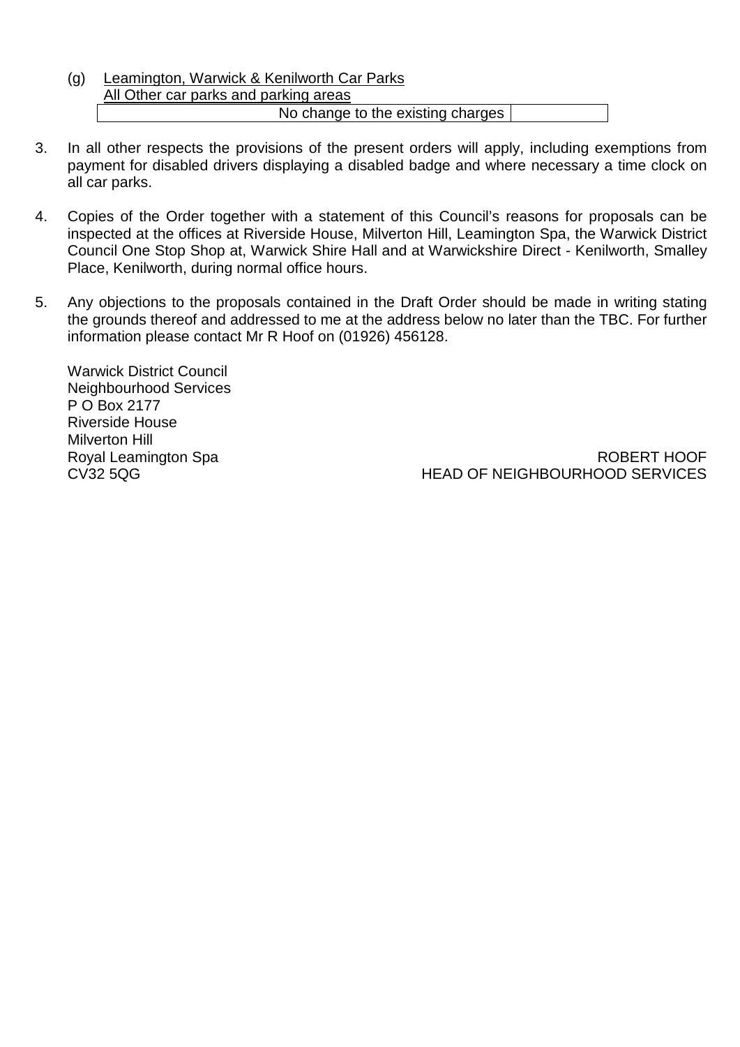(g) <u>Leamington, Warwick & Kenilworth Car Parks</u>
<u>All Other car parks and parking areas</u>

| No change to the existing charges | |
|---|---|

3. In all other respects the provisions of the present orders will apply, including exemptions from payment for disabled drivers displaying a disabled badge and where necessary a time clock on all car parks.

4. Copies of the Order together with a statement of this Council's reasons for proposals can be inspected at the offices at Riverside House, Milverton Hill, Leamington Spa, the Warwick District Council One Stop Shop at, Warwick Shire Hall and at Warwickshire Direct - Kenilworth, Smalley Place, Kenilworth, during normal office hours.

5. Any objections to the proposals contained in the Draft Order should be made in writing stating the grounds thereof and addressed to me at the address below no later than the TBC. For further information please contact Mr R Hoof on (01926) 456128.

Warwick District Council
Neighbourhood Services
P O Box 2177
Riverside House
Milverton Hill
Royal Leamington Spa
CV32 5QG

ROBERT HOOF
HEAD OF NEIGHBOURHOOD SERVICES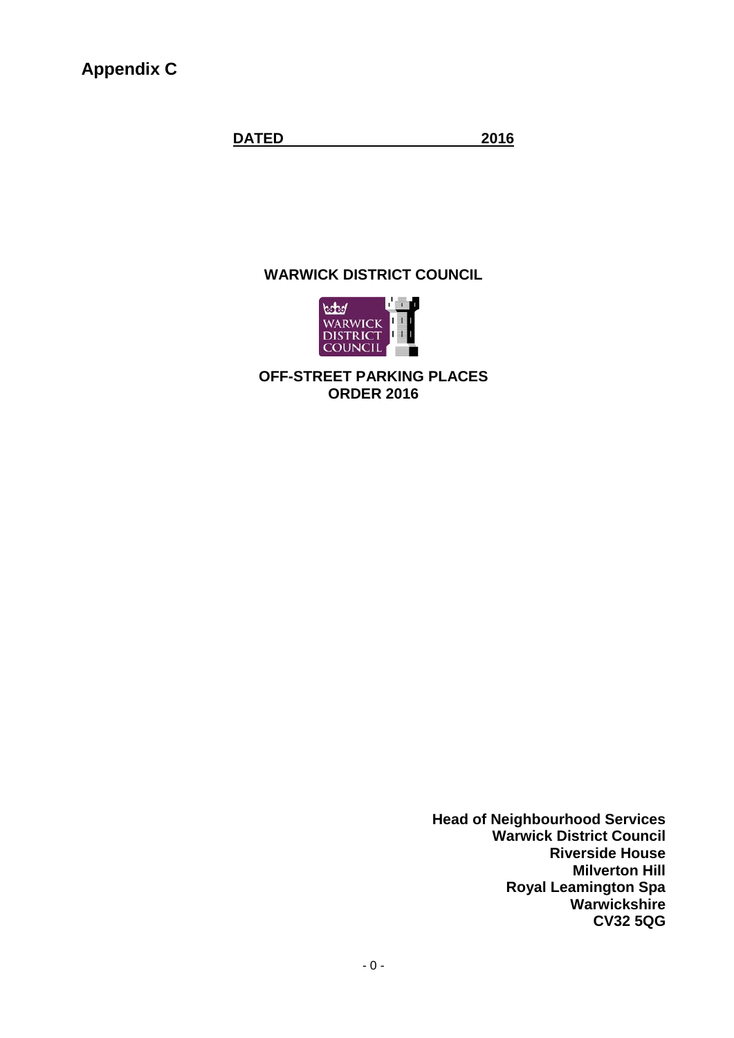**Appendix C**

**DATED \_\_\_\_\_\_\_\_\_\_\_\_\_\_\_\_\_\_\_\_\_\_\_\_\_ 2016**

**WARWICK DISTRICT COUNCIL**

**OFF-STREET PARKING PLACES ORDER 2016**

**Head of Neighbourhood Services**
**Warwick District Council**
**Riverside House**
**Milverton Hill**
**Royal Leamington Spa**
**Warwickshire**
**CV32 5QG**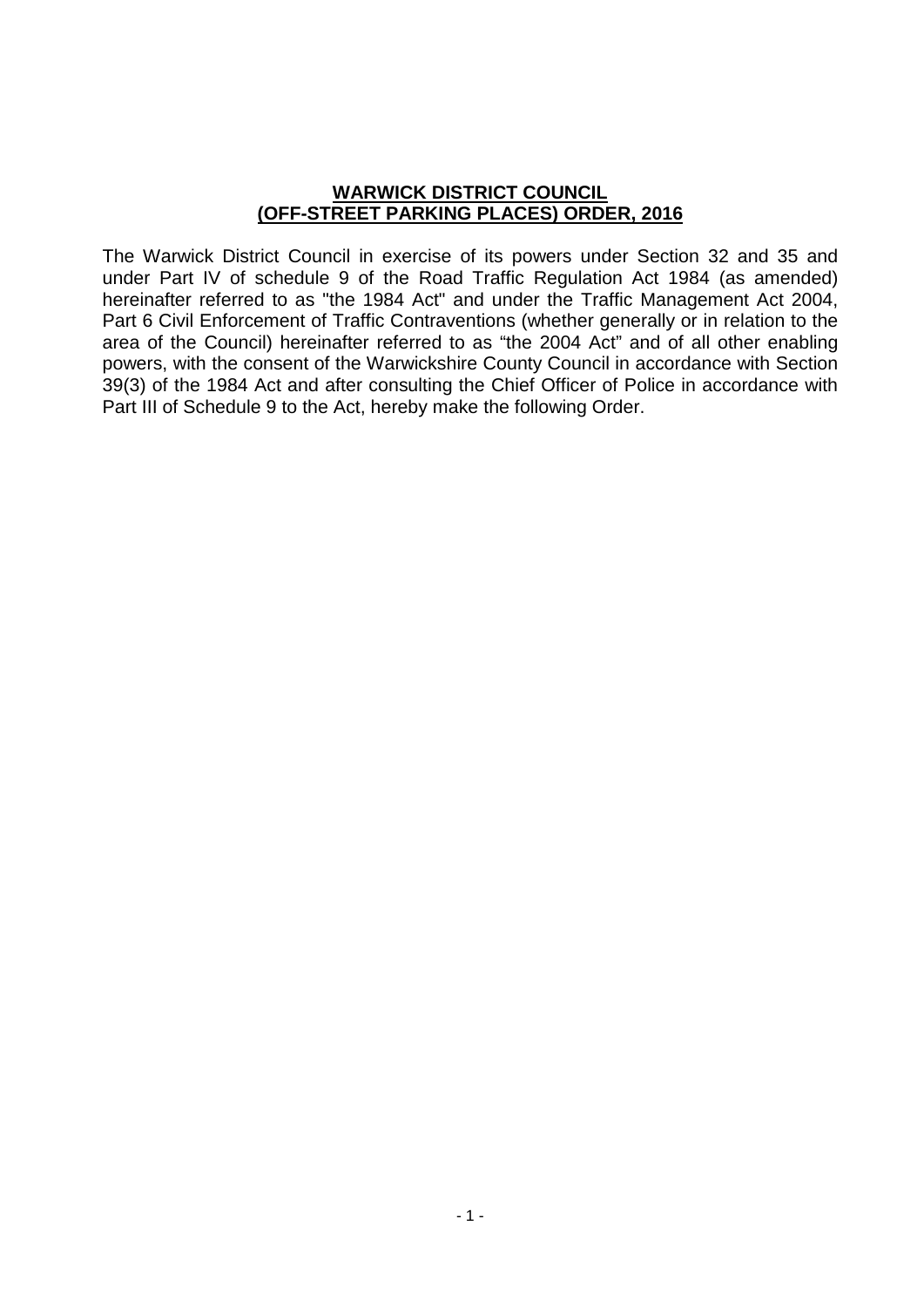# **WARWICK DISTRICT COUNCIL (OFF-STREET PARKING PLACES) ORDER, 2016**

The Warwick District Council in exercise of its powers under Section 32 and 35 and under Part IV of schedule 9 of the Road Traffic Regulation Act 1984 (as amended) hereinafter referred to as "the 1984 Act" and under the Traffic Management Act 2004, Part 6 Civil Enforcement of Traffic Contraventions (whether generally or in relation to the area of the Council) hereinafter referred to as "the 2004 Act" and of all other enabling powers, with the consent of the Warwickshire County Council in accordance with Section 39(3) of the 1984 Act and after consulting the Chief Officer of Police in accordance with Part III of Schedule 9 to the Act, hereby make the following Order.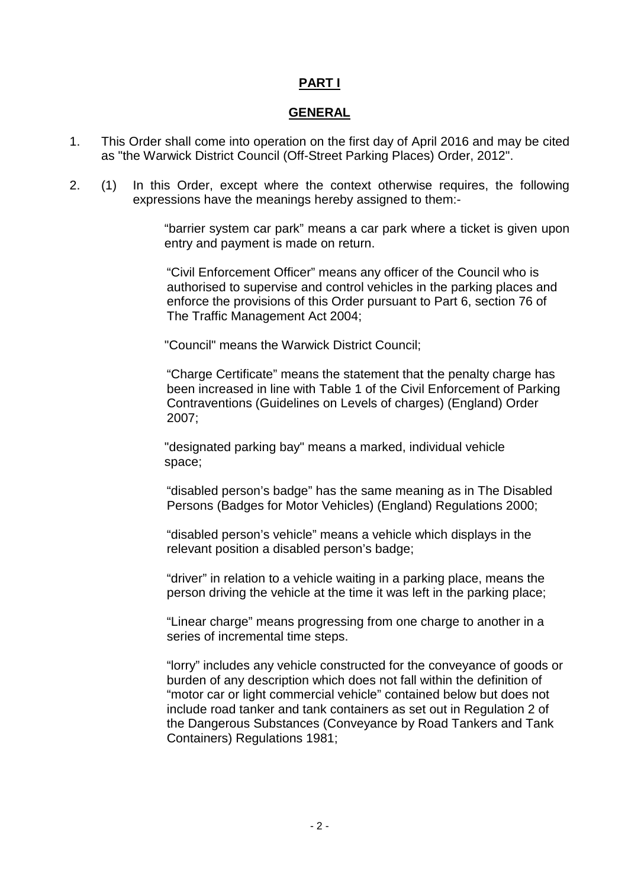# PART I

## GENERAL

1. This Order shall come into operation on the first day of April 2016 and may be cited as "the Warwick District Council (Off-Street Parking Places) Order, 2012".

2. (1) In this Order, except where the context otherwise requires, the following expressions have the meanings hereby assigned to them:-

   "barrier system car park" means a car park where a ticket is given upon entry and payment is made on return.

   "Civil Enforcement Officer" means any officer of the Council who is authorised to supervise and control vehicles in the parking places and enforce the provisions of this Order pursuant to Part 6, section 76 of The Traffic Management Act 2004;

   "Council" means the Warwick District Council;

   "Charge Certificate" means the statement that the penalty charge has been increased in line with Table 1 of the Civil Enforcement of Parking Contraventions (Guidelines on Levels of charges) (England) Order 2007;

   "designated parking bay" means a marked, individual vehicle space;

   "disabled person's badge" has the same meaning as in The Disabled Persons (Badges for Motor Vehicles) (England) Regulations 2000;

   "disabled person's vehicle" means a vehicle which displays in the relevant position a disabled person's badge;

   "driver" in relation to a vehicle waiting in a parking place, means the person driving the vehicle at the time it was left in the parking place;

   "Linear charge" means progressing from one charge to another in a series of incremental time steps.

   "lorry" includes any vehicle constructed for the conveyance of goods or burden of any description which does not fall within the definition of "motor car or light commercial vehicle" contained below but does not include road tanker and tank containers as set out in Regulation 2 of the Dangerous Substances (Conveyance by Road Tankers and Tank Containers) Regulations 1981;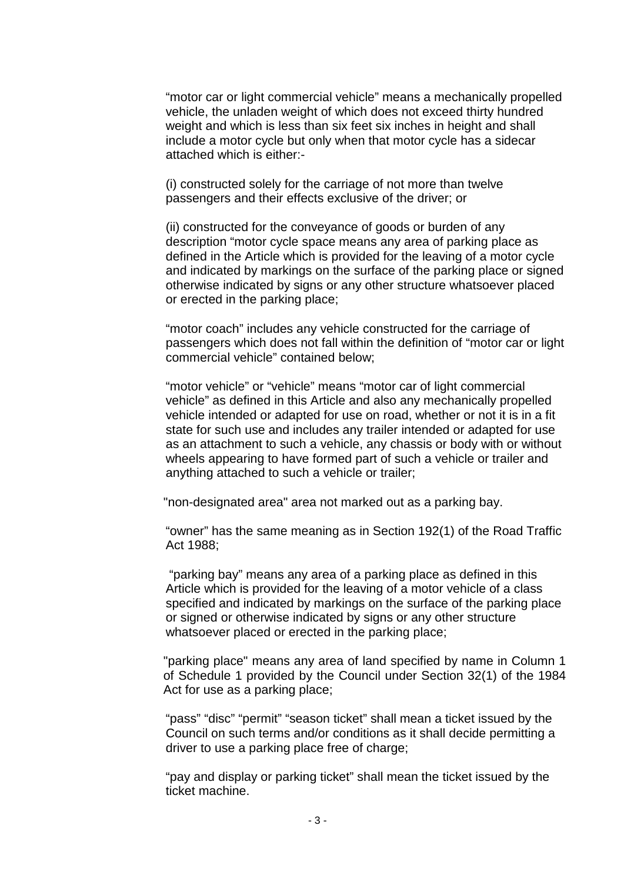“motor car or light commercial vehicle” means a mechanically propelled vehicle, the unladen weight of which does not exceed thirty hundred weight and which is less than six feet six inches in height and shall include a motor cycle but only when that motor cycle has a sidecar attached which is either:-

(i) constructed solely for the carriage of not more than twelve passengers and their effects exclusive of the driver; or

(ii) constructed for the conveyance of goods or burden of any description “motor cycle space means any area of parking place as defined in the Article which is provided for the leaving of a motor cycle and indicated by markings on the surface of the parking place or signed otherwise indicated by signs or any other structure whatsoever placed or erected in the parking place;

“motor coach” includes any vehicle constructed for the carriage of passengers which does not fall within the definition of “motor car or light commercial vehicle” contained below;

“motor vehicle” or “vehicle” means “motor car of light commercial vehicle” as defined in this Article and also any mechanically propelled vehicle intended or adapted for use on road, whether or not it is in a fit state for such use and includes any trailer intended or adapted for use as an attachment to such a vehicle, any chassis or body with or without wheels appearing to have formed part of such a vehicle or trailer and anything attached to such a vehicle or trailer;

"non-designated area" area not marked out as a parking bay.

“owner” has the same meaning as in Section 192(1) of the Road Traffic Act 1988;

“parking bay” means any area of a parking place as defined in this Article which is provided for the leaving of a motor vehicle of a class specified and indicated by markings on the surface of the parking place or signed or otherwise indicated by signs or any other structure whatsoever placed or erected in the parking place;

"parking place" means any area of land specified by name in Column 1 of Schedule 1 provided by the Council under Section 32(1) of the 1984 Act for use as a parking place;

“pass” “disc” “permit” “season ticket” shall mean a ticket issued by the Council on such terms and/or conditions as it shall decide permitting a driver to use a parking place free of charge;

“pay and display or parking ticket” shall mean the ticket issued by the ticket machine.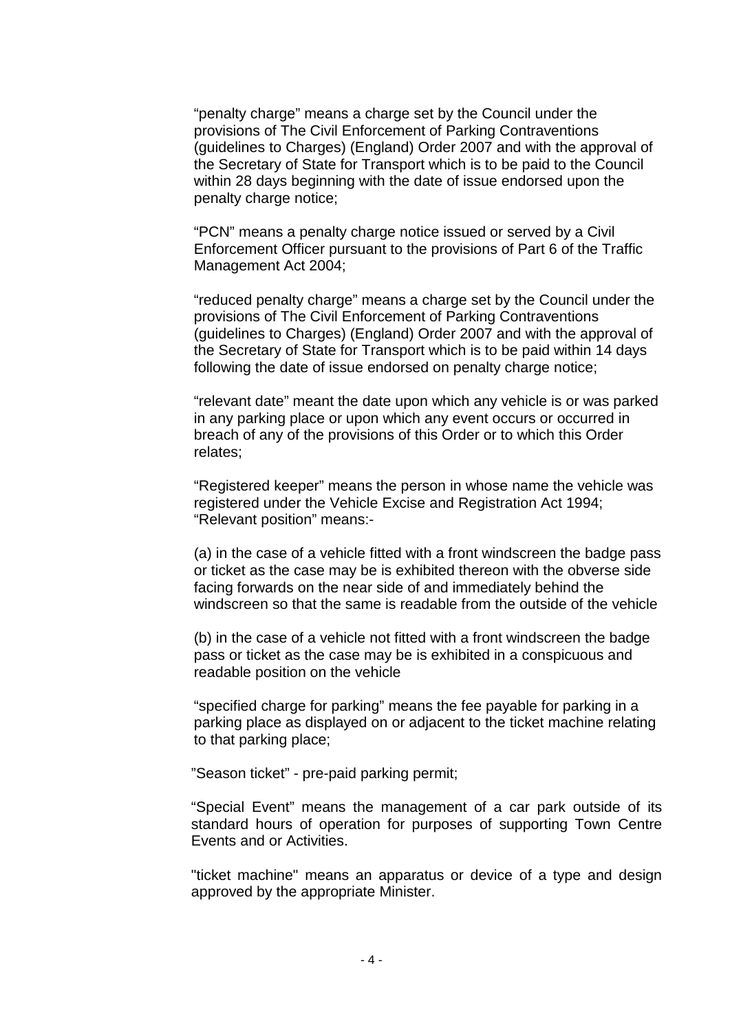“penalty charge” means a charge set by the Council under the provisions of The Civil Enforcement of Parking Contraventions (guidelines to Charges) (England) Order 2007 and with the approval of the Secretary of State for Transport which is to be paid to the Council within 28 days beginning with the date of issue endorsed upon the penalty charge notice;

“PCN” means a penalty charge notice issued or served by a Civil Enforcement Officer pursuant to the provisions of Part 6 of the Traffic Management Act 2004;

“reduced penalty charge” means a charge set by the Council under the provisions of The Civil Enforcement of Parking Contraventions (guidelines to Charges) (England) Order 2007 and with the approval of the Secretary of State for Transport which is to be paid within 14 days following the date of issue endorsed on penalty charge notice;

“relevant date” meant the date upon which any vehicle is or was parked in any parking place or upon which any event occurs or occurred in breach of any of the provisions of this Order or to which this Order relates;

“Registered keeper” means the person in whose name the vehicle was registered under the Vehicle Excise and Registration Act 1994;
“Relevant position” means:-

(a) in the case of a vehicle fitted with a front windscreen the badge pass or ticket as the case may be is exhibited thereon with the obverse side facing forwards on the near side of and immediately behind the windscreen so that the same is readable from the outside of the vehicle

(b) in the case of a vehicle not fitted with a front windscreen the badge pass or ticket as the case may be is exhibited in a conspicuous and readable position on the vehicle

“specified charge for parking” means the fee payable for parking in a parking place as displayed on or adjacent to the ticket machine relating to that parking place;

”Season ticket” - pre-paid parking permit;

“Special Event” means the management of a car park outside of its standard hours of operation for purposes of supporting Town Centre Events and or Activities.

"ticket machine" means an apparatus or device of a type and design approved by the appropriate Minister.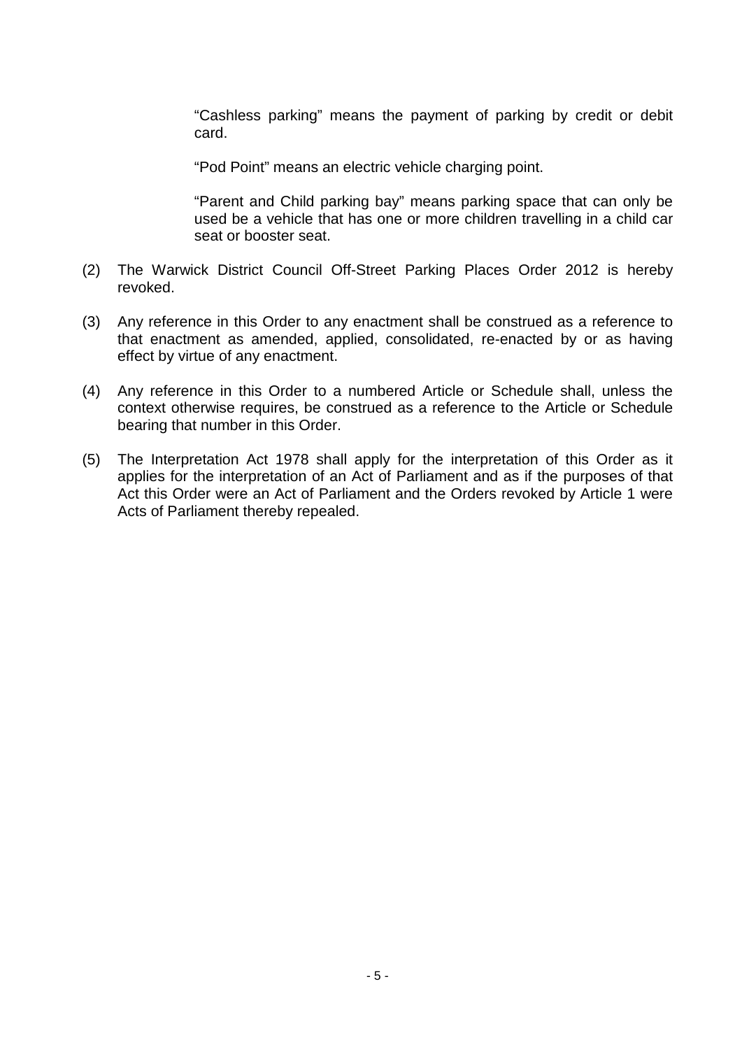"Cashless parking" means the payment of parking by credit or debit card.

"Pod Point" means an electric vehicle charging point.

"Parent and Child parking bay" means parking space that can only be used be a vehicle that has one or more children travelling in a child car seat or booster seat.

(2) The Warwick District Council Off-Street Parking Places Order 2012 is hereby revoked.

(3) Any reference in this Order to any enactment shall be construed as a reference to that enactment as amended, applied, consolidated, re-enacted by or as having effect by virtue of any enactment.

(4) Any reference in this Order to a numbered Article or Schedule shall, unless the context otherwise requires, be construed as a reference to the Article or Schedule bearing that number in this Order.

(5) The Interpretation Act 1978 shall apply for the interpretation of this Order as it applies for the interpretation of an Act of Parliament and as if the purposes of that Act this Order were an Act of Parliament and the Orders revoked by Article 1 were Acts of Parliament thereby repealed.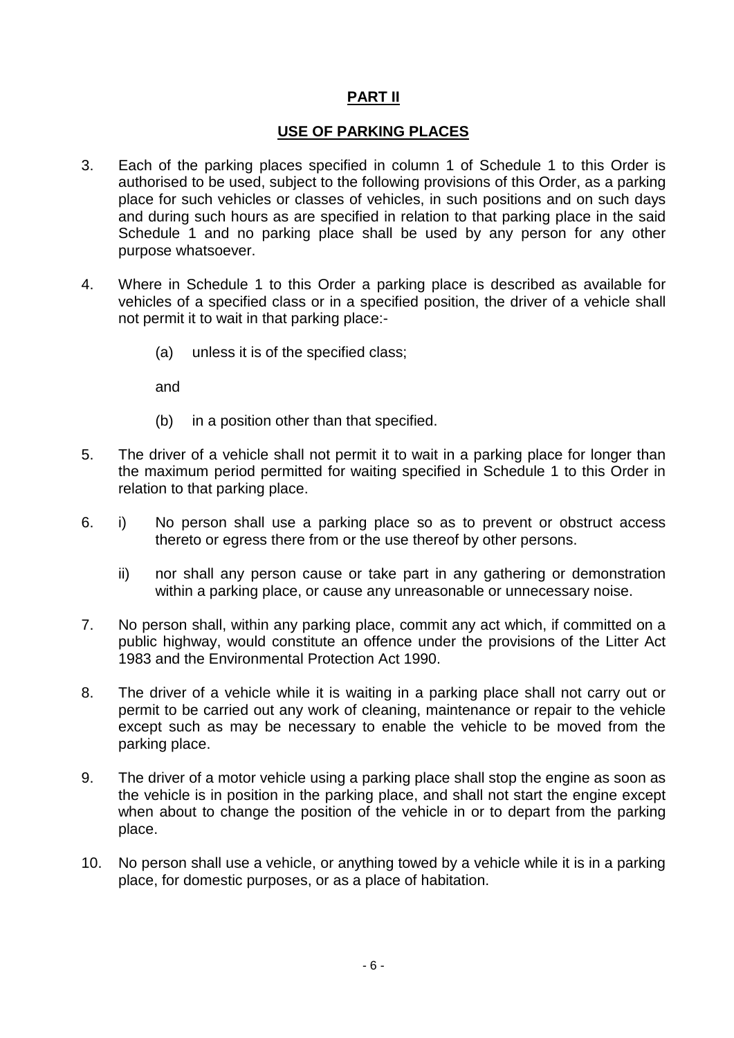## **PART II**

## **USE OF PARKING PLACES**

3. Each of the parking places specified in column 1 of Schedule 1 to this Order is authorised to be used, subject to the following provisions of this Order, as a parking place for such vehicles or classes of vehicles, in such positions and on such days and during such hours as are specified in relation to that parking place in the said Schedule 1 and no parking place shall be used by any person for any other purpose whatsoever.

4. Where in Schedule 1 to this Order a parking place is described as available for vehicles of a specified class or in a specified position, the driver of a vehicle shall not permit it to wait in that parking place:-

   (a) unless it is of the specified class;

   and

   (b) in a position other than that specified.

5. The driver of a vehicle shall not permit it to wait in a parking place for longer than the maximum period permitted for waiting specified in Schedule 1 to this Order in relation to that parking place.

6. i) No person shall use a parking place so as to prevent or obstruct access thereto or egress there from or the use thereof by other persons.

   ii) nor shall any person cause or take part in any gathering or demonstration within a parking place, or cause any unreasonable or unnecessary noise.

7. No person shall, within any parking place, commit any act which, if committed on a public highway, would constitute an offence under the provisions of the Litter Act 1983 and the Environmental Protection Act 1990.

8. The driver of a vehicle while it is waiting in a parking place shall not carry out or permit to be carried out any work of cleaning, maintenance or repair to the vehicle except such as may be necessary to enable the vehicle to be moved from the parking place.

9. The driver of a motor vehicle using a parking place shall stop the engine as soon as the vehicle is in position in the parking place, and shall not start the engine except when about to change the position of the vehicle in or to depart from the parking place.

10. No person shall use a vehicle, or anything towed by a vehicle while it is in a parking place, for domestic purposes, or as a place of habitation.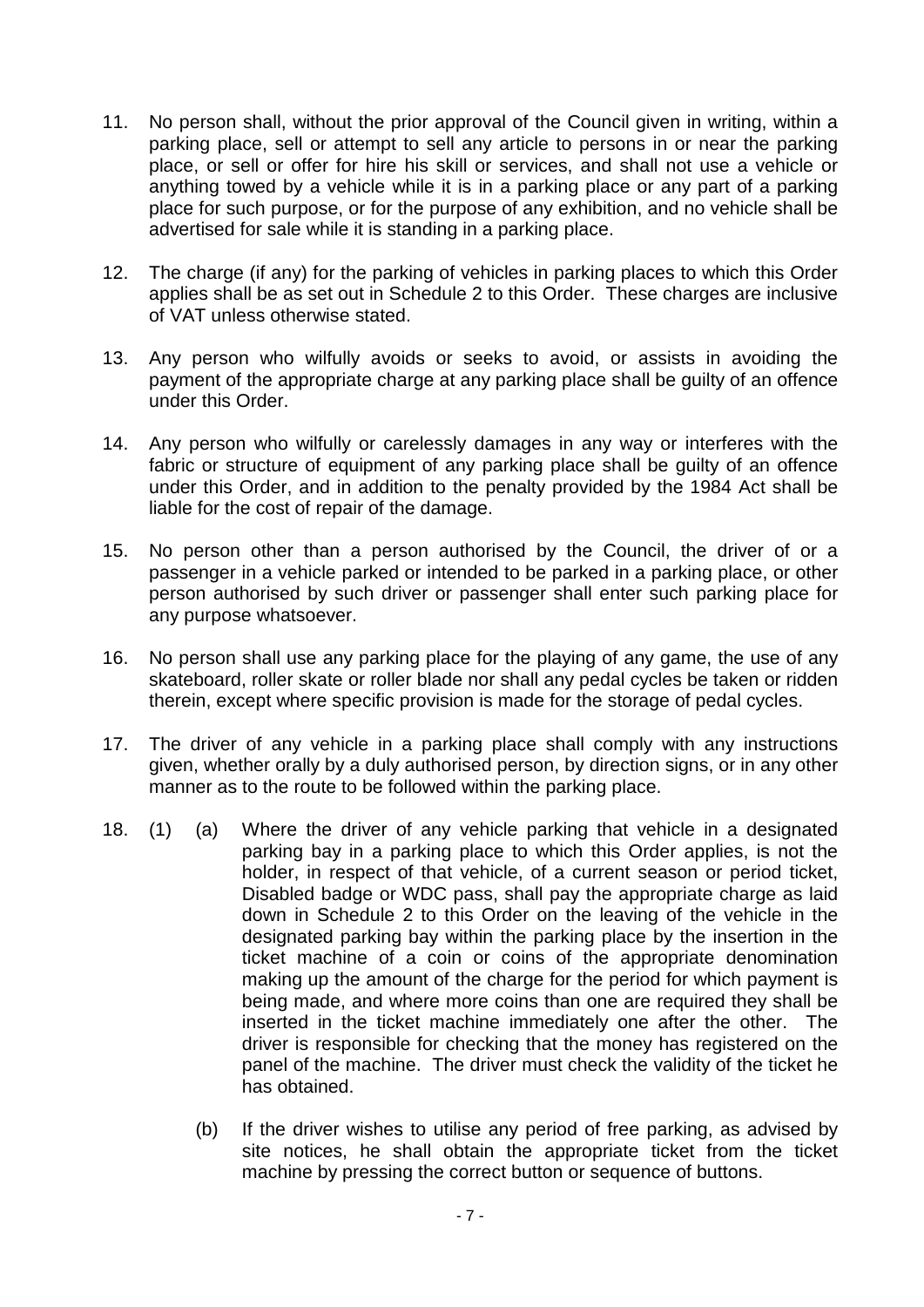11. No person shall, without the prior approval of the Council given in writing, within a parking place, sell or attempt to sell any article to persons in or near the parking place, or sell or offer for hire his skill or services, and shall not use a vehicle or anything towed by a vehicle while it is in a parking place or any part of a parking place for such purpose, or for the purpose of any exhibition, and no vehicle shall be advertised for sale while it is standing in a parking place.

12. The charge (if any) for the parking of vehicles in parking places to which this Order applies shall be as set out in Schedule 2 to this Order. These charges are inclusive of VAT unless otherwise stated.

13. Any person who wilfully avoids or seeks to avoid, or assists in avoiding the payment of the appropriate charge at any parking place shall be guilty of an offence under this Order.

14. Any person who wilfully or carelessly damages in any way or interferes with the fabric or structure of equipment of any parking place shall be guilty of an offence under this Order, and in addition to the penalty provided by the 1984 Act shall be liable for the cost of repair of the damage.

15. No person other than a person authorised by the Council, the driver of or a passenger in a vehicle parked or intended to be parked in a parking place, or other person authorised by such driver or passenger shall enter such parking place for any purpose whatsoever.

16. No person shall use any parking place for the playing of any game, the use of any skateboard, roller skate or roller blade nor shall any pedal cycles be taken or ridden therein, except where specific provision is made for the storage of pedal cycles.

17. The driver of any vehicle in a parking place shall comply with any instructions given, whether orally by a duly authorised person, by direction signs, or in any other manner as to the route to be followed within the parking place.

18. (1) (a) Where the driver of any vehicle parking that vehicle in a designated parking bay in a parking place to which this Order applies, is not the holder, in respect of that vehicle, of a current season or period ticket, Disabled badge or WDC pass, shall pay the appropriate charge as laid down in Schedule 2 to this Order on the leaving of the vehicle in the designated parking bay within the parking place by the insertion in the ticket machine of a coin or coins of the appropriate denomination making up the amount of the charge for the period for which payment is being made, and where more coins than one are required they shall be inserted in the ticket machine immediately one after the other. The driver is responsible for checking that the money has registered on the panel of the machine. The driver must check the validity of the ticket he has obtained.

    (b) If the driver wishes to utilise any period of free parking, as advised by site notices, he shall obtain the appropriate ticket from the ticket machine by pressing the correct button or sequence of buttons.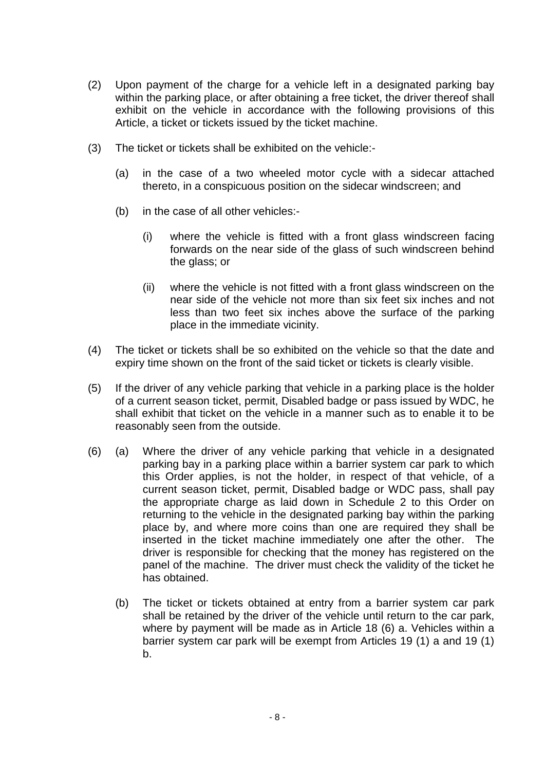(2) Upon payment of the charge for a vehicle left in a designated parking bay within the parking place, or after obtaining a free ticket, the driver thereof shall exhibit on the vehicle in accordance with the following provisions of this Article, a ticket or tickets issued by the ticket machine.

(3) The ticket or tickets shall be exhibited on the vehicle:-

  (a) in the case of a two wheeled motor cycle with a sidecar attached thereto, in a conspicuous position on the sidecar windscreen; and

  (b) in the case of all other vehicles:-

    (i) where the vehicle is fitted with a front glass windscreen facing forwards on the near side of the glass of such windscreen behind the glass; or

    (ii) where the vehicle is not fitted with a front glass windscreen on the near side of the vehicle not more than six feet six inches and not less than two feet six inches above the surface of the parking place in the immediate vicinity.

(4) The ticket or tickets shall be so exhibited on the vehicle so that the date and expiry time shown on the front of the said ticket or tickets is clearly visible.

(5) If the driver of any vehicle parking that vehicle in a parking place is the holder of a current season ticket, permit, Disabled badge or pass issued by WDC, he shall exhibit that ticket on the vehicle in a manner such as to enable it to be reasonably seen from the outside.

(6) (a) Where the driver of any vehicle parking that vehicle in a designated parking bay in a parking place within a barrier system car park to which this Order applies, is not the holder, in respect of that vehicle, of a current season ticket, permit, Disabled badge or WDC pass, shall pay the appropriate charge as laid down in Schedule 2 to this Order on returning to the vehicle in the designated parking bay within the parking place by, and where more coins than one are required they shall be inserted in the ticket machine immediately one after the other. The driver is responsible for checking that the money has registered on the panel of the machine. The driver must check the validity of the ticket he has obtained.

  (b) The ticket or tickets obtained at entry from a barrier system car park shall be retained by the driver of the vehicle until return to the car park, where by payment will be made as in Article 18 (6) a. Vehicles within a barrier system car park will be exempt from Articles 19 (1) a and 19 (1) b.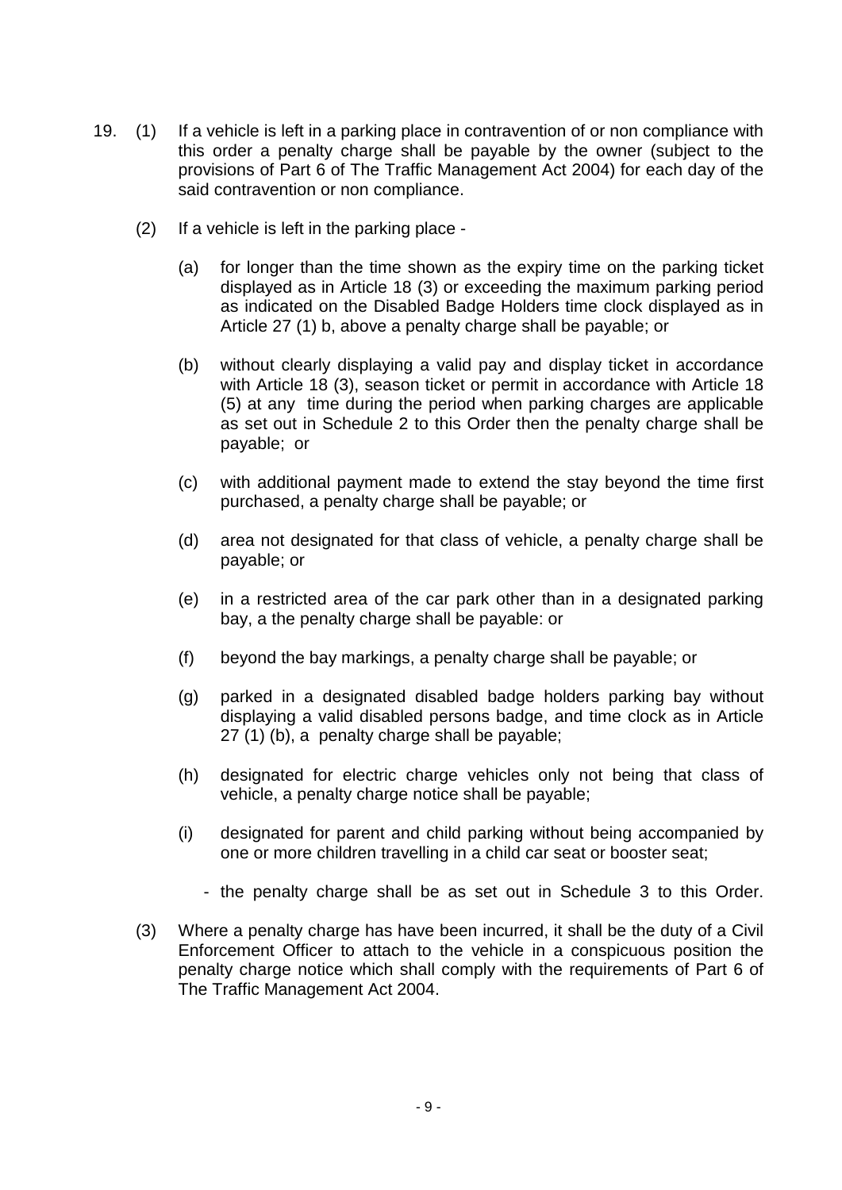19. (1) If a vehicle is left in a parking place in contravention of or non compliance with this order a penalty charge shall be payable by the owner (subject to the provisions of Part 6 of The Traffic Management Act 2004) for each day of the said contravention or non compliance.

    (2) If a vehicle is left in the parking place -

    (a) for longer than the time shown as the expiry time on the parking ticket displayed as in Article 18 (3) or exceeding the maximum parking period as indicated on the Disabled Badge Holders time clock displayed as in Article 27 (1) b, above a penalty charge shall be payable; or

    (b) without clearly displaying a valid pay and display ticket in accordance with Article 18 (3), season ticket or permit in accordance with Article 18 (5) at any time during the period when parking charges are applicable as set out in Schedule 2 to this Order then the penalty charge shall be payable; or

    (c) with additional payment made to extend the stay beyond the time first purchased, a penalty charge shall be payable; or

    (d) area not designated for that class of vehicle, a penalty charge shall be payable; or

    (e) in a restricted area of the car park other than in a designated parking bay, a the penalty charge shall be payable: or

    (f) beyond the bay markings, a penalty charge shall be payable; or

    (g) parked in a designated disabled badge holders parking bay without displaying a valid disabled persons badge, and time clock as in Article 27 (1) (b), a penalty charge shall be payable;

    (h) designated for electric charge vehicles only not being that class of vehicle, a penalty charge notice shall be payable;

    (i) designated for parent and child parking without being accompanied by one or more children travelling in a child car seat or booster seat;

    - the penalty charge shall be as set out in Schedule 3 to this Order.

    (3) Where a penalty charge has have been incurred, it shall be the duty of a Civil Enforcement Officer to attach to the vehicle in a conspicuous position the penalty charge notice which shall comply with the requirements of Part 6 of The Traffic Management Act 2004.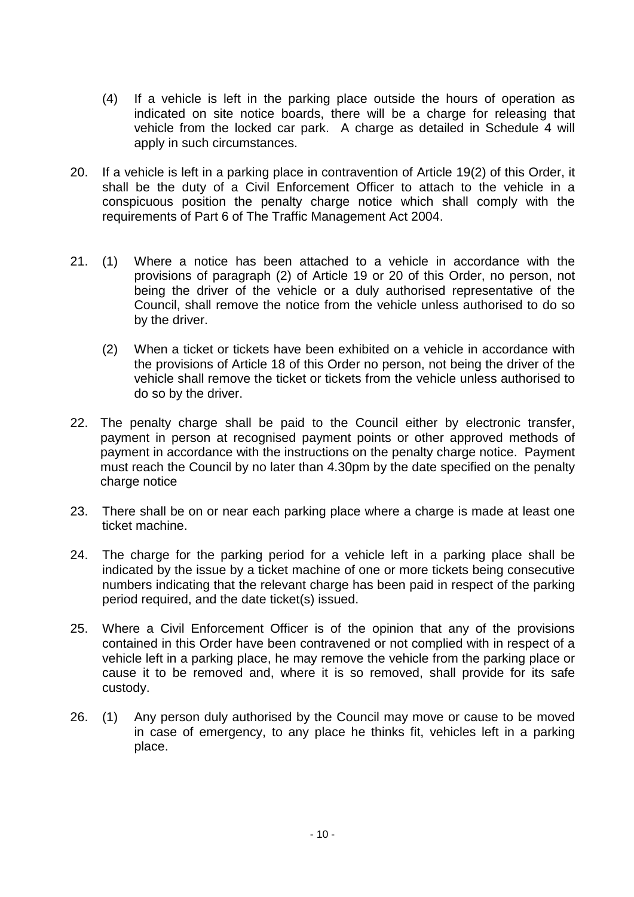(4) If a vehicle is left in the parking place outside the hours of operation as indicated on site notice boards, there will be a charge for releasing that vehicle from the locked car park. A charge as detailed in Schedule 4 will apply in such circumstances.

20. If a vehicle is left in a parking place in contravention of Article 19(2) of this Order, it shall be the duty of a Civil Enforcement Officer to attach to the vehicle in a conspicuous position the penalty charge notice which shall comply with the requirements of Part 6 of The Traffic Management Act 2004.

21. (1) Where a notice has been attached to a vehicle in accordance with the provisions of paragraph (2) of Article 19 or 20 of this Order, no person, not being the driver of the vehicle or a duly authorised representative of the Council, shall remove the notice from the vehicle unless authorised to do so by the driver.

    (2) When a ticket or tickets have been exhibited on a vehicle in accordance with the provisions of Article 18 of this Order no person, not being the driver of the vehicle shall remove the ticket or tickets from the vehicle unless authorised to do so by the driver.

22. The penalty charge shall be paid to the Council either by electronic transfer, payment in person at recognised payment points or other approved methods of payment in accordance with the instructions on the penalty charge notice. Payment must reach the Council by no later than 4.30pm by the date specified on the penalty charge notice

23. There shall be on or near each parking place where a charge is made at least one ticket machine.

24. The charge for the parking period for a vehicle left in a parking place shall be indicated by the issue by a ticket machine of one or more tickets being consecutive numbers indicating that the relevant charge has been paid in respect of the parking period required, and the date ticket(s) issued.

25. Where a Civil Enforcement Officer is of the opinion that any of the provisions contained in this Order have been contravened or not complied with in respect of a vehicle left in a parking place, he may remove the vehicle from the parking place or cause it to be removed and, where it is so removed, shall provide for its safe custody.

26. (1) Any person duly authorised by the Council may move or cause to be moved in case of emergency, to any place he thinks fit, vehicles left in a parking place.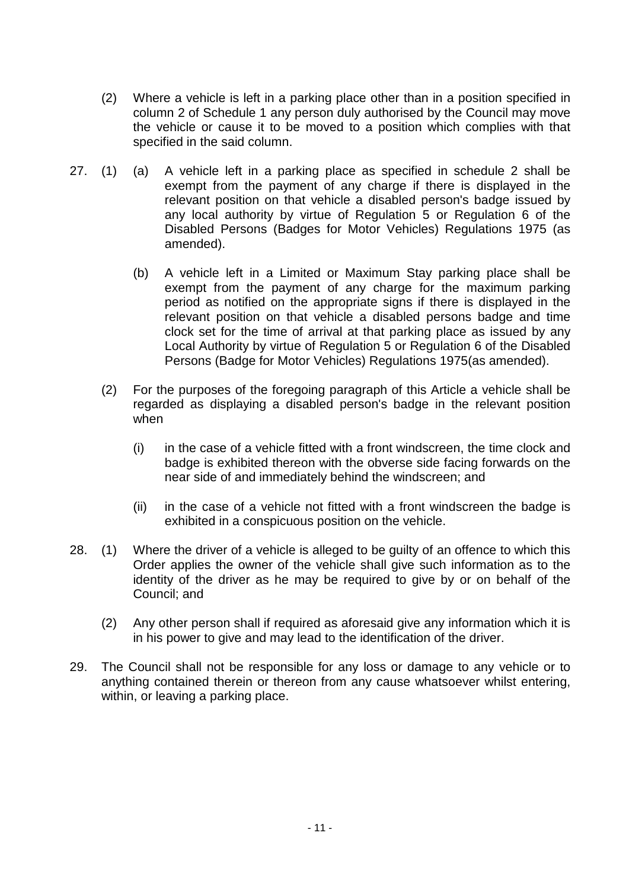(2) Where a vehicle is left in a parking place other than in a position specified in column 2 of Schedule 1 any person duly authorised by the Council may move the vehicle or cause it to be moved to a position which complies with that specified in the said column.

27. (1) (a) A vehicle left in a parking place as specified in schedule 2 shall be exempt from the payment of any charge if there is displayed in the relevant position on that vehicle a disabled person's badge issued by any local authority by virtue of Regulation 5 or Regulation 6 of the Disabled Persons (Badges for Motor Vehicles) Regulations 1975 (as amended).

(b) A vehicle left in a Limited or Maximum Stay parking place shall be exempt from the payment of any charge for the maximum parking period as notified on the appropriate signs if there is displayed in the relevant position on that vehicle a disabled persons badge and time clock set for the time of arrival at that parking place as issued by any Local Authority by virtue of Regulation 5 or Regulation 6 of the Disabled Persons (Badge for Motor Vehicles) Regulations 1975(as amended).

(2) For the purposes of the foregoing paragraph of this Article a vehicle shall be regarded as displaying a disabled person's badge in the relevant position when

(i) in the case of a vehicle fitted with a front windscreen, the time clock and badge is exhibited thereon with the obverse side facing forwards on the near side of and immediately behind the windscreen; and

(ii) in the case of a vehicle not fitted with a front windscreen the badge is exhibited in a conspicuous position on the vehicle.

28. (1) Where the driver of a vehicle is alleged to be guilty of an offence to which this Order applies the owner of the vehicle shall give such information as to the identity of the driver as he may be required to give by or on behalf of the Council; and

(2) Any other person shall if required as aforesaid give any information which it is in his power to give and may lead to the identification of the driver.

29. The Council shall not be responsible for any loss or damage to any vehicle or to anything contained therein or thereon from any cause whatsoever whilst entering, within, or leaving a parking place.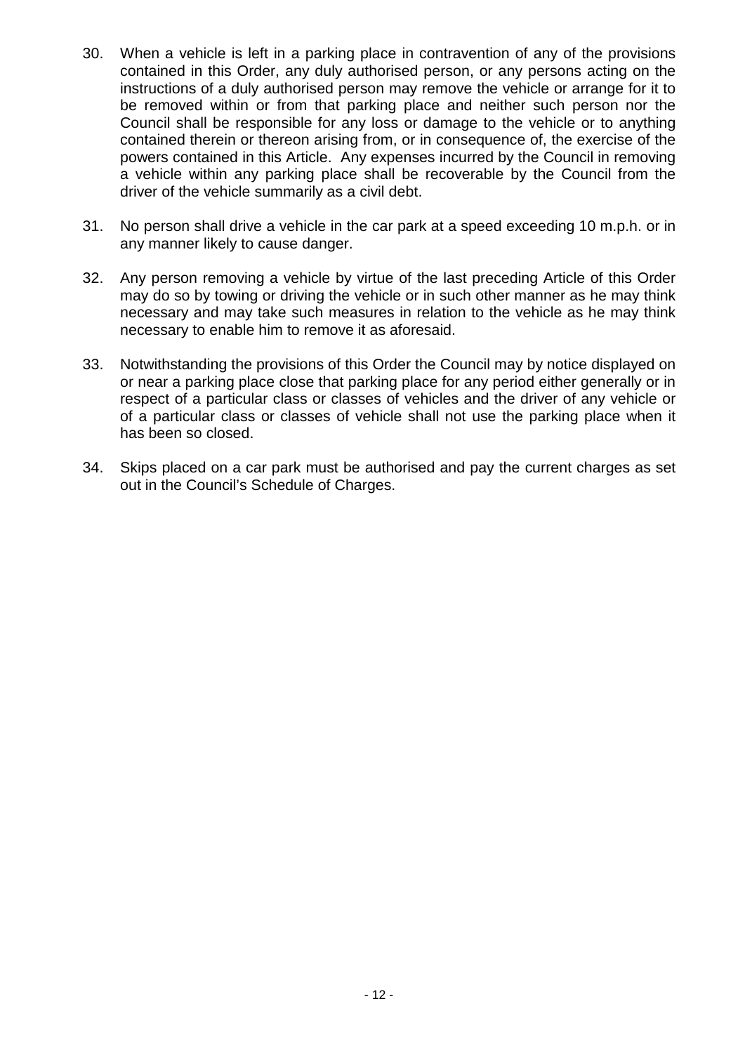30. When a vehicle is left in a parking place in contravention of any of the provisions contained in this Order, any duly authorised person, or any persons acting on the instructions of a duly authorised person may remove the vehicle or arrange for it to be removed within or from that parking place and neither such person nor the Council shall be responsible for any loss or damage to the vehicle or to anything contained therein or thereon arising from, or in consequence of, the exercise of the powers contained in this Article. Any expenses incurred by the Council in removing a vehicle within any parking place shall be recoverable by the Council from the driver of the vehicle summarily as a civil debt.

31. No person shall drive a vehicle in the car park at a speed exceeding 10 m.p.h. or in any manner likely to cause danger.

32. Any person removing a vehicle by virtue of the last preceding Article of this Order may do so by towing or driving the vehicle or in such other manner as he may think necessary and may take such measures in relation to the vehicle as he may think necessary to enable him to remove it as aforesaid.

33. Notwithstanding the provisions of this Order the Council may by notice displayed on or near a parking place close that parking place for any period either generally or in respect of a particular class or classes of vehicles and the driver of any vehicle or of a particular class or classes of vehicle shall not use the parking place when it has been so closed.

34. Skips placed on a car park must be authorised and pay the current charges as set out in the Council's Schedule of Charges.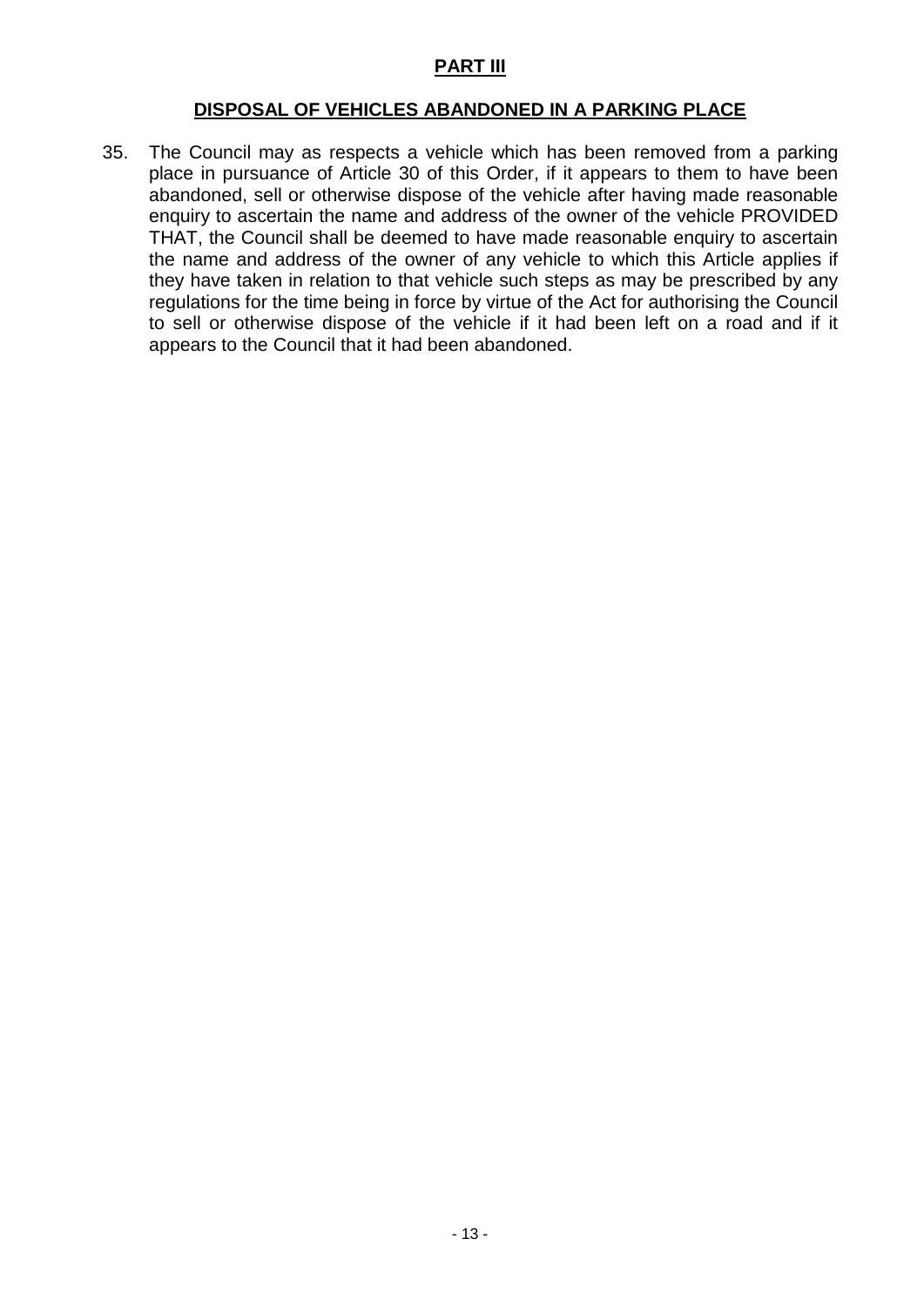## PART III

### DISPOSAL OF VEHICLES ABANDONED IN A PARKING PLACE

35. The Council may as respects a vehicle which has been removed from a parking place in pursuance of Article 30 of this Order, if it appears to them to have been abandoned, sell or otherwise dispose of the vehicle after having made reasonable enquiry to ascertain the name and address of the owner of the vehicle PROVIDED THAT, the Council shall be deemed to have made reasonable enquiry to ascertain the name and address of the owner of any vehicle to which this Article applies if they have taken in relation to that vehicle such steps as may be prescribed by any regulations for the time being in force by virtue of the Act for authorising the Council to sell or otherwise dispose of the vehicle if it had been left on a road and if it appears to the Council that it had been abandoned.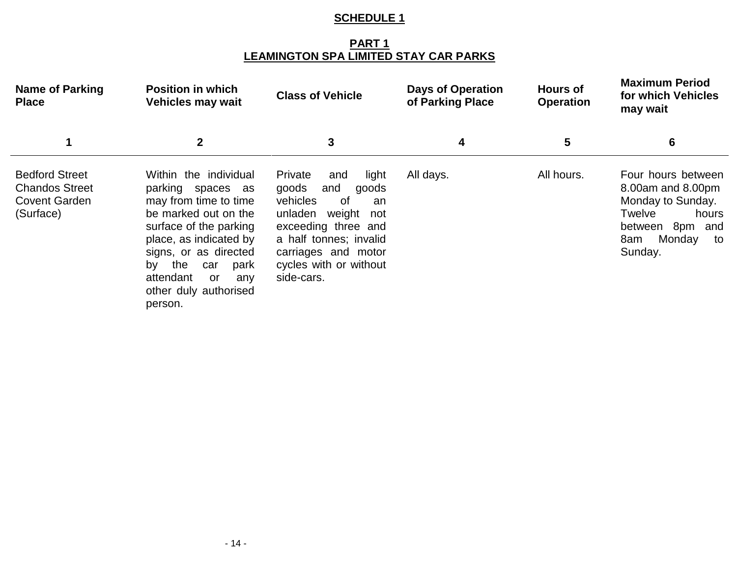**SCHEDULE 1**

**PART 1**
**LEAMINGTON SPA LIMITED STAY CAR PARKS**

| Name of Parking Place | Position in which Vehicles may wait | Class of Vehicle | Days of Operation of Parking Place | Hours of Operation | Maximum Period for which Vehicles may wait |
|---|---|---|---|---|---|
| 1 | 2 | 3 | 4 | 5 | 6 |
| Bedford Street Chandos Street Covent Garden (Surface) | Within the individual parking spaces as may from time to time be marked out on the surface of the parking place, as indicated by signs, or as directed by the car park attendant or any other duly authorised person. | Private and light goods and goods vehicles of an unladen weight not exceeding three and a half tonnes; invalid carriages and motor cycles with or without side-cars. | All days. | All hours. | Four hours between 8.00am and 8.00pm Monday to Sunday. Twelve hours between 8pm and 8am Monday to Sunday. |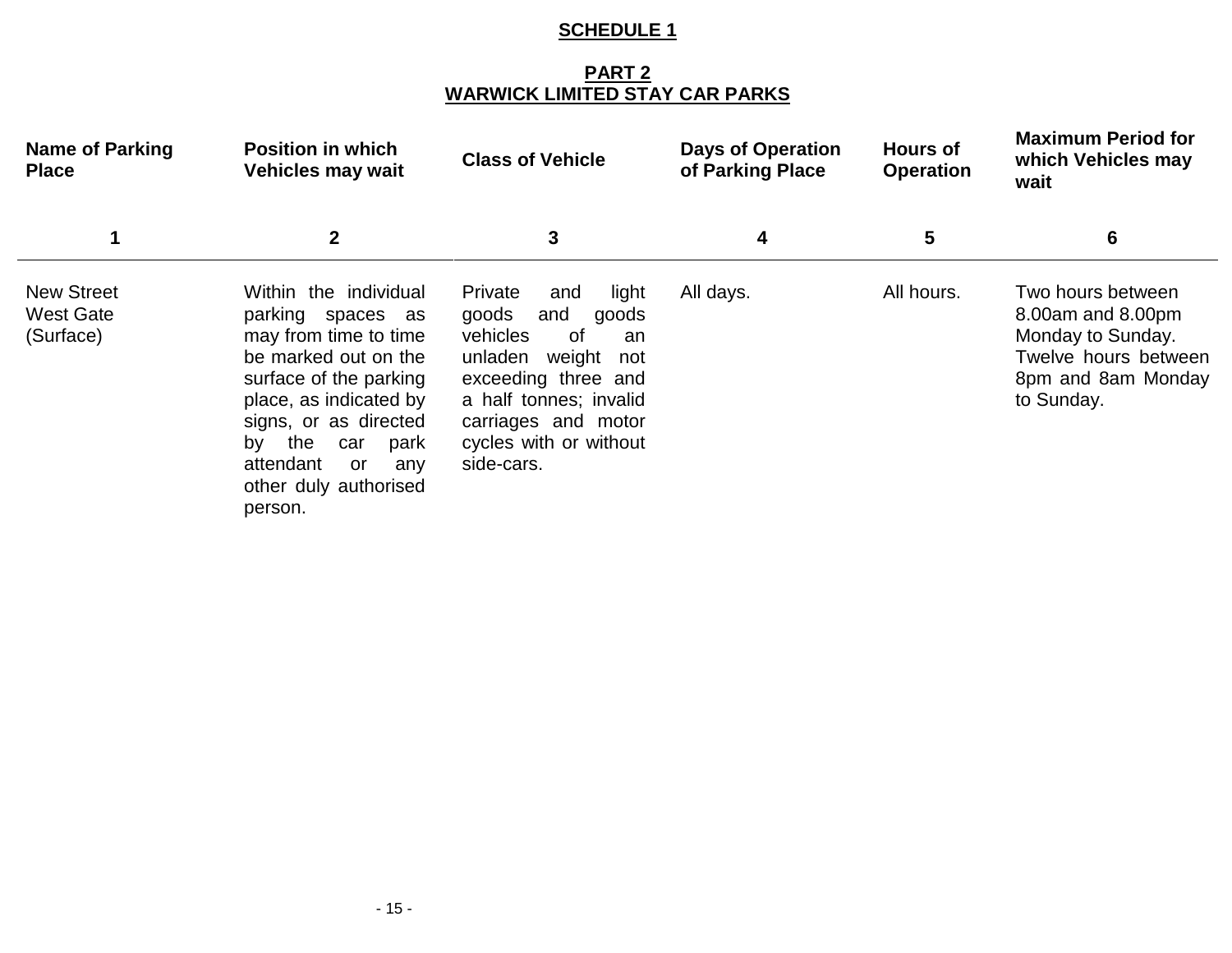**SCHEDULE 1**

**PART 2**
**WARWICK LIMITED STAY CAR PARKS**

| Name of Parking Place | Position in which Vehicles may wait | Class of Vehicle | Days of Operation of Parking Place | Hours of Operation | Maximum Period for which Vehicles may wait |
|---|---|---|---|---|---|
| **1** | **2** | **3** | **4** | **5** | **6** |
| New Street West Gate (Surface) | Within the individual parking spaces as may from time to time be marked out on the surface of the parking place, as indicated by signs, or as directed by the car park attendant or any other duly authorised person. | Private and light goods and goods vehicles of an unladen weight not exceeding three and a half tonnes; invalid carriages and motor cycles with or without side-cars. | All days. | All hours. | Two hours between 8.00am and 8.00pm Monday to Sunday. Twelve hours between 8pm and 8am Monday to Sunday. |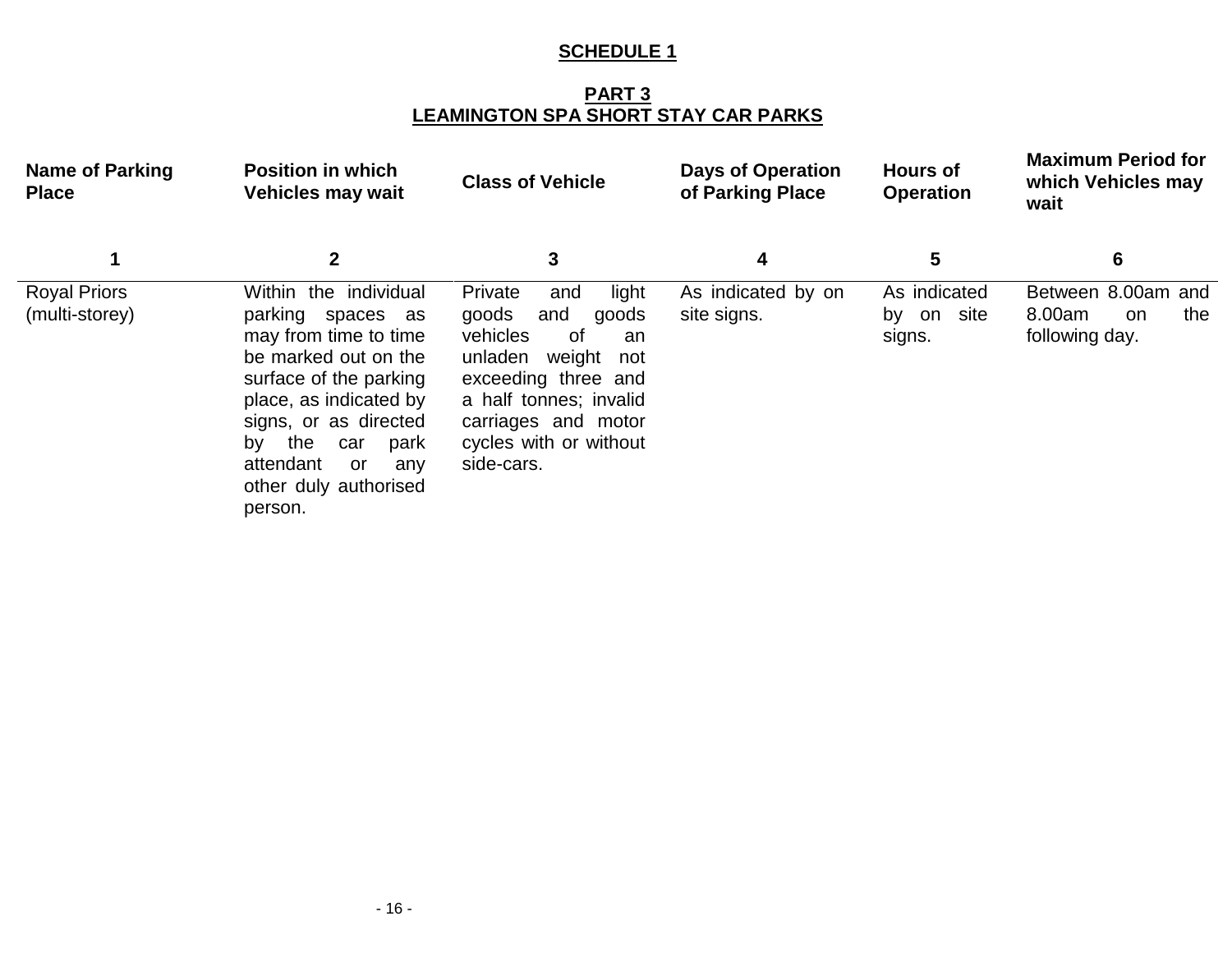# SCHEDULE 1

## PART 3
## LEAMINGTON SPA SHORT STAY CAR PARKS

| Name of Parking Place | Position in which Vehicles may wait | Class of Vehicle | Days of Operation of Parking Place | Hours of Operation | Maximum Period for which Vehicles may wait |
|---|---|---|---|---|---|
| 1 | 2 | 3 | 4 | 5 | 6 |
| Royal Priors (multi-storey) | Within the individual parking spaces as may from time to time be marked out on the surface of the parking place, as indicated by signs, or as directed by the car park attendant or any other duly authorised person. | Private and light goods and goods vehicles of an unladen weight not exceeding three and a half tonnes; invalid carriages and motor cycles with or without side-cars. | As indicated by on site signs. | As indicated by on site signs. | Between 8.00am and 8.00am on the following day. |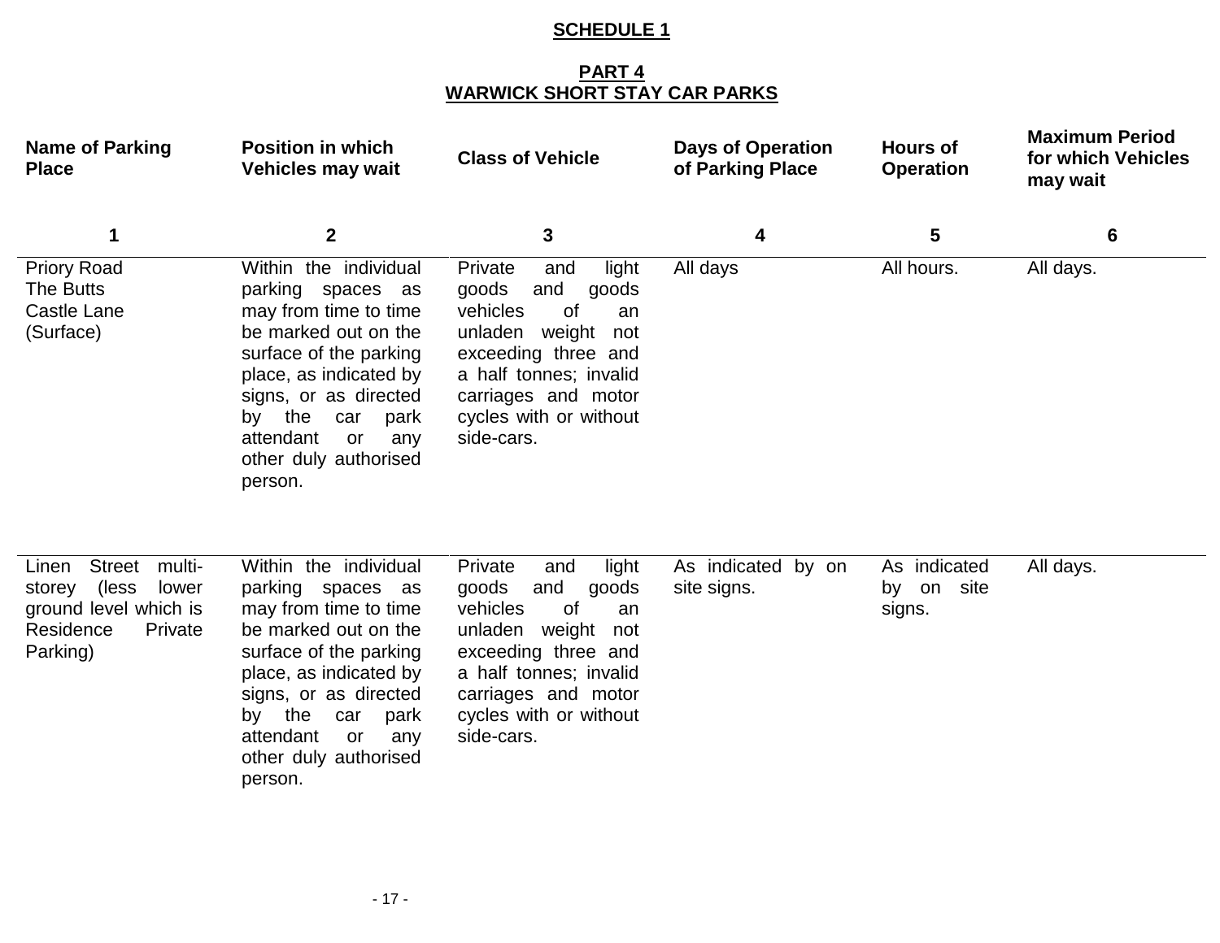## SCHEDULE 1

### PART 4
### WARWICK SHORT STAY CAR PARKS

| Name of Parking Place | Position in which Vehicles may wait | Class of Vehicle | Days of Operation of Parking Place | Hours of Operation | Maximum Period for which Vehicles may wait |
|---|---|---|---|---|---|
| 1 | 2 | 3 | 4 | 5 | 6 |
| Priory Road<br>The Butts<br>Castle Lane<br>(Surface) | Within the individual parking spaces as may from time to time be marked out on the surface of the parking place, as indicated by signs, or as directed by the car park attendant or any other duly authorised person. | Private and light goods and goods vehicles of an unladen weight not exceeding three and a half tonnes; invalid carriages and motor cycles with or without side-cars. | All days | All hours. | All days. |
| Linen Street multi-storey (less lower ground level which is Residence Private Parking) | Within the individual parking spaces as may from time to time be marked out on the surface of the parking place, as indicated by signs, or as directed by the car park attendant or any other duly authorised person. | Private and light goods and goods vehicles of an unladen weight not exceeding three and a half tonnes; invalid carriages and motor cycles with or without side-cars. | As indicated by on site signs. | As indicated by on site signs. | All days. |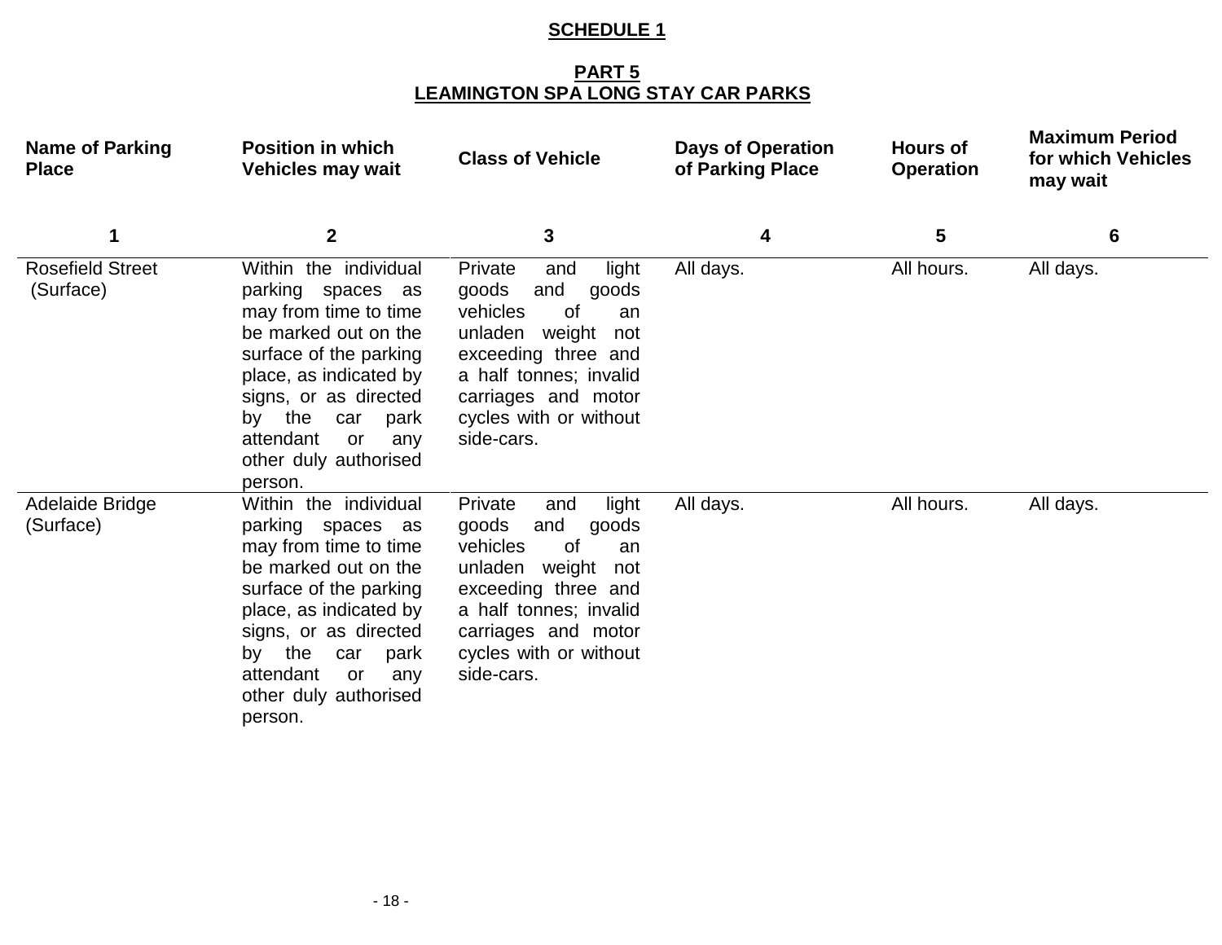## SCHEDULE 1

### PART 5
### LEAMINGTON SPA LONG STAY CAR PARKS

| Name of Parking Place | Position in which Vehicles may wait | Class of Vehicle | Days of Operation of Parking Place | Hours of Operation | Maximum Period for which Vehicles may wait |
|---|---|---|---|---|---|
| 1 | 2 | 3 | 4 | 5 | 6 |
| Rosefield Street (Surface) | Within the individual parking spaces as may from time to time be marked out on the surface of the parking place, as indicated by signs, or as directed by the car park attendant or any other duly authorised person. | Private and light goods and goods vehicles of an unladen weight not exceeding three and a half tonnes; invalid carriages and motor cycles with or without side-cars. | All days. | All hours. | All days. |
| Adelaide Bridge (Surface) | Within the individual parking spaces as may from time to time be marked out on the surface of the parking place, as indicated by signs, or as directed by the car park attendant or any other duly authorised person. | Private and light goods and goods vehicles of an unladen weight not exceeding three and a half tonnes; invalid carriages and motor cycles with or without side-cars. | All days. | All hours. | All days. |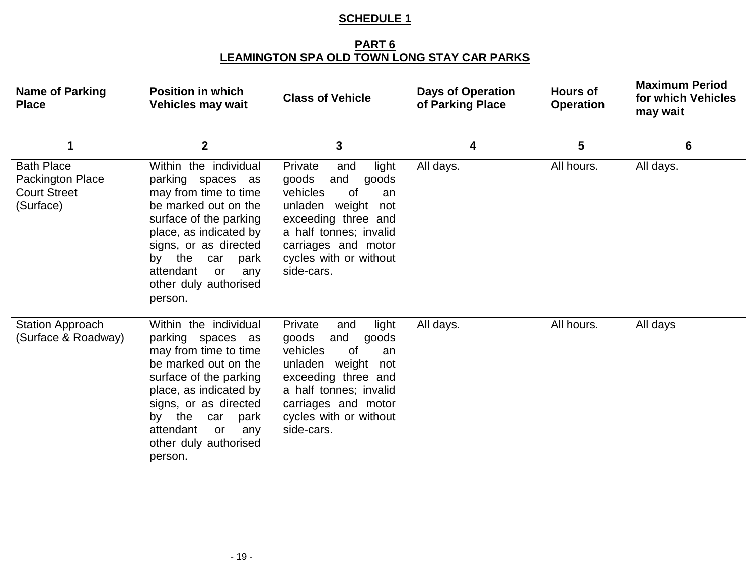**SCHEDULE 1**

**PART 6**
**LEAMINGTON SPA OLD TOWN LONG STAY CAR PARKS**

| Name of Parking Place | Position in which Vehicles may wait | Class of Vehicle | Days of Operation of Parking Place | Hours of Operation | Maximum Period for which Vehicles may wait |
|---|---|---|---|---|---|
| 1 | 2 | 3 | 4 | 5 | 6 |
| Bath Place<br>Packington Place<br>Court Street<br>(Surface) | Within the individual parking spaces as may from time to time be marked out on the surface of the parking place, as indicated by signs, or as directed by the car park attendant or any other duly authorised person. | Private and light goods and goods vehicles of an unladen weight not exceeding three and a half tonnes; invalid carriages and motor cycles with or without side-cars. | All days. | All hours. | All days. |
| Station Approach<br>(Surface & Roadway) | Within the individual parking spaces as may from time to time be marked out on the surface of the parking place, as indicated by signs, or as directed by the car park attendant or any other duly authorised person. | Private and light goods and goods vehicles of an unladen weight not exceeding three and a half tonnes; invalid carriages and motor cycles with or without side-cars. | All days. | All hours. | All days |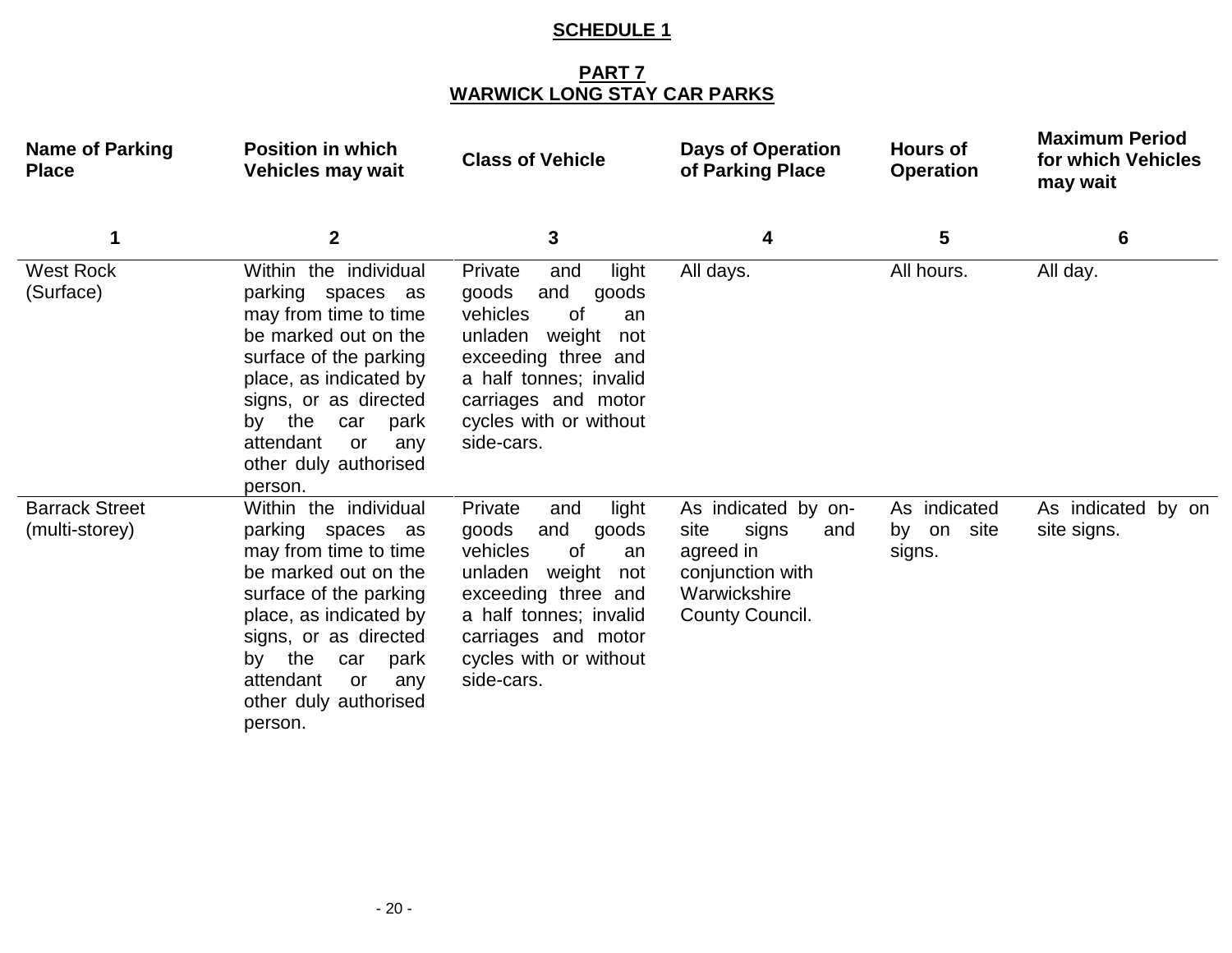## SCHEDULE 1

## PART 7
## WARWICK LONG STAY CAR PARKS

| Name of Parking Place | Position in which Vehicles may wait | Class of Vehicle | Days of Operation of Parking Place | Hours of Operation | Maximum Period for which Vehicles may wait |
|---|---|---|---|---|---|
| 1 | 2 | 3 | 4 | 5 | 6 |
| West Rock (Surface) | Within the individual parking spaces as may from time to time be marked out on the surface of the parking place, as indicated by signs, or as directed by the car park attendant or any other duly authorised person. | Private and light goods and goods vehicles of an unladen weight not exceeding three and a half tonnes; invalid carriages and motor cycles with or without side-cars. | All days. | All hours. | All day. |
| Barrack Street (multi-storey) | Within the individual parking spaces as may from time to time be marked out on the surface of the parking place, as indicated by signs, or as directed by the car park attendant or any other duly authorised person. | Private and light goods and goods vehicles of an unladen weight not exceeding three and a half tonnes; invalid carriages and motor cycles with or without side-cars. | As indicated by on-site signs and agreed in conjunction with Warwickshire County Council. | As indicated by on site signs. | As indicated by on site signs. |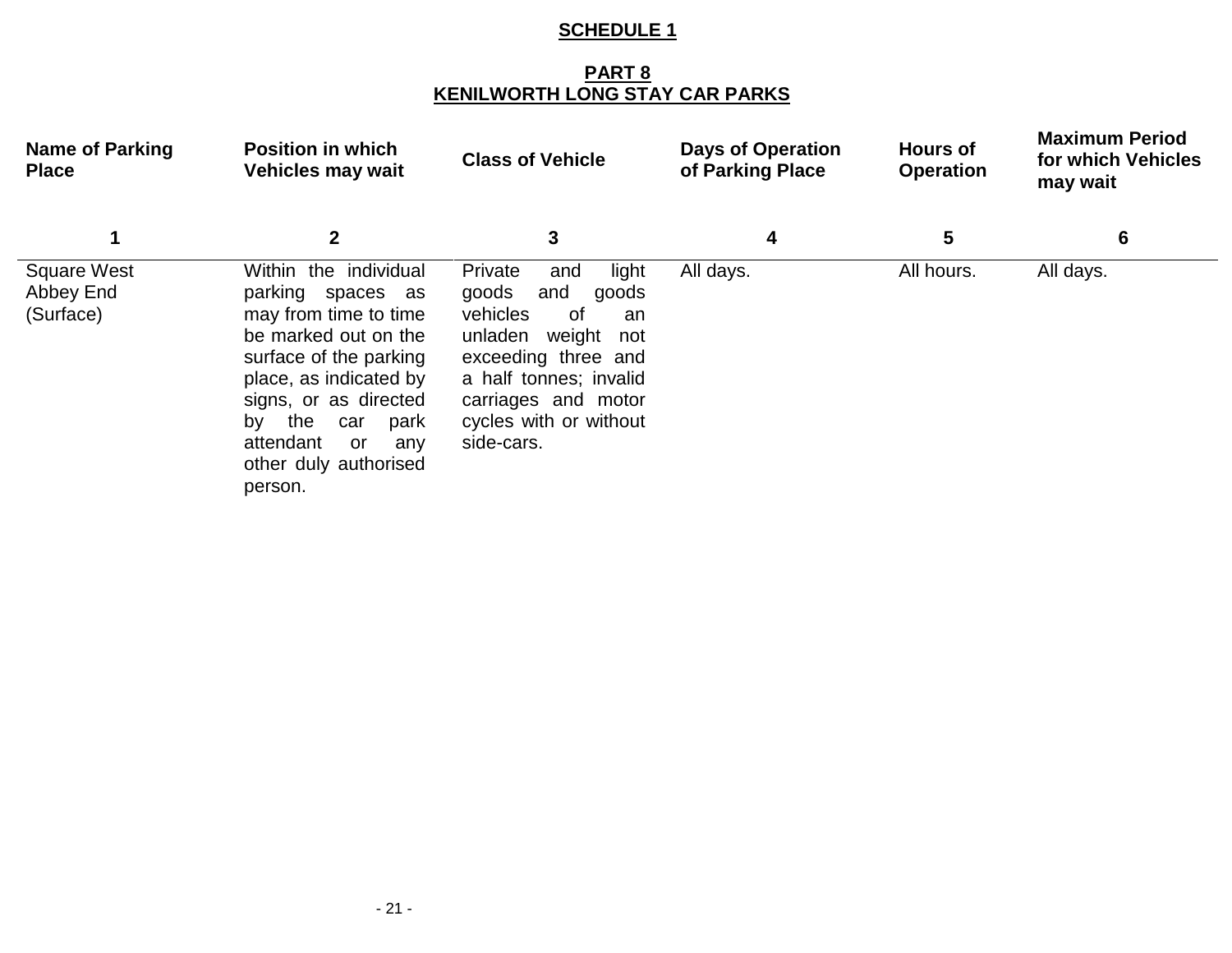**SCHEDULE 1**

**PART 8**
**KENILWORTH LONG STAY CAR PARKS**

| Name of Parking Place | Position in which Vehicles may wait | Class of Vehicle | Days of Operation of Parking Place | Hours of Operation | Maximum Period for which Vehicles may wait |
|---|---|---|---|---|---|
| 1 | 2 | 3 | 4 | 5 | 6 |
| Square West Abbey End (Surface) | Within the individual parking spaces as may from time to time be marked out on the surface of the parking place, as indicated by signs, or as directed by the car park attendant or any other duly authorised person. | Private and light goods and goods vehicles of an unladen weight not exceeding three and a half tonnes; invalid carriages and motor cycles with or without side-cars. | All days. | All hours. | All days. |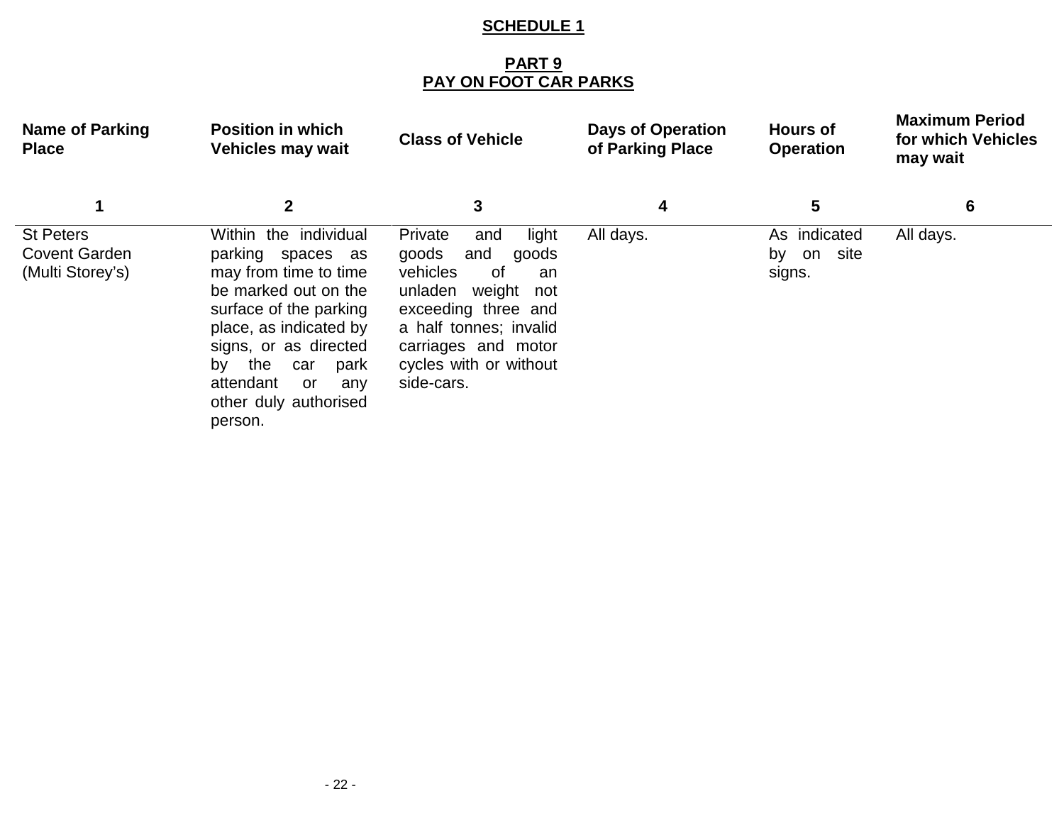## SCHEDULE 1

### PART 9
### PAY ON FOOT CAR PARKS

| Name of Parking Place | Position in which Vehicles may wait | Class of Vehicle | Days of Operation of Parking Place | Hours of Operation | Maximum Period for which Vehicles may wait |
|---|---|---|---|---|---|
| 1 | 2 | 3 | 4 | 5 | 6 |
| St Peters Covent Garden (Multi Storey's) | Within the individual parking spaces as may from time to time be marked out on the surface of the parking place, as indicated by signs, or as directed by the car park attendant or any other duly authorised person. | Private and light goods and goods vehicles of an unladen weight not exceeding three and a half tonnes; invalid carriages and motor cycles with or without side-cars. | All days. | As indicated by on site signs. | All days. |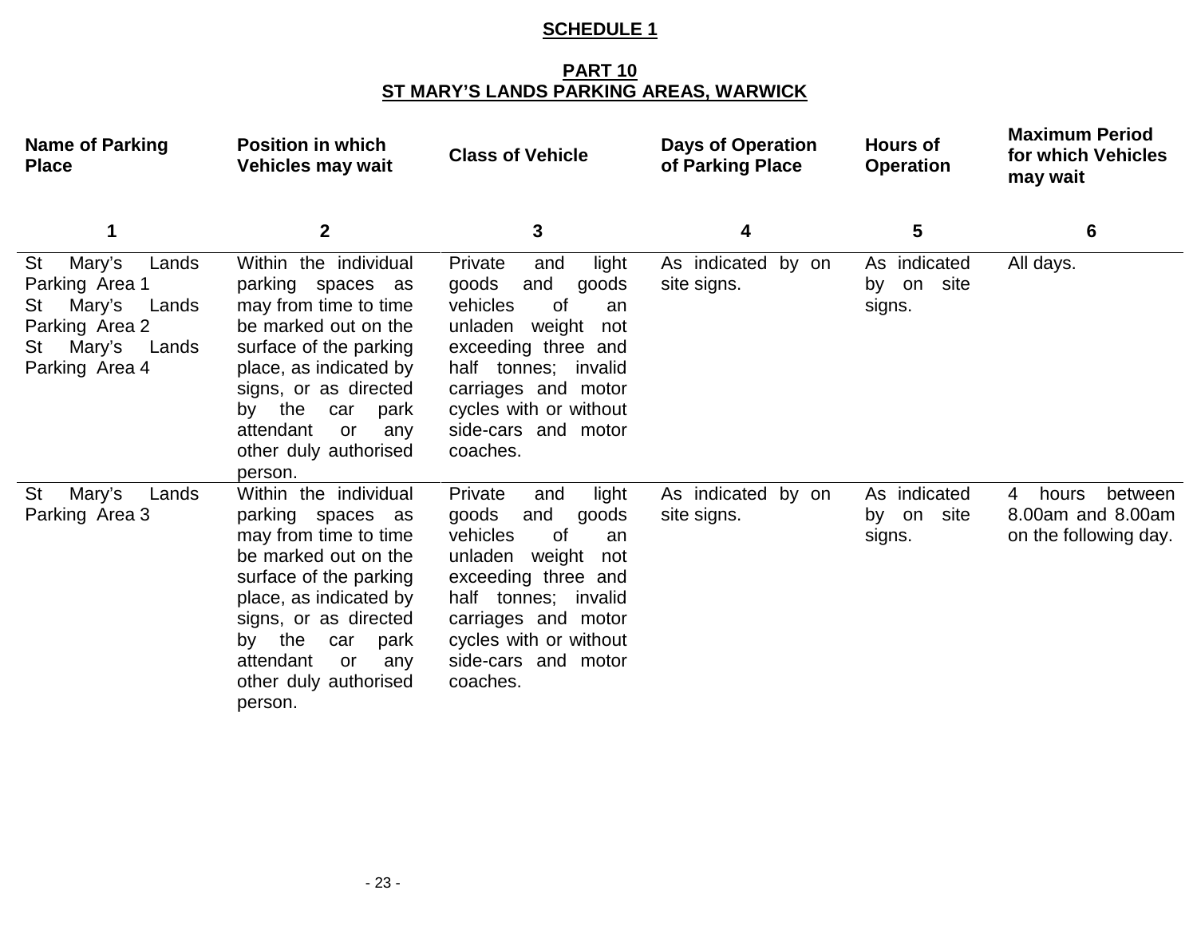**SCHEDULE 1**

**PART 10**
**ST MARY'S LANDS PARKING AREAS, WARWICK**

| Name of Parking Place | Position in which Vehicles may wait | Class of Vehicle | Days of Operation of Parking Place | Hours of Operation | Maximum Period for which Vehicles may wait |
|---|---|---|---|---|---|
| 1 | 2 | 3 | 4 | 5 | 6 |
| St Mary's Lands Parking Area 1<br>St Mary's Lands Parking Area 2<br>St Mary's Lands Parking Area 4 | Within the individual parking spaces as may from time to time be marked out on the surface of the parking place, as indicated by signs, or as directed by the car park attendant or any other duly authorised person. | Private and light goods and goods vehicles of an unladen weight not exceeding three and half tonnes; invalid carriages and motor cycles with or without side-cars and motor coaches. | As indicated by on site signs. | As indicated by on site signs. | All days. |
| St Mary's Lands Parking Area 3 | Within the individual parking spaces as may from time to time be marked out on the surface of the parking place, as indicated by signs, or as directed by the car park attendant or any other duly authorised person. | Private and light goods and goods vehicles of an unladen weight not exceeding three and half tonnes; invalid carriages and motor cycles with or without side-cars and motor coaches. | As indicated by on site signs. | As indicated by on site signs. | 4 hours between 8.00am and 8.00am on the following day. |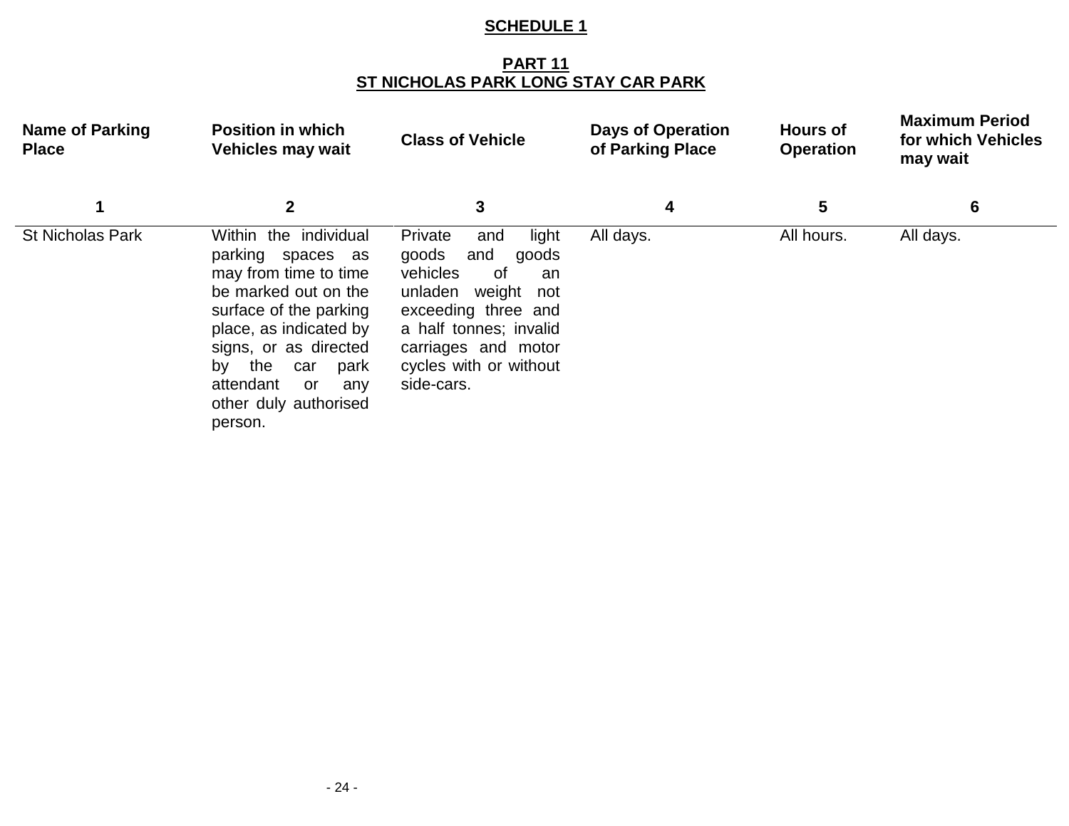**SCHEDULE 1**

**PART 11**
**ST NICHOLAS PARK LONG STAY CAR PARK**

| Name of Parking Place | Position in which Vehicles may wait | Class of Vehicle | Days of Operation of Parking Place | Hours of Operation | Maximum Period for which Vehicles may wait |
|---|---|---|---|---|---|
| 1 | 2 | 3 | 4 | 5 | 6 |
| St Nicholas Park | Within the individual parking spaces as may from time to time be marked out on the surface of the parking place, as indicated by signs, or as directed by the car park attendant or any other duly authorised person. | Private and light goods and goods vehicles of an unladen weight not exceeding three and a half tonnes; invalid carriages and motor cycles with or without side-cars. | All days. | All hours. | All days. |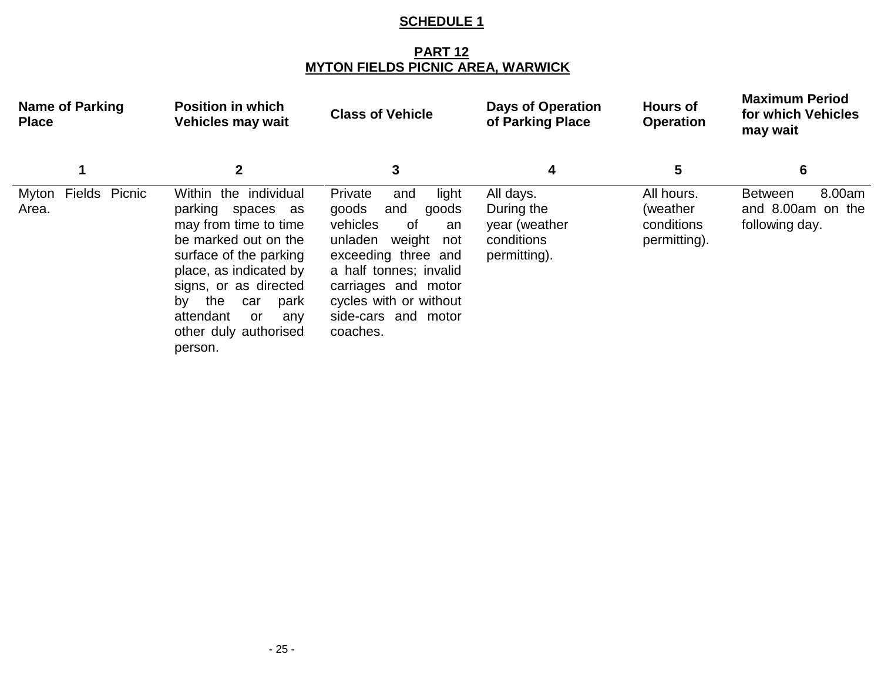**SCHEDULE 1**

**PART 12**
**MYTON FIELDS PICNIC AREA, WARWICK**

| Name of Parking Place | Position in which Vehicles may wait | Class of Vehicle | Days of Operation of Parking Place | Hours of Operation | Maximum Period for which Vehicles may wait |
|---|---|---|---|---|---|
| 1 | 2 | 3 | 4 | 5 | 6 |
| Myton Fields Picnic Area. | Within the individual parking spaces as may from time to time be marked out on the surface of the parking place, as indicated by signs, or as directed by the car park attendant or any other duly authorised person. | Private and light goods and goods vehicles of an unladen weight not exceeding three and a half tonnes; invalid carriages and motor cycles with or without side-cars and motor coaches. | All days. During the year (weather conditions permitting). | All hours. (weather conditions permitting). | Between 8.00am and 8.00am on the following day. |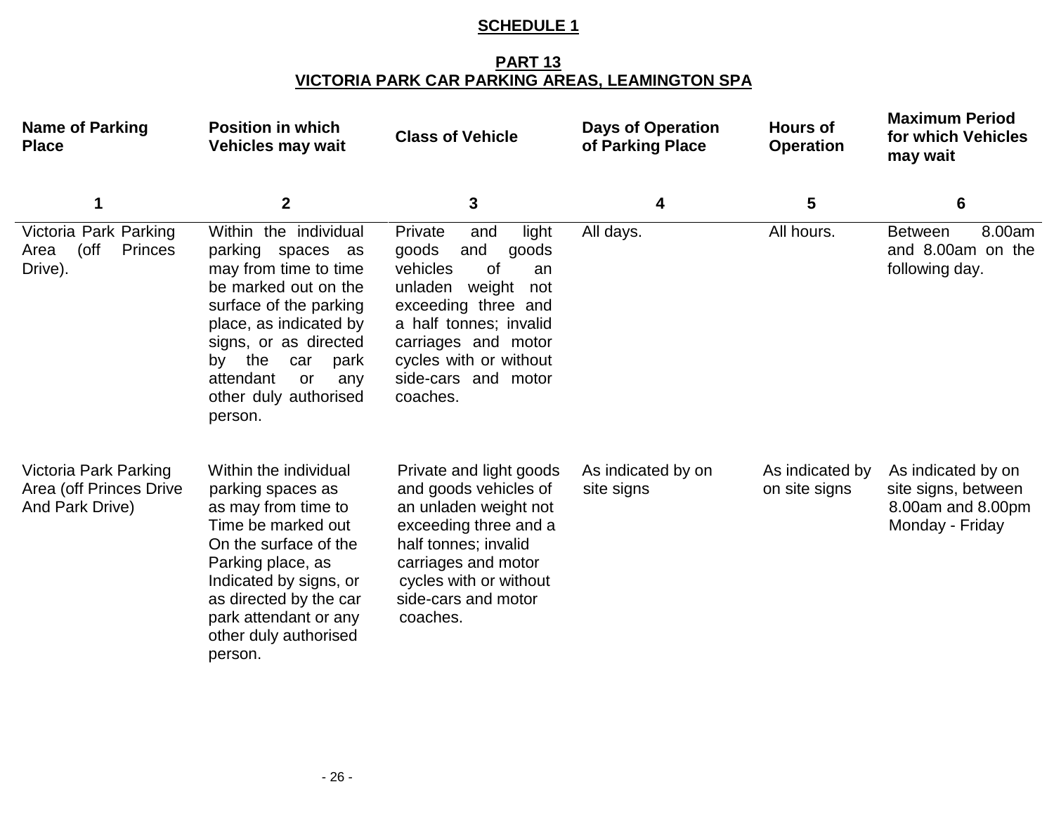## SCHEDULE 1

### PART 13
### VICTORIA PARK CAR PARKING AREAS, LEAMINGTON SPA

| Name of Parking Place | Position in which Vehicles may wait | Class of Vehicle | Days of Operation of Parking Place | Hours of Operation | Maximum Period for which Vehicles may wait |
|---|---|---|---|---|---|
| 1 | 2 | 3 | 4 | 5 | 6 |
| Victoria Park Parking Area (off Princes Drive). | Within the individual parking spaces as may from time to time be marked out on the surface of the parking place, as indicated by signs, or as directed by the car park attendant or any other duly authorised person. | Private and light goods and goods vehicles of an unladen weight not exceeding three and a half tonnes; invalid carriages and motor cycles with or without side-cars and motor coaches. | All days. | All hours. | Between 8.00am and 8.00am on the following day. |
| Victoria Park Parking Area (off Princes Drive And Park Drive) | Within the individual parking spaces as as may from time to Time be marked out On the surface of the Parking place, as Indicated by signs, or as directed by the car park attendant or any other duly authorised person. | Private and light goods and goods vehicles of an unladen weight not exceeding three and a half tonnes; invalid carriages and motor cycles with or without side-cars and motor coaches. | As indicated by on site signs | As indicated by on site signs | As indicated by on site signs, between 8.00am and 8.00pm Monday - Friday |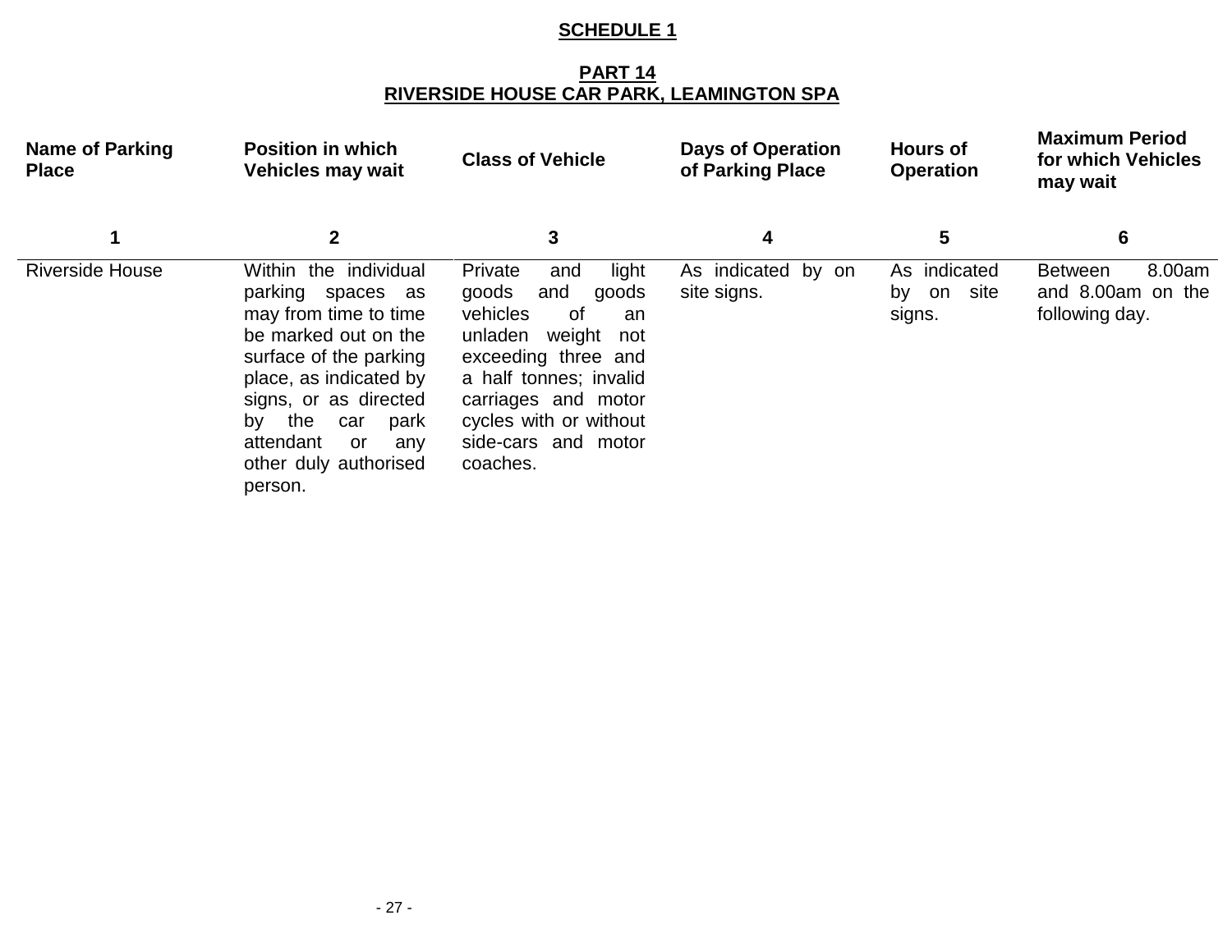## SCHEDULE 1

## PART 14
## RIVERSIDE HOUSE CAR PARK, LEAMINGTON SPA

| Name of Parking Place | Position in which Vehicles may wait | Class of Vehicle | Days of Operation of Parking Place | Hours of Operation | Maximum Period for which Vehicles may wait |
|---|---|---|---|---|---|
| 1 | 2 | 3 | 4 | 5 | 6 |
| Riverside House | Within the individual parking spaces as may from time to time be marked out on the surface of the parking place, as indicated by signs, or as directed by the car park attendant or any other duly authorised person. | Private and light goods and goods vehicles of an unladen weight not exceeding three and a half tonnes; invalid carriages and motor cycles with or without side-cars and motor coaches. | As indicated by on site signs. | As indicated by on site signs. | Between 8.00am and 8.00am on the following day. |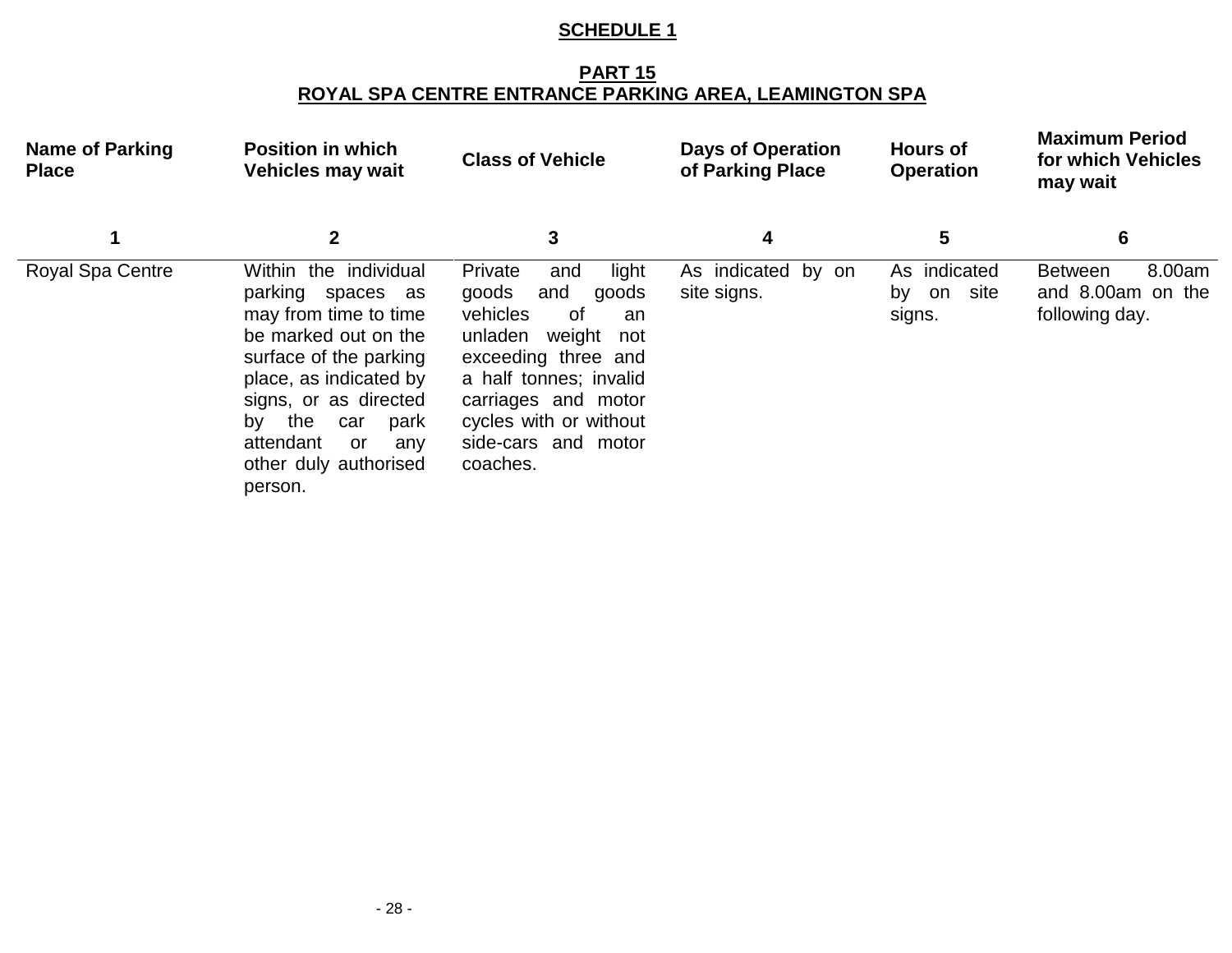**SCHEDULE 1**

**PART 15**
**ROYAL SPA CENTRE ENTRANCE PARKING AREA, LEAMINGTON SPA**

| Name of Parking Place | Position in which Vehicles may wait | Class of Vehicle | Days of Operation of Parking Place | Hours of Operation | Maximum Period for which Vehicles may wait |
|---|---|---|---|---|---|
| 1 | 2 | 3 | 4 | 5 | 6 |
| Royal Spa Centre | Within the individual parking spaces as may from time to time be marked out on the surface of the parking place, as indicated by signs, or as directed by the car park attendant or any other duly authorised person. | Private and light goods and goods vehicles of an unladen weight not exceeding three and a half tonnes; invalid carriages and motor cycles with or without side-cars and motor coaches. | As indicated by on site signs. | As indicated by on site signs. | Between 8.00am and 8.00am on the following day. |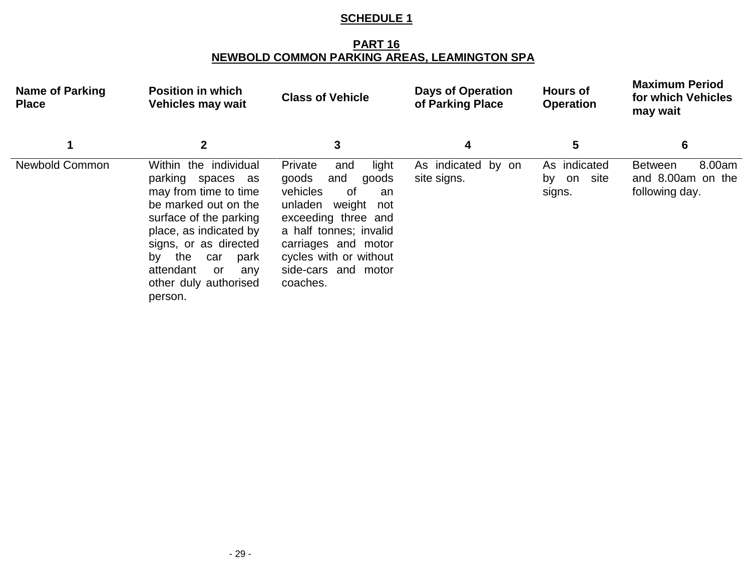**SCHEDULE 1**

**PART 16**
**NEWBOLD COMMON PARKING AREAS, LEAMINGTON SPA**

| Name of Parking Place | Position in which Vehicles may wait | Class of Vehicle | Days of Operation of Parking Place | Hours of Operation | Maximum Period for which Vehicles may wait |
|---|---|---|---|---|---|
| 1 | 2 | 3 | 4 | 5 | 6 |
| Newbold Common | Within the individual parking spaces as may from time to time be marked out on the surface of the parking place, as indicated by signs, or as directed by the car park attendant or any other duly authorised person. | Private and light goods and goods vehicles of an unladen weight not exceeding three and a half tonnes; invalid carriages and motor cycles with or without side-cars and motor coaches. | As indicated by on site signs. | As indicated by on site signs. | Between 8.00am and 8.00am on the following day. |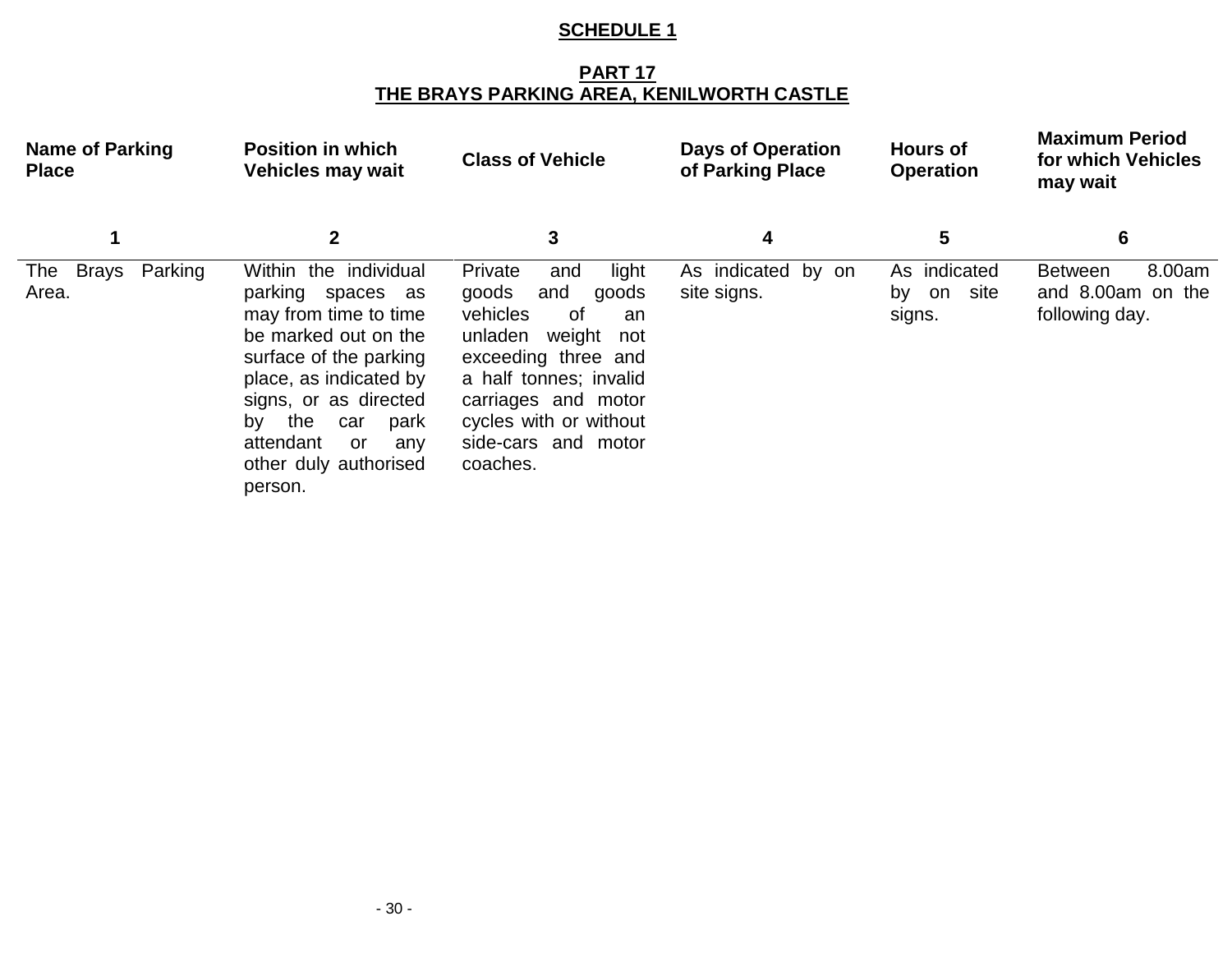# SCHEDULE 1

## PART 17
## THE BRAYS PARKING AREA, KENILWORTH CASTLE

| Name of Parking Place | Position in which Vehicles may wait | Class of Vehicle | Days of Operation of Parking Place | Hours of Operation | Maximum Period for which Vehicles may wait |
|---|---|---|---|---|---|
| 1 | 2 | 3 | 4 | 5 | 6 |
| The Brays Parking Area. | Within the individual parking spaces as may from time to time be marked out on the surface of the parking place, as indicated by signs, or as directed by the car park attendant or any other duly authorised person. | Private and light goods and goods vehicles of an unladen weight not exceeding three and a half tonnes; invalid carriages and motor cycles with or without side-cars and motor coaches. | As indicated by on site signs. | As indicated by on site signs. | Between 8.00am and 8.00am on the following day. |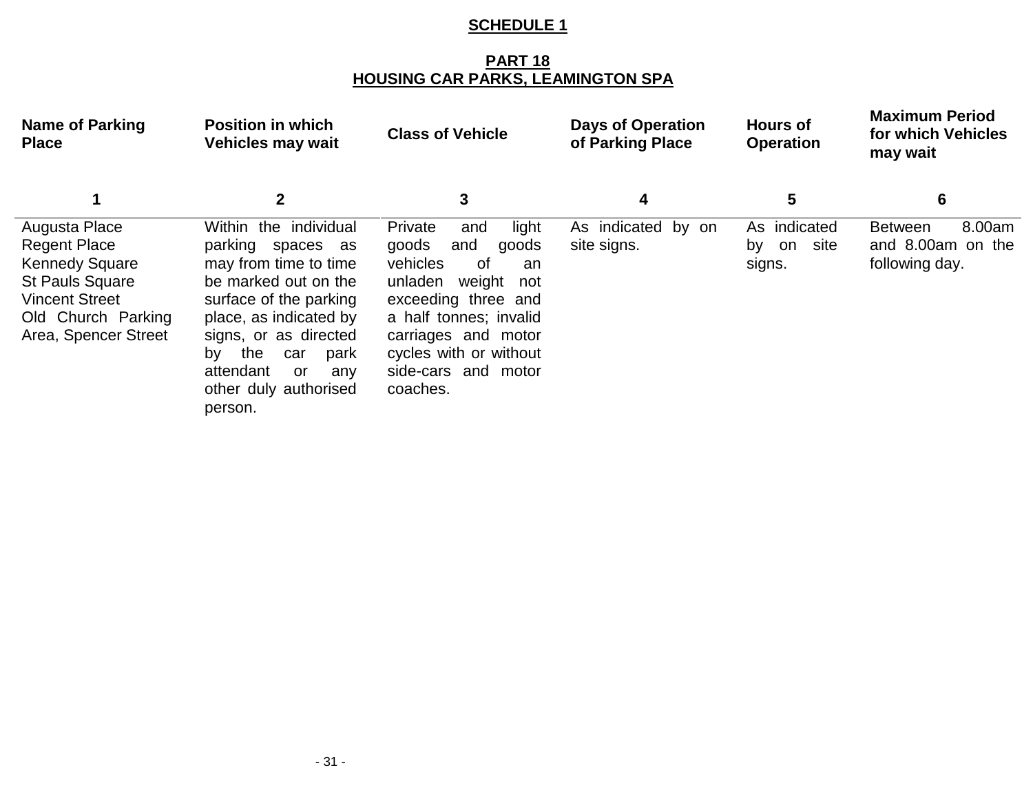# SCHEDULE 1

## PART 18
## HOUSING CAR PARKS, LEAMINGTON SPA

| Name of Parking Place | Position in which Vehicles may wait | Class of Vehicle | Days of Operation of Parking Place | Hours of Operation | Maximum Period for which Vehicles may wait |
|---|---|---|---|---|---|
| 1 | 2 | 3 | 4 | 5 | 6 |
| Augusta Place<br>Regent Place<br>Kennedy Square<br>St Pauls Square<br>Vincent Street<br>Old Church Parking Area, Spencer Street | Within the individual parking spaces as may from time to time be marked out on the surface of the parking place, as indicated by signs, or as directed by the car park attendant or any other duly authorised person. | Private and light goods and goods vehicles of an unladen weight not exceeding three and a half tonnes; invalid carriages and motor cycles with or without side-cars and motor coaches. | As indicated by on site signs. | As indicated by on site signs. | Between 8.00am and 8.00am on the following day. |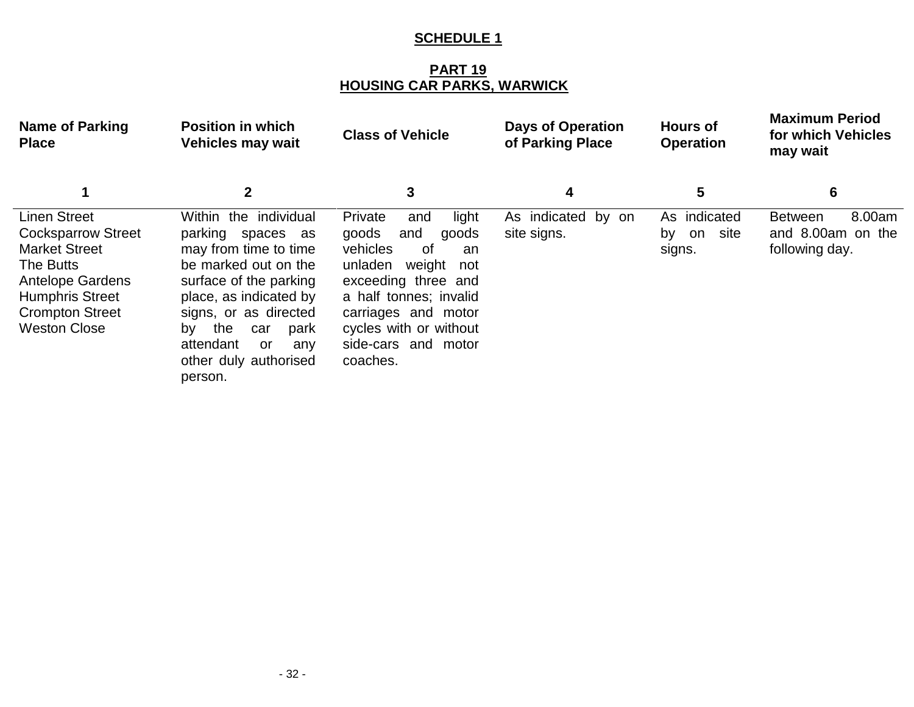## SCHEDULE 1

### PART 19
### HOUSING CAR PARKS, WARWICK

| Name of Parking Place | Position in which Vehicles may wait | Class of Vehicle | Days of Operation of Parking Place | Hours of Operation | Maximum Period for which Vehicles may wait |
|---|---|---|---|---|---|
| 1 | 2 | 3 | 4 | 5 | 6 |
| Linen Street<br>Cocksparrow Street<br>Market Street<br>The Butts<br>Antelope Gardens<br>Humphris Street<br>Crompton Street<br>Weston Close | Within the individual parking spaces as may from time to time be marked out on the surface of the parking place, as indicated by signs, or as directed by the car park attendant or any other duly authorised person. | Private and light goods and goods vehicles of an unladen weight not exceeding three and a half tonnes; invalid carriages and motor cycles with or without side-cars and motor coaches. | As indicated by on site signs. | As indicated by on site signs. | Between 8.00am and 8.00am on the following day. |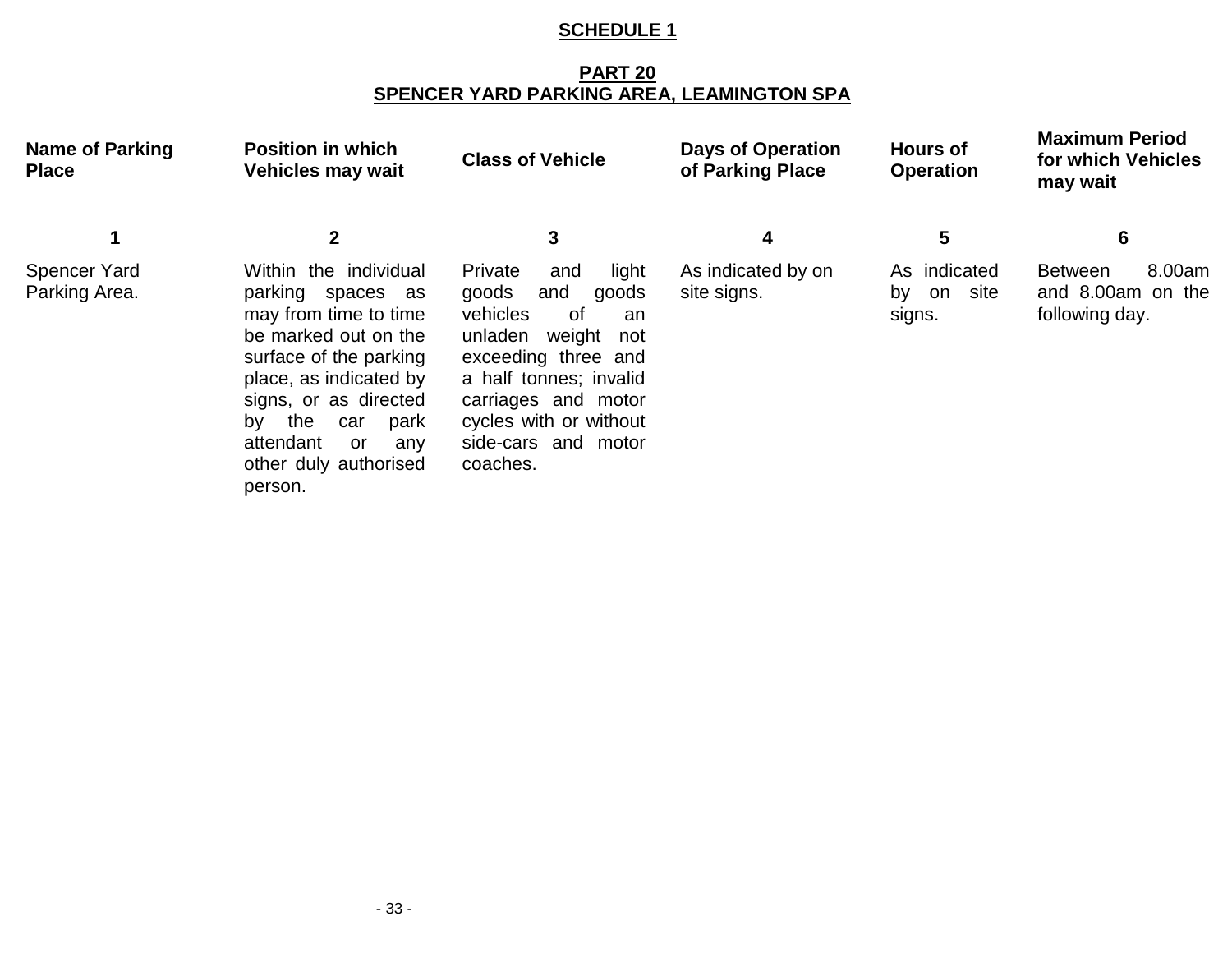## SCHEDULE 1

### PART 20
### SPENCER YARD PARKING AREA, LEAMINGTON SPA

| Name of Parking Place | Position in which Vehicles may wait | Class of Vehicle | Days of Operation of Parking Place | Hours of Operation | Maximum Period for which Vehicles may wait |
|---|---|---|---|---|---|
| 1 | 2 | 3 | 4 | 5 | 6 |
| Spencer Yard Parking Area. | Within the individual parking spaces as may from time to time be marked out on the surface of the parking place, as indicated by signs, or as directed by the car park attendant or any other duly authorised person. | Private and light goods and goods vehicles of an unladen weight not exceeding three and a half tonnes; invalid carriages and motor cycles with or without side-cars and motor coaches. | As indicated by on site signs. | As indicated by on site signs. | Between 8.00am and 8.00am on the following day. |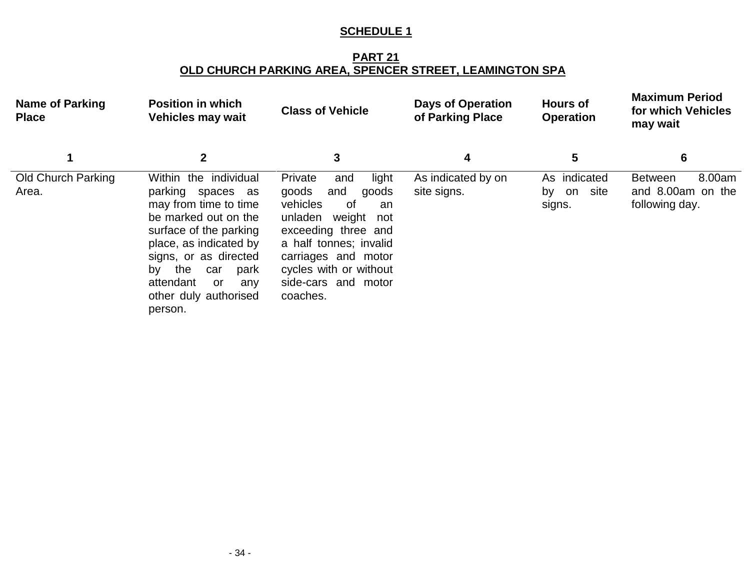## SCHEDULE 1

### PART 21
### OLD CHURCH PARKING AREA, SPENCER STREET, LEAMINGTON SPA

| Name of Parking Place | Position in which Vehicles may wait | Class of Vehicle | Days of Operation of Parking Place | Hours of Operation | Maximum Period for which Vehicles may wait |
|---|---|---|---|---|---|
| 1 | 2 | 3 | 4 | 5 | 6 |
| Old Church Parking Area. | Within the individual parking spaces as may from time to time be marked out on the surface of the parking place, as indicated by signs, or as directed by the car park attendant or any other duly authorised person. | Private and light goods and goods vehicles of an unladen weight not exceeding three and a half tonnes; invalid carriages and motor cycles with or without side-cars and motor coaches. | As indicated by on site signs. | As indicated by on site signs. | Between 8.00am and 8.00am on the following day. |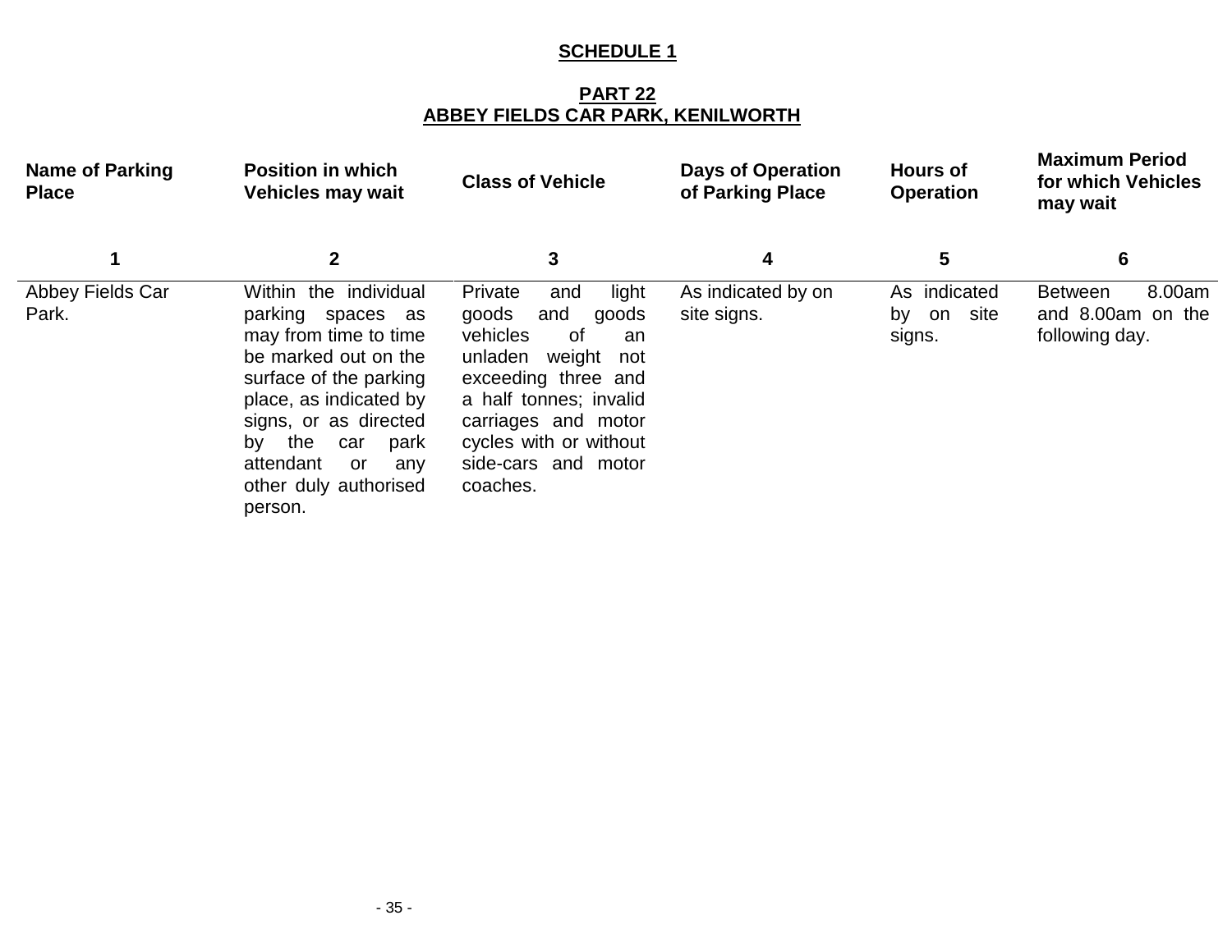**SCHEDULE 1**

**PART 22**
**ABBEY FIELDS CAR PARK, KENILWORTH**

| Name of Parking Place | Position in which Vehicles may wait | Class of Vehicle | Days of Operation of Parking Place | Hours of Operation | Maximum Period for which Vehicles may wait |
|---|---|---|---|---|---|
| 1 | 2 | 3 | 4 | 5 | 6 |
| Abbey Fields Car Park. | Within the individual parking spaces as may from time to time be marked out on the surface of the parking place, as indicated by signs, or as directed by the car park attendant or any other duly authorised person. | Private and light goods and goods vehicles of an unladen weight not exceeding three and a half tonnes; invalid carriages and motor cycles with or without side-cars and motor coaches. | As indicated by on site signs. | As indicated by on site signs. | Between 8.00am and 8.00am on the following day. |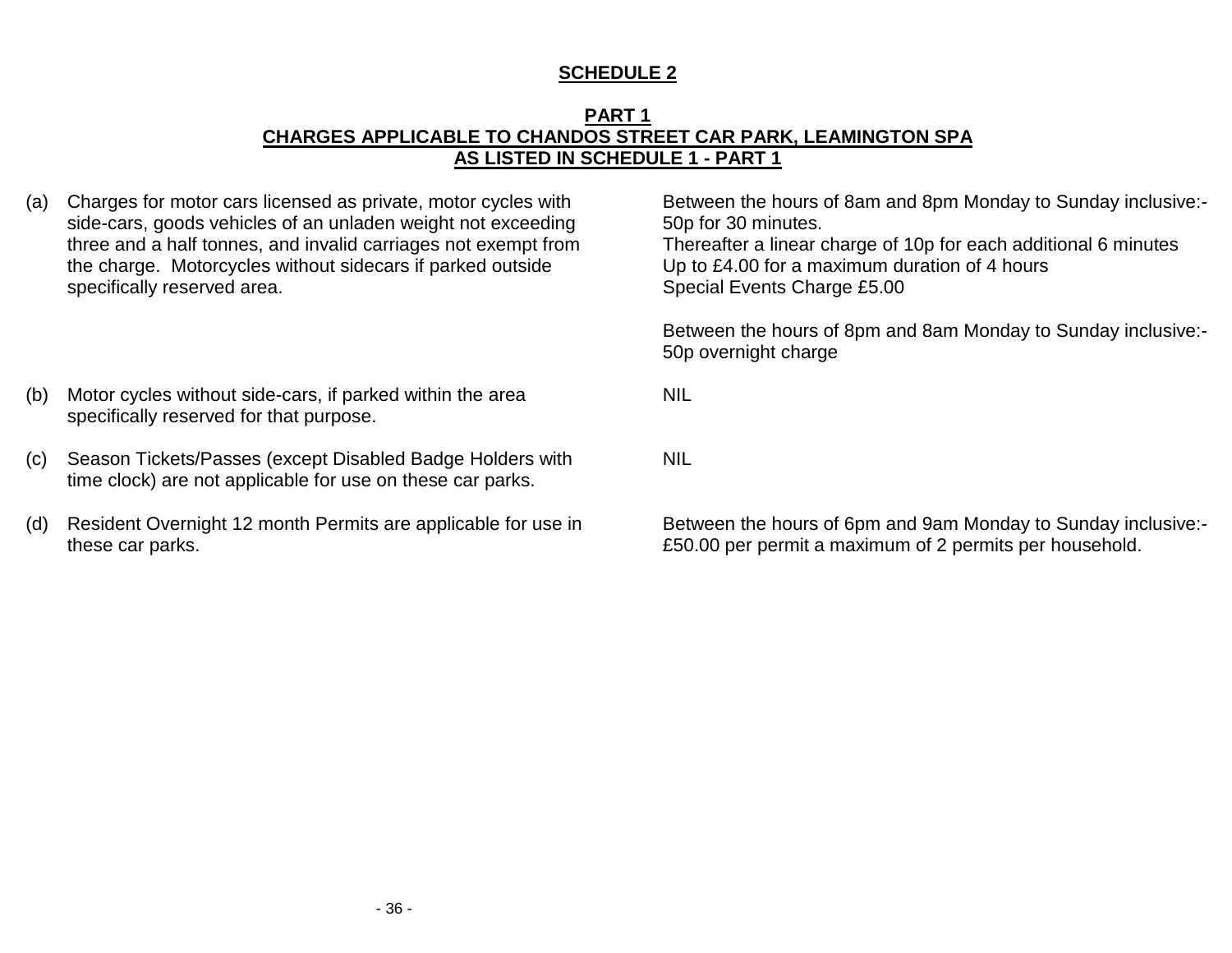**SCHEDULE 2**

**PART 1**
**CHARGES APPLICABLE TO CHANDOS STREET CAR PARK, LEAMINGTON SPA**
**AS LISTED IN SCHEDULE 1 - PART 1**

| | | |
|---|---|---|
| (a) | Charges for motor cars licensed as private, motor cycles with side-cars, goods vehicles of an unladen weight not exceeding three and a half tonnes, and invalid carriages not exempt from the charge. Motorcycles without sidecars if parked outside specifically reserved area. | Between the hours of 8am and 8pm Monday to Sunday inclusive:- 50p for 30 minutes. Thereafter a linear charge of 10p for each additional 6 minutes Up to £4.00 for a maximum duration of 4 hours Special Events Charge £5.00<br><br>Between the hours of 8pm and 8am Monday to Sunday inclusive:- 50p overnight charge |
| (b) | Motor cycles without side-cars, if parked within the area specifically reserved for that purpose. | NIL |
| (c) | Season Tickets/Passes (except Disabled Badge Holders with time clock) are not applicable for use on these car parks. | NIL |
| (d) | Resident Overnight 12 month Permits are applicable for use in these car parks. | Between the hours of 6pm and 9am Monday to Sunday inclusive:- £50.00 per permit a maximum of 2 permits per household. |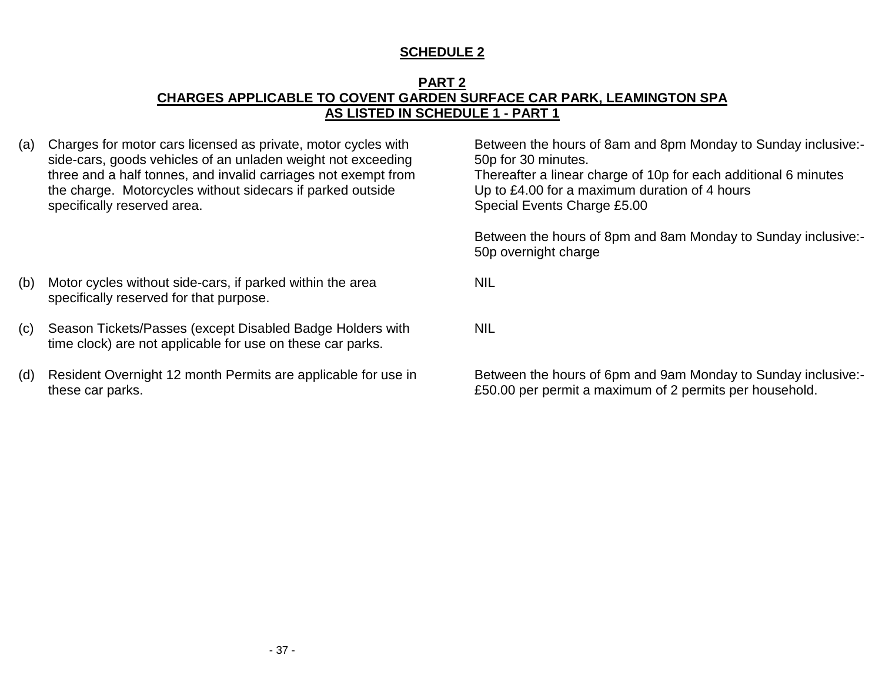## SCHEDULE 2

### PART 2
### CHARGES APPLICABLE TO COVENT GARDEN SURFACE CAR PARK, LEAMINGTON SPA AS LISTED IN SCHEDULE 1 - PART 1

| | | |
|---|---|---|
| (a) | Charges for motor cars licensed as private, motor cycles with side-cars, goods vehicles of an unladen weight not exceeding three and a half tonnes, and invalid carriages not exempt from the charge. Motorcycles without sidecars if parked outside specifically reserved area. | Between the hours of 8am and 8pm Monday to Sunday inclusive:-<br>50p for 30 minutes.<br>Thereafter a linear charge of 10p for each additional 6 minutes<br>Up to £4.00 for a maximum duration of 4 hours<br>Special Events Charge £5.00<br><br>Between the hours of 8pm and 8am Monday to Sunday inclusive:-<br>50p overnight charge |
| (b) | Motor cycles without side-cars, if parked within the area specifically reserved for that purpose. | NIL |
| (c) | Season Tickets/Passes (except Disabled Badge Holders with time clock) are not applicable for use on these car parks. | NIL |
| (d) | Resident Overnight 12 month Permits are applicable for use in these car parks. | Between the hours of 6pm and 9am Monday to Sunday inclusive:-<br>£50.00 per permit a maximum of 2 permits per household. |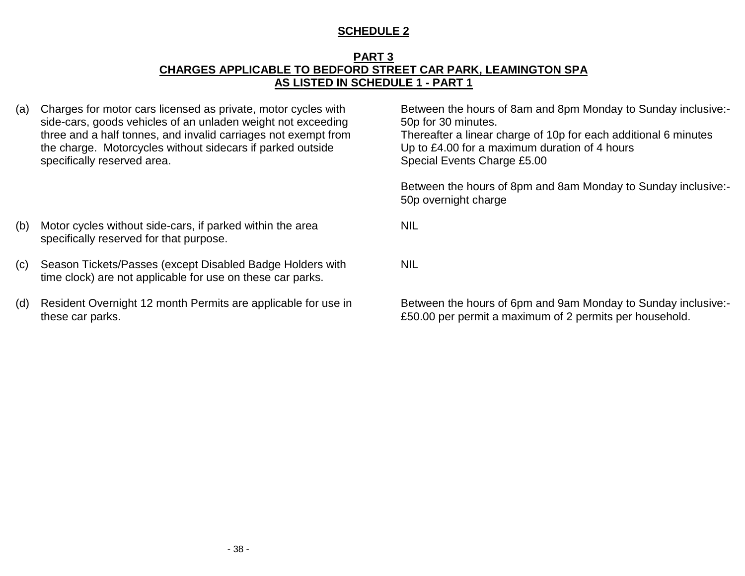**SCHEDULE 2**

**PART 3**
**CHARGES APPLICABLE TO BEDFORD STREET CAR PARK, LEAMINGTON SPA**
**AS LISTED IN SCHEDULE 1 - PART 1**

| | | |
|---|---|---|
| (a) | Charges for motor cars licensed as private, motor cycles with side-cars, goods vehicles of an unladen weight not exceeding three and a half tonnes, and invalid carriages not exempt from the charge. Motorcycles without sidecars if parked outside specifically reserved area. | Between the hours of 8am and 8pm Monday to Sunday inclusive:- 50p for 30 minutes. Thereafter a linear charge of 10p for each additional 6 minutes Up to £4.00 for a maximum duration of 4 hours Special Events Charge £5.00<br><br>Between the hours of 8pm and 8am Monday to Sunday inclusive:- 50p overnight charge |
| (b) | Motor cycles without side-cars, if parked within the area specifically reserved for that purpose. | NIL |
| (c) | Season Tickets/Passes (except Disabled Badge Holders with time clock) are not applicable for use on these car parks. | NIL |
| (d) | Resident Overnight 12 month Permits are applicable for use in these car parks. | Between the hours of 6pm and 9am Monday to Sunday inclusive:- £50.00 per permit a maximum of 2 permits per household. |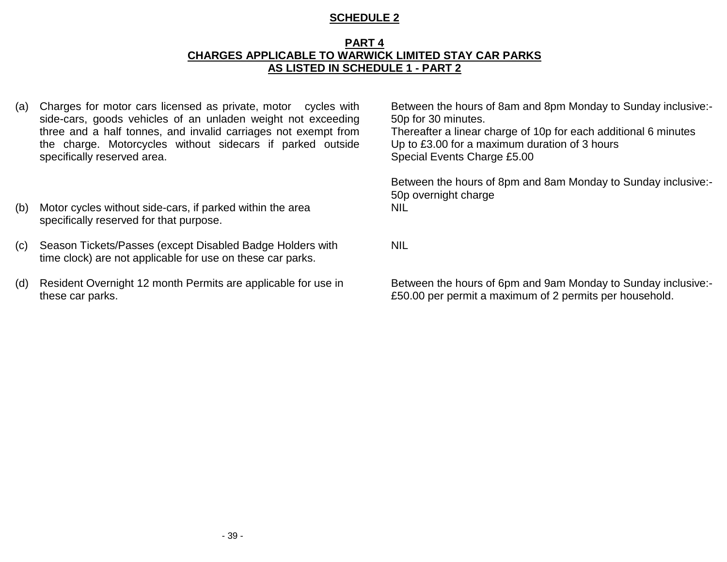**SCHEDULE 2**

**PART 4**
**CHARGES APPLICABLE TO WARWICK LIMITED STAY CAR PARKS AS LISTED IN SCHEDULE 1 - PART 2**

| | | |
|---|---|---|
| (a) | Charges for motor cars licensed as private, motor cycles with side-cars, goods vehicles of an unladen weight not exceeding three and a half tonnes, and invalid carriages not exempt from the charge. Motorcycles without sidecars if parked outside specifically reserved area. | Between the hours of 8am and 8pm Monday to Sunday inclusive:-<br>50p for 30 minutes.<br>Thereafter a linear charge of 10p for each additional 6 minutes<br>Up to £3.00 for a maximum duration of 3 hours<br>Special Events Charge £5.00<br><br>Between the hours of 8pm and 8am Monday to Sunday inclusive:-<br>50p overnight charge |
| (b) | Motor cycles without side-cars, if parked within the area specifically reserved for that purpose. | NIL |
| (c) | Season Tickets/Passes (except Disabled Badge Holders with time clock) are not applicable for use on these car parks. | NIL |
| (d) | Resident Overnight 12 month Permits are applicable for use in these car parks. | Between the hours of 6pm and 9am Monday to Sunday inclusive:-<br>£50.00 per permit a maximum of 2 permits per household. |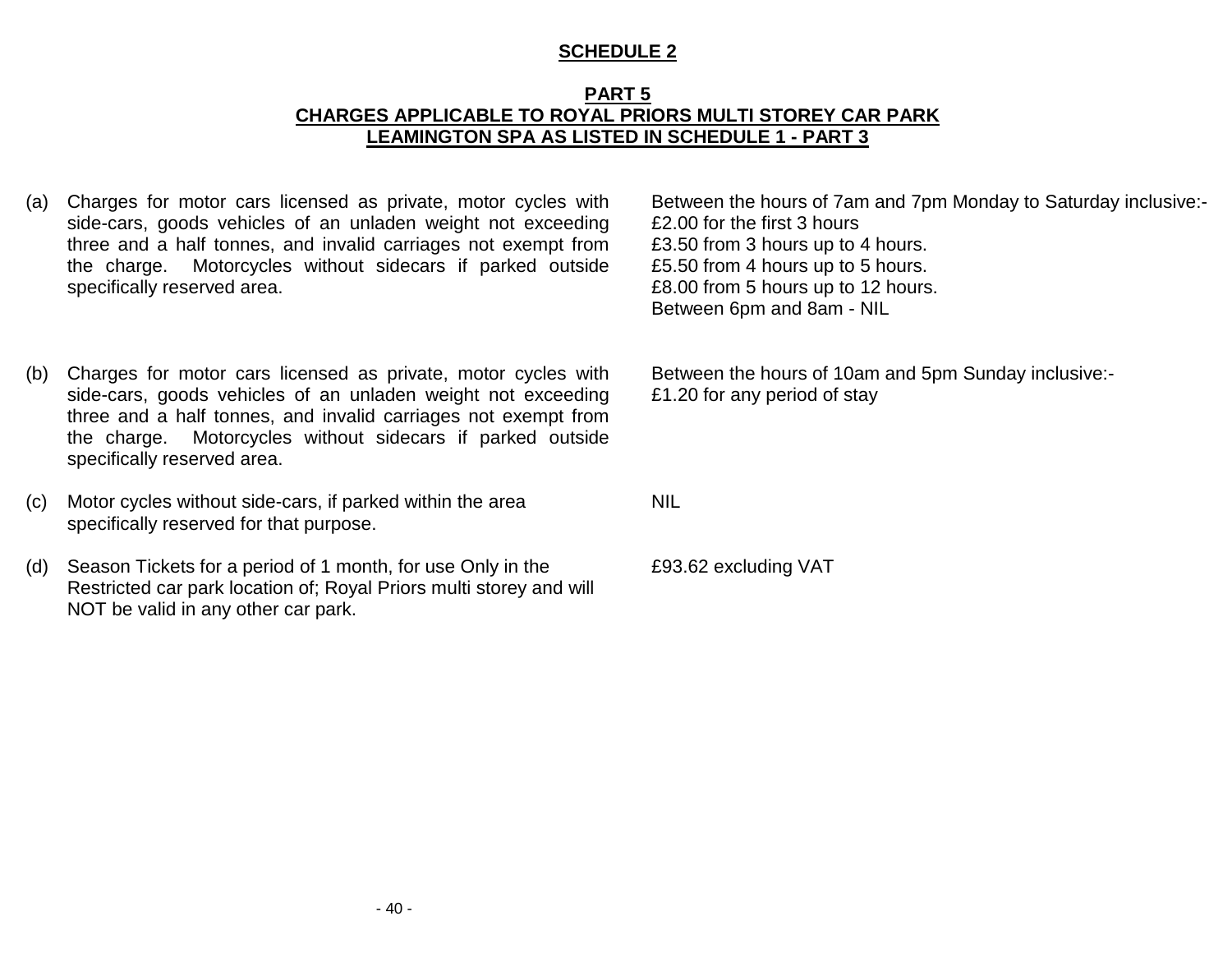## SCHEDULE 2

### PART 5
### CHARGES APPLICABLE TO ROYAL PRIORS MULTI STOREY CAR PARK LEAMINGTON SPA AS LISTED IN SCHEDULE 1 - PART 3

| | Vehicle class | Charge |
|---|---|---|
| (a) | Charges for motor cars licensed as private, motor cycles with side-cars, goods vehicles of an unladen weight not exceeding three and a half tonnes, and invalid carriages not exempt from the charge. Motorcycles without sidecars if parked outside specifically reserved area. | Between the hours of 7am and 7pm Monday to Saturday inclusive:-<br>£2.00 for the first 3 hours<br>£3.50 from 3 hours up to 4 hours.<br>£5.50 from 4 hours up to 5 hours.<br>£8.00 from 5 hours up to 12 hours.<br>Between 6pm and 8am - NIL |
| (b) | Charges for motor cars licensed as private, motor cycles with side-cars, goods vehicles of an unladen weight not exceeding three and a half tonnes, and invalid carriages not exempt from the charge. Motorcycles without sidecars if parked outside specifically reserved area. | Between the hours of 10am and 5pm Sunday inclusive:-<br>£1.20 for any period of stay |
| (c) | Motor cycles without side-cars, if parked within the area specifically reserved for that purpose. | NIL |
| (d) | Season Tickets for a period of 1 month, for use Only in the Restricted car park location of; Royal Priors multi storey and will NOT be valid in any other car park. | £93.62 excluding VAT |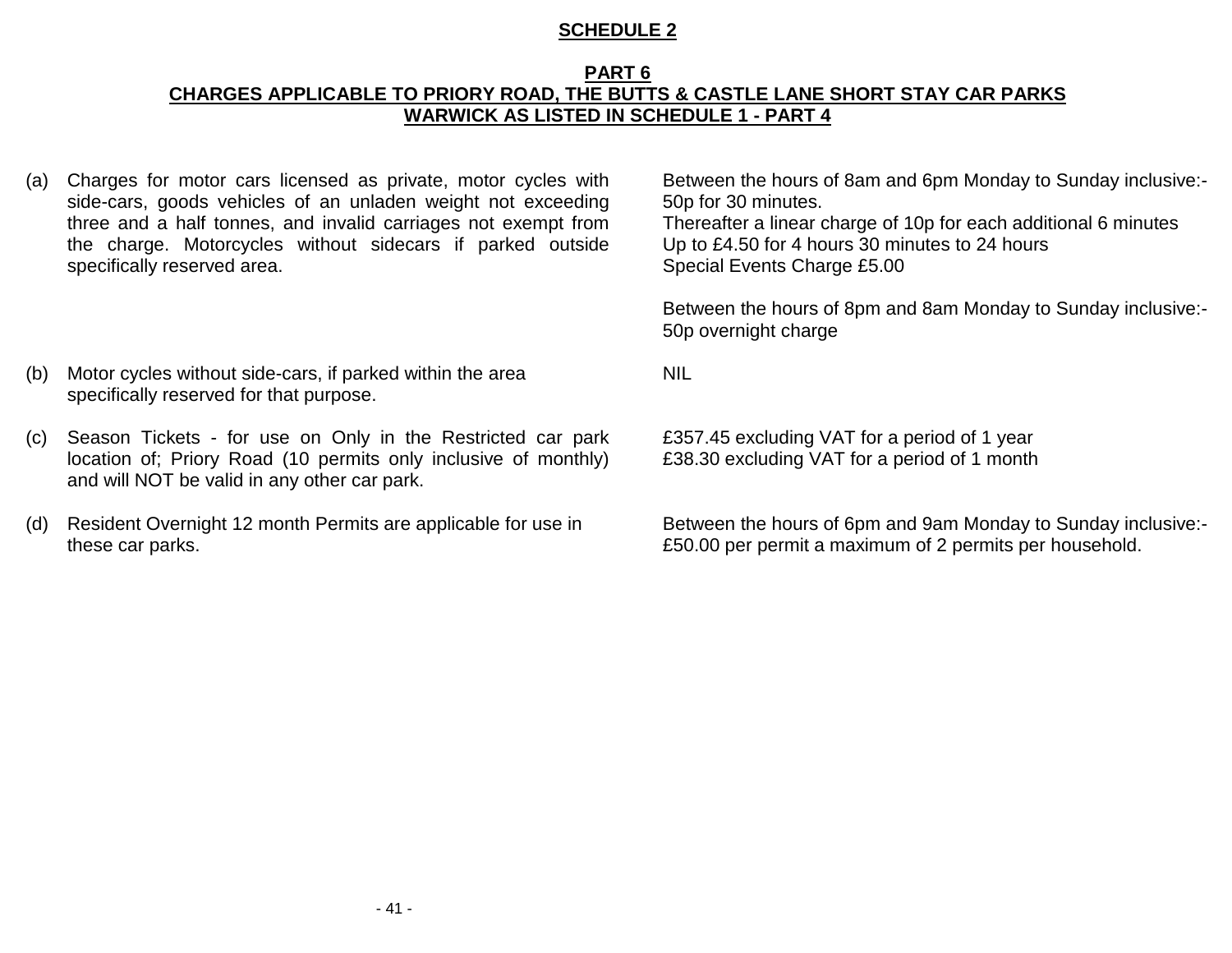**SCHEDULE 2**

**PART 6**
**CHARGES APPLICABLE TO PRIORY ROAD, THE BUTTS & CASTLE LANE SHORT STAY CAR PARKS WARWICK AS LISTED IN SCHEDULE 1 - PART 4**

| | | |
|---|---|---|
| (a) | Charges for motor cars licensed as private, motor cycles with side-cars, goods vehicles of an unladen weight not exceeding three and a half tonnes, and invalid carriages not exempt from the charge. Motorcycles without sidecars if parked outside specifically reserved area. | Between the hours of 8am and 6pm Monday to Sunday inclusive:- 50p for 30 minutes.<br>Thereafter a linear charge of 10p for each additional 6 minutes<br>Up to £4.50 for 4 hours 30 minutes to 24 hours<br>Special Events Charge £5.00<br><br>Between the hours of 8pm and 8am Monday to Sunday inclusive:- 50p overnight charge |
| (b) | Motor cycles without side-cars, if parked within the area specifically reserved for that purpose. | NIL |
| (c) | Season Tickets - for use on Only in the Restricted car park location of; Priory Road (10 permits only inclusive of monthly) and will NOT be valid in any other car park. | £357.45 excluding VAT for a period of 1 year<br>£38.30 excluding VAT for a period of 1 month |
| (d) | Resident Overnight 12 month Permits are applicable for use in these car parks. | Between the hours of 6pm and 9am Monday to Sunday inclusive:- £50.00 per permit a maximum of 2 permits per household. |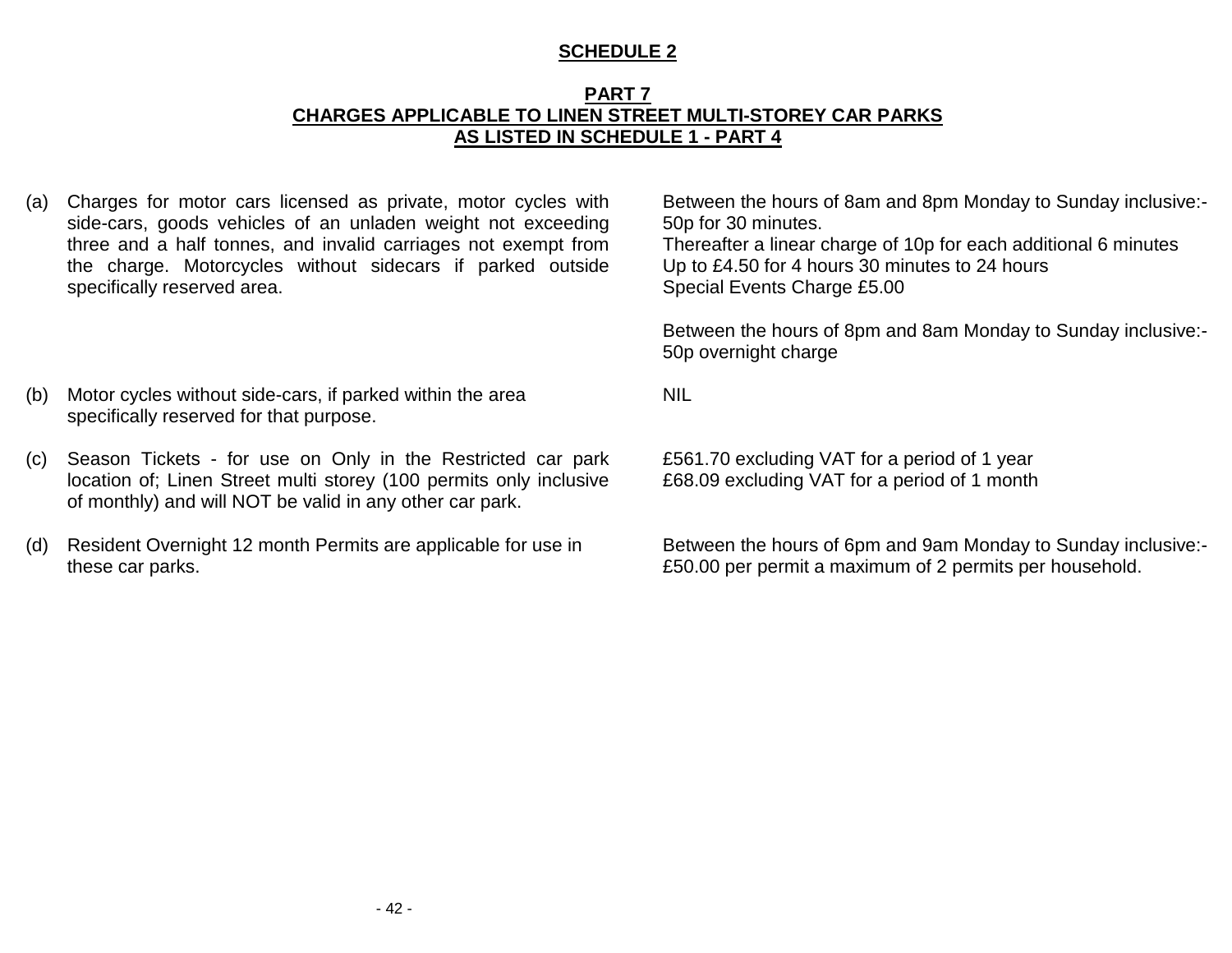**SCHEDULE 2**

**PART 7**
**CHARGES APPLICABLE TO LINEN STREET MULTI-STOREY CAR PARKS**
**AS LISTED IN SCHEDULE 1 - PART 4**

| | | |
|---|---|---|
| (a) | Charges for motor cars licensed as private, motor cycles with side-cars, goods vehicles of an unladen weight not exceeding three and a half tonnes, and invalid carriages not exempt from the charge. Motorcycles without sidecars if parked outside specifically reserved area. | Between the hours of 8am and 8pm Monday to Sunday inclusive:- 50p for 30 minutes.<br>Thereafter a linear charge of 10p for each additional 6 minutes<br>Up to £4.50 for 4 hours 30 minutes to 24 hours<br>Special Events Charge £5.00<br><br>Between the hours of 8pm and 8am Monday to Sunday inclusive:- 50p overnight charge |
| (b) | Motor cycles without side-cars, if parked within the area specifically reserved for that purpose. | NIL |
| (c) | Season Tickets - for use on Only in the Restricted car park location of; Linen Street multi storey (100 permits only inclusive of monthly) and will NOT be valid in any other car park. | £561.70 excluding VAT for a period of 1 year<br>£68.09 excluding VAT for a period of 1 month |
| (d) | Resident Overnight 12 month Permits are applicable for use in these car parks. | Between the hours of 6pm and 9am Monday to Sunday inclusive:- £50.00 per permit a maximum of 2 permits per household. |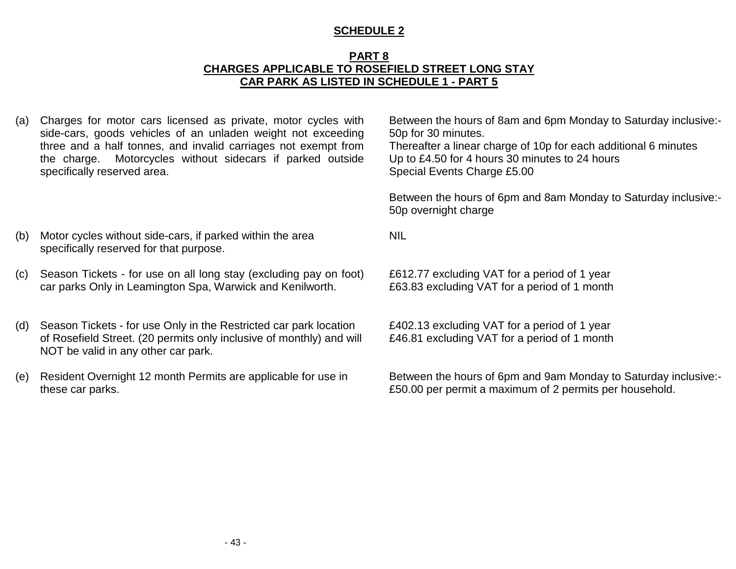## SCHEDULE 2

### PART 8
### CHARGES APPLICABLE TO ROSEFIELD STREET LONG STAY CAR PARK AS LISTED IN SCHEDULE 1 - PART 5

| | | |
|---|---|---|
| (a) | Charges for motor cars licensed as private, motor cycles with side-cars, goods vehicles of an unladen weight not exceeding three and a half tonnes, and invalid carriages not exempt from the charge. Motorcycles without sidecars if parked outside specifically reserved area. | Between the hours of 8am and 6pm Monday to Saturday inclusive:-<br>50p for 30 minutes.<br>Thereafter a linear charge of 10p for each additional 6 minutes<br>Up to £4.50 for 4 hours 30 minutes to 24 hours<br>Special Events Charge £5.00<br><br>Between the hours of 6pm and 8am Monday to Saturday inclusive:-<br>50p overnight charge |
| (b) | Motor cycles without side-cars, if parked within the area specifically reserved for that purpose. | NIL |
| (c) | Season Tickets - for use on all long stay (excluding pay on foot) car parks Only in Leamington Spa, Warwick and Kenilworth. | £612.77 excluding VAT for a period of 1 year<br>£63.83 excluding VAT for a period of 1 month |
| (d) | Season Tickets - for use Only in the Restricted car park location of Rosefield Street. (20 permits only inclusive of monthly) and will NOT be valid in any other car park. | £402.13 excluding VAT for a period of 1 year<br>£46.81 excluding VAT for a period of 1 month |
| (e) | Resident Overnight 12 month Permits are applicable for use in these car parks. | Between the hours of 6pm and 9am Monday to Saturday inclusive:-<br>£50.00 per permit a maximum of 2 permits per household. |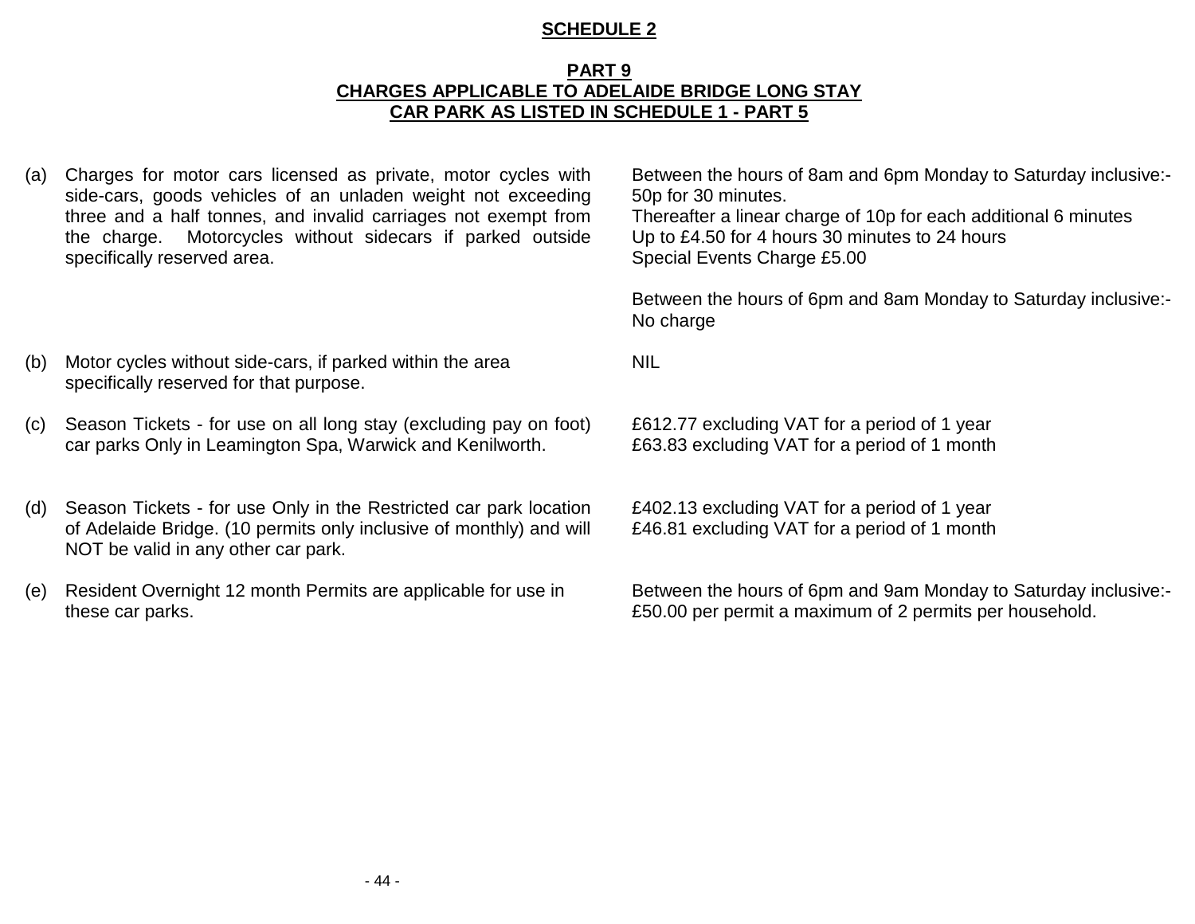## SCHEDULE 2

### PART 9
### CHARGES APPLICABLE TO ADELAIDE BRIDGE LONG STAY CAR PARK AS LISTED IN SCHEDULE 1 - PART 5

| | | |
|---|---|---|
| (a) | Charges for motor cars licensed as private, motor cycles with side-cars, goods vehicles of an unladen weight not exceeding three and a half tonnes, and invalid carriages not exempt from the charge. Motorcycles without sidecars if parked outside specifically reserved area. | Between the hours of 8am and 6pm Monday to Saturday inclusive:- 50p for 30 minutes. Thereafter a linear charge of 10p for each additional 6 minutes Up to £4.50 for 4 hours 30 minutes to 24 hours Special Events Charge £5.00<br><br>Between the hours of 6pm and 8am Monday to Saturday inclusive:- No charge |
| (b) | Motor cycles without side-cars, if parked within the area specifically reserved for that purpose. | NIL |
| (c) | Season Tickets - for use on all long stay (excluding pay on foot) car parks Only in Leamington Spa, Warwick and Kenilworth. | £612.77 excluding VAT for a period of 1 year<br>£63.83 excluding VAT for a period of 1 month |
| (d) | Season Tickets - for use Only in the Restricted car park location of Adelaide Bridge. (10 permits only inclusive of monthly) and will NOT be valid in any other car park. | £402.13 excluding VAT for a period of 1 year<br>£46.81 excluding VAT for a period of 1 month |
| (e) | Resident Overnight 12 month Permits are applicable for use in these car parks. | Between the hours of 6pm and 9am Monday to Saturday inclusive:- £50.00 per permit a maximum of 2 permits per household. |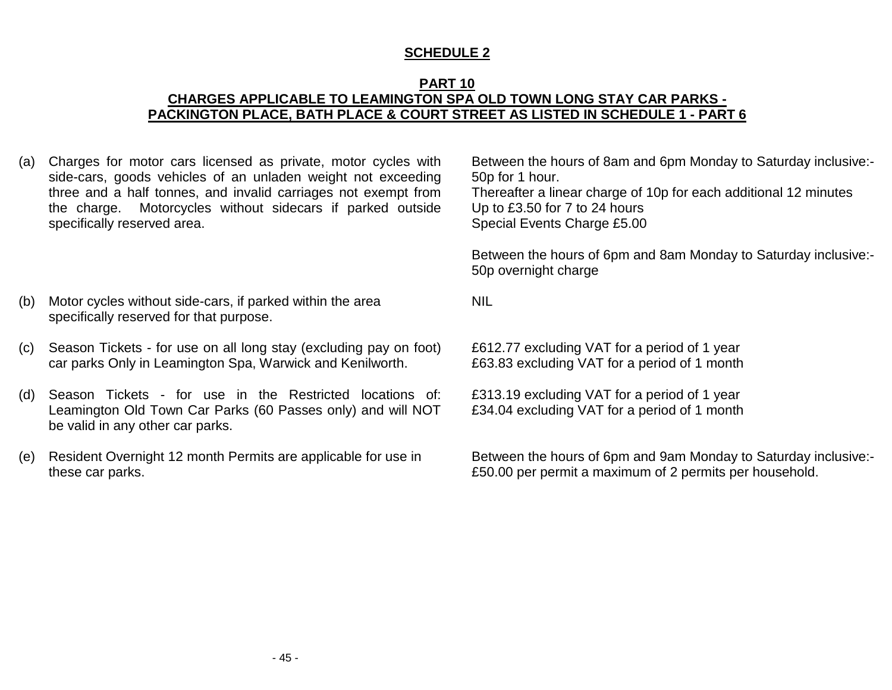# SCHEDULE 2

## PART 10

## CHARGES APPLICABLE TO LEAMINGTON SPA OLD TOWN LONG STAY CAR PARKS - PACKINGTON PLACE, BATH PLACE & COURT STREET AS LISTED IN SCHEDULE 1 - PART 6

| | | |
|---|---|---|
| (a) | Charges for motor cars licensed as private, motor cycles with side-cars, goods vehicles of an unladen weight not exceeding three and a half tonnes, and invalid carriages not exempt from the charge. Motorcycles without sidecars if parked outside specifically reserved area. | Between the hours of 8am and 6pm Monday to Saturday inclusive:-<br>50p for 1 hour.<br>Thereafter a linear charge of 10p for each additional 12 minutes<br>Up to £3.50 for 7 to 24 hours<br>Special Events Charge £5.00<br><br>Between the hours of 6pm and 8am Monday to Saturday inclusive:-<br>50p overnight charge |
| (b) | Motor cycles without side-cars, if parked within the area specifically reserved for that purpose. | NIL |
| (c) | Season Tickets - for use on all long stay (excluding pay on foot) car parks Only in Leamington Spa, Warwick and Kenilworth. | £612.77 excluding VAT for a period of 1 year<br>£63.83 excluding VAT for a period of 1 month |
| (d) | Season Tickets - for use in the Restricted locations of: Leamington Old Town Car Parks (60 Passes only) and will NOT be valid in any other car parks. | £313.19 excluding VAT for a period of 1 year<br>£34.04 excluding VAT for a period of 1 month |
| (e) | Resident Overnight 12 month Permits are applicable for use in these car parks. | Between the hours of 6pm and 9am Monday to Saturday inclusive:-<br>£50.00 per permit a maximum of 2 permits per household. |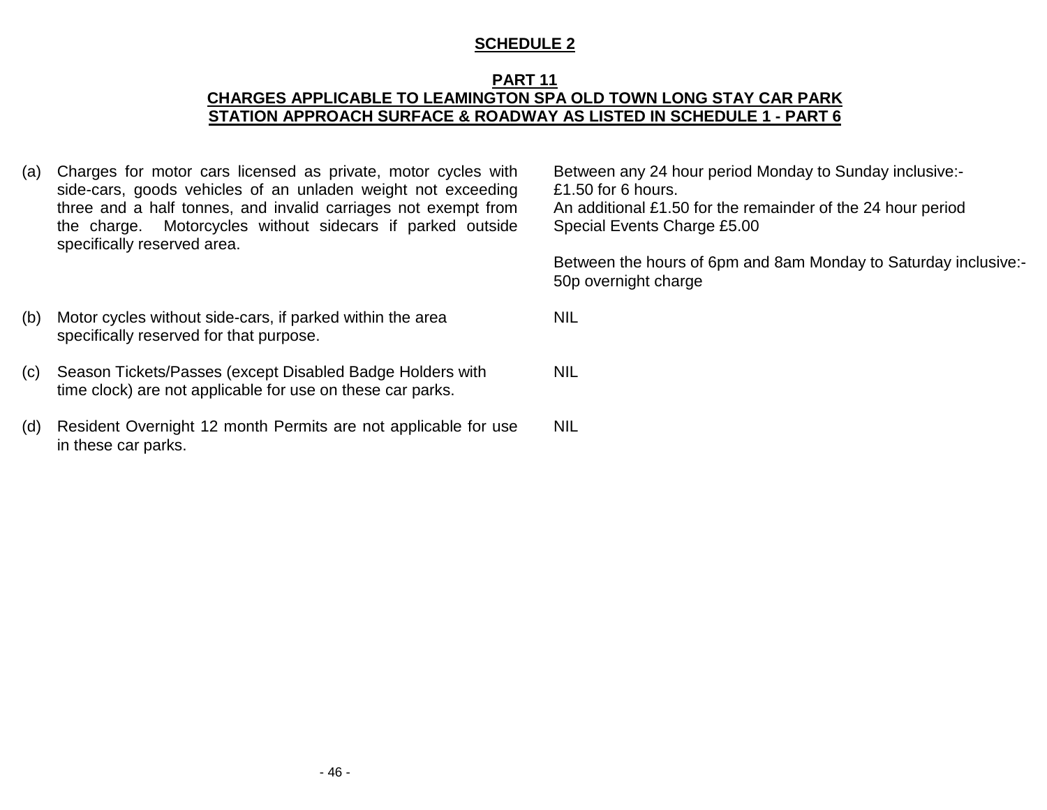**SCHEDULE 2**

**PART 11**
**CHARGES APPLICABLE TO LEAMINGTON SPA OLD TOWN LONG STAY CAR PARK STATION APPROACH SURFACE & ROADWAY AS LISTED IN SCHEDULE 1 - PART 6**

| | | |
|---|---|---|
| (a) | Charges for motor cars licensed as private, motor cycles with side-cars, goods vehicles of an unladen weight not exceeding three and a half tonnes, and invalid carriages not exempt from the charge. Motorcycles without sidecars if parked outside specifically reserved area. | Between any 24 hour period Monday to Sunday inclusive:-<br>£1.50 for 6 hours.<br>An additional £1.50 for the remainder of the 24 hour period<br>Special Events Charge £5.00<br><br>Between the hours of 6pm and 8am Monday to Saturday inclusive:-<br>50p overnight charge |
| (b) | Motor cycles without side-cars, if parked within the area specifically reserved for that purpose. | NIL |
| (c) | Season Tickets/Passes (except Disabled Badge Holders with time clock) are not applicable for use on these car parks. | NIL |
| (d) | Resident Overnight 12 month Permits are not applicable for use in these car parks. | NIL |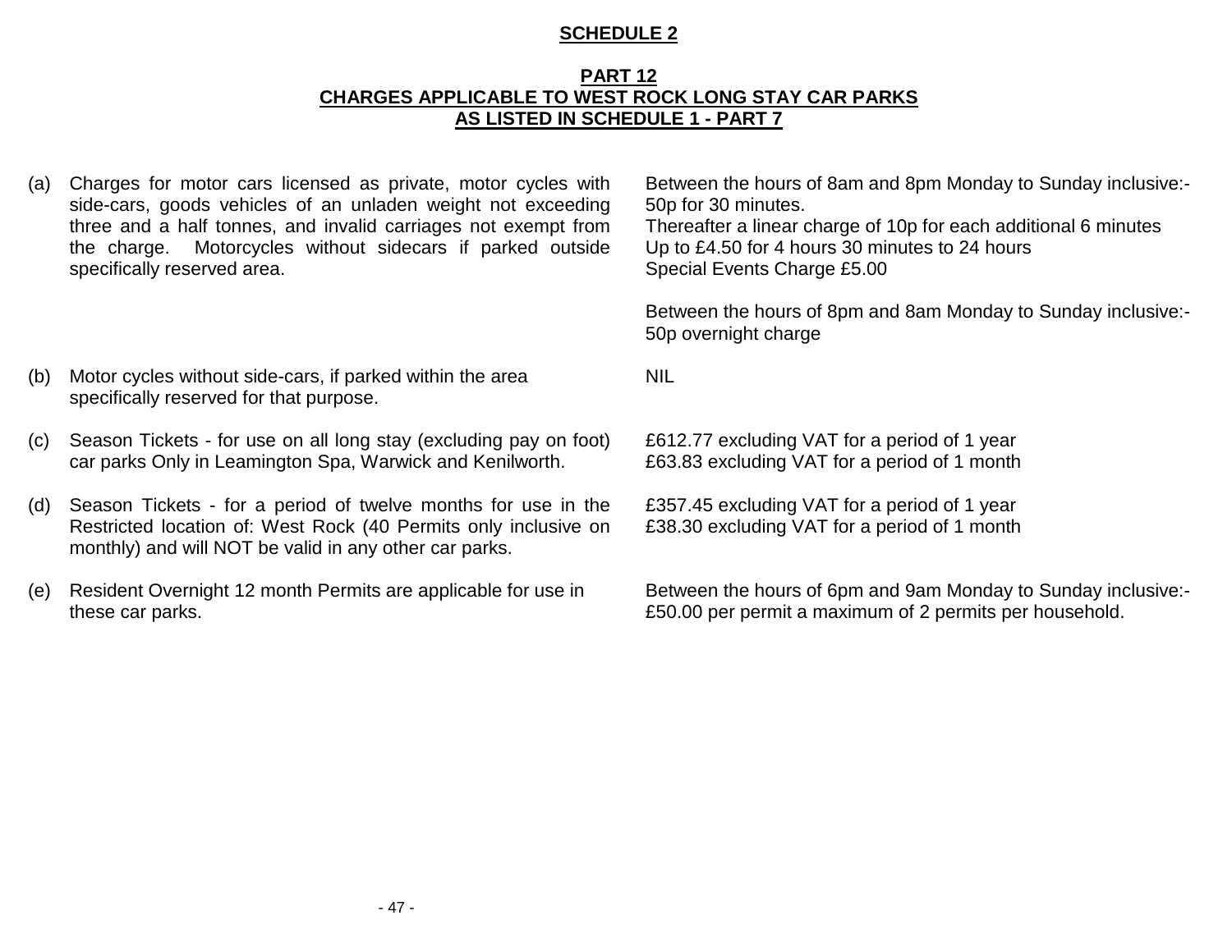# SCHEDULE 2

## PART 12
## CHARGES APPLICABLE TO WEST ROCK LONG STAY CAR PARKS AS LISTED IN SCHEDULE 1 - PART 7

| | | |
|---|---|---|
| (a) | Charges for motor cars licensed as private, motor cycles with side-cars, goods vehicles of an unladen weight not exceeding three and a half tonnes, and invalid carriages not exempt from the charge. Motorcycles without sidecars if parked outside specifically reserved area. | Between the hours of 8am and 8pm Monday to Sunday inclusive:-<br>50p for 30 minutes.<br>Thereafter a linear charge of 10p for each additional 6 minutes<br>Up to £4.50 for 4 hours 30 minutes to 24 hours<br>Special Events Charge £5.00<br><br>Between the hours of 8pm and 8am Monday to Sunday inclusive:-<br>50p overnight charge |
| (b) | Motor cycles without side-cars, if parked within the area specifically reserved for that purpose. | NIL |
| (c) | Season Tickets - for use on all long stay (excluding pay on foot) car parks Only in Leamington Spa, Warwick and Kenilworth. | £612.77 excluding VAT for a period of 1 year<br>£63.83 excluding VAT for a period of 1 month |
| (d) | Season Tickets - for a period of twelve months for use in the Restricted location of: West Rock (40 Permits only inclusive on monthly) and will NOT be valid in any other car parks. | £357.45 excluding VAT for a period of 1 year<br>£38.30 excluding VAT for a period of 1 month |
| (e) | Resident Overnight 12 month Permits are applicable for use in these car parks. | Between the hours of 6pm and 9am Monday to Sunday inclusive:-<br>£50.00 per permit a maximum of 2 permits per household. |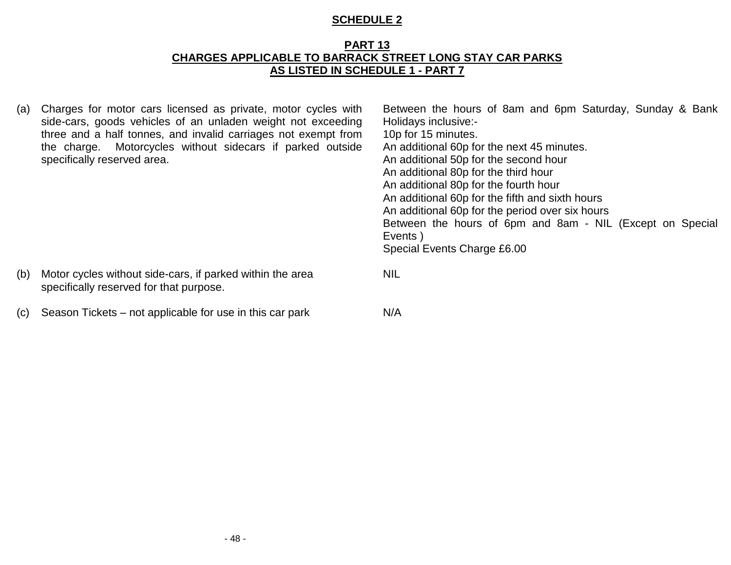**SCHEDULE 2**

**PART 13**
**CHARGES APPLICABLE TO BARRACK STREET LONG STAY CAR PARKS**
**AS LISTED IN SCHEDULE 1 - PART 7**

| | | |
|---|---|---|
| (a) | Charges for motor cars licensed as private, motor cycles with side-cars, goods vehicles of an unladen weight not exceeding three and a half tonnes, and invalid carriages not exempt from the charge. Motorcycles without sidecars if parked outside specifically reserved area. | Between the hours of 8am and 6pm Saturday, Sunday & Bank Holidays inclusive:-<br>10p for 15 minutes.<br>An additional 60p for the next 45 minutes.<br>An additional 50p for the second hour<br>An additional 80p for the third hour<br>An additional 80p for the fourth hour<br>An additional 60p for the fifth and sixth hours<br>An additional 60p for the period over six hours<br>Between the hours of 6pm and 8am - NIL (Except on Special Events )<br>Special Events Charge £6.00 |
| (b) | Motor cycles without side-cars, if parked within the area specifically reserved for that purpose. | NIL |
| (c) | Season Tickets – not applicable for use in this car park | N/A |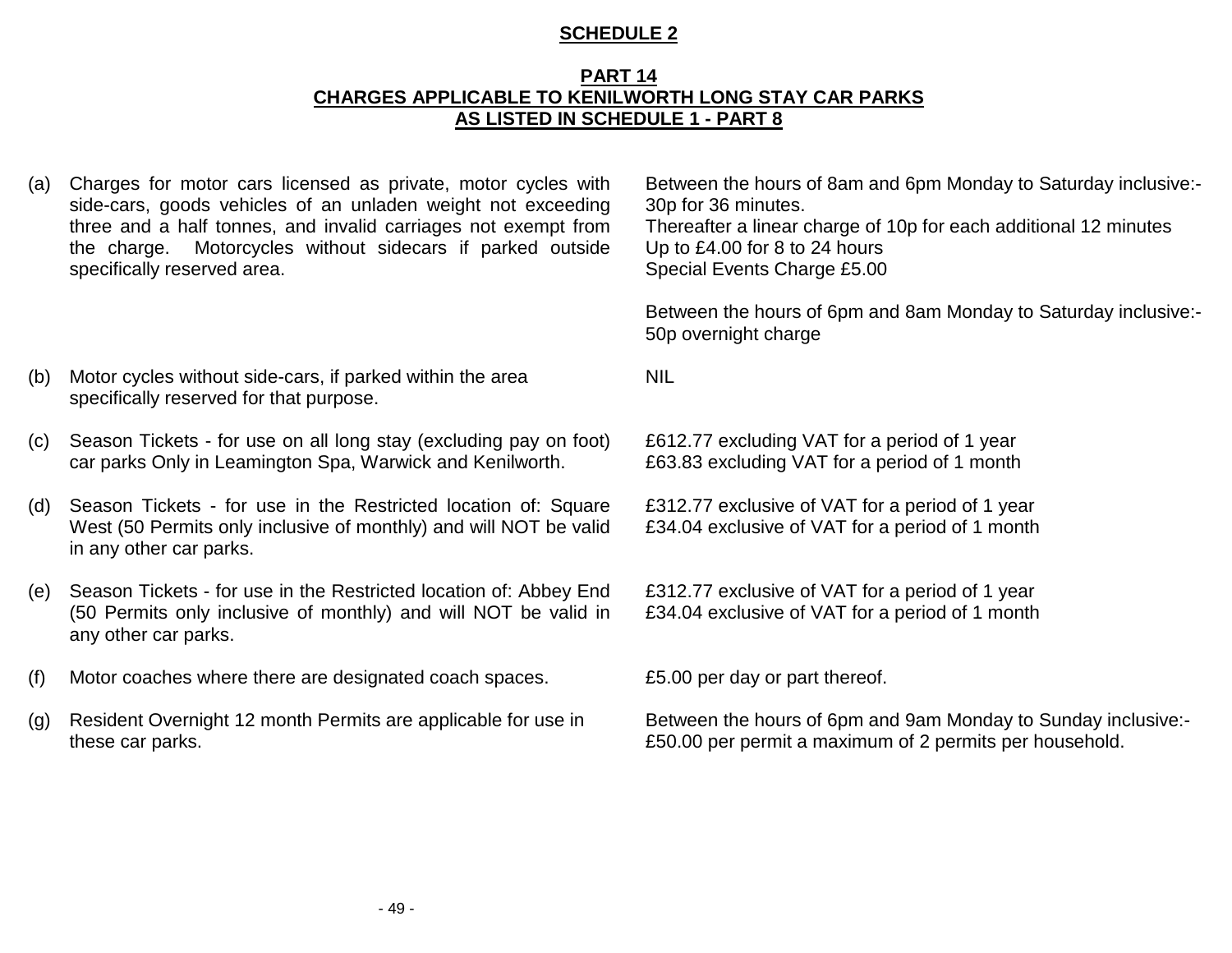**SCHEDULE 2**

**PART 14**
**CHARGES APPLICABLE TO KENILWORTH LONG STAY CAR PARKS**
**AS LISTED IN SCHEDULE 1 - PART 8**

| | | |
|---|---|---|
| (a) | Charges for motor cars licensed as private, motor cycles with side-cars, goods vehicles of an unladen weight not exceeding three and a half tonnes, and invalid carriages not exempt from the charge. Motorcycles without sidecars if parked outside specifically reserved area. | Between the hours of 8am and 6pm Monday to Saturday inclusive:- 30p for 36 minutes. Thereafter a linear charge of 10p for each additional 12 minutes Up to £4.00 for 8 to 24 hours Special Events Charge £5.00<br><br>Between the hours of 6pm and 8am Monday to Saturday inclusive:- 50p overnight charge |
| (b) | Motor cycles without side-cars, if parked within the area specifically reserved for that purpose. | NIL |
| (c) | Season Tickets - for use on all long stay (excluding pay on foot) car parks Only in Leamington Spa, Warwick and Kenilworth. | £612.77 excluding VAT for a period of 1 year<br>£63.83 excluding VAT for a period of 1 month |
| (d) | Season Tickets - for use in the Restricted location of: Square West (50 Permits only inclusive of monthly) and will NOT be valid in any other car parks. | £312.77 exclusive of VAT for a period of 1 year<br>£34.04 exclusive of VAT for a period of 1 month |
| (e) | Season Tickets - for use in the Restricted location of: Abbey End (50 Permits only inclusive of monthly) and will NOT be valid in any other car parks. | £312.77 exclusive of VAT for a period of 1 year<br>£34.04 exclusive of VAT for a period of 1 month |
| (f) | Motor coaches where there are designated coach spaces. | £5.00 per day or part thereof. |
| (g) | Resident Overnight 12 month Permits are applicable for use in these car parks. | Between the hours of 6pm and 9am Monday to Sunday inclusive:- £50.00 per permit a maximum of 2 permits per household. |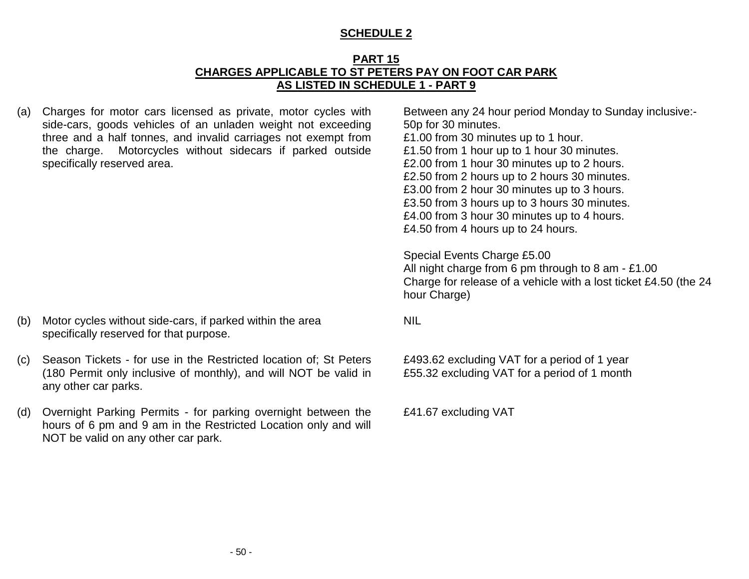## SCHEDULE 2

### PART 15
### CHARGES APPLICABLE TO ST PETERS PAY ON FOOT CAR PARK
### AS LISTED IN SCHEDULE 1 - PART 9

| | | |
|---|---|---|
| (a) | Charges for motor cars licensed as private, motor cycles with side-cars, goods vehicles of an unladen weight not exceeding three and a half tonnes, and invalid carriages not exempt from the charge. Motorcycles without sidecars if parked outside specifically reserved area. | Between any 24 hour period Monday to Sunday inclusive:-<br>50p for 30 minutes.<br>£1.00 from 30 minutes up to 1 hour.<br>£1.50 from 1 hour up to 1 hour 30 minutes.<br>£2.00 from 1 hour 30 minutes up to 2 hours.<br>£2.50 from 2 hours up to 2 hours 30 minutes.<br>£3.00 from 2 hour 30 minutes up to 3 hours.<br>£3.50 from 3 hours up to 3 hours 30 minutes.<br>£4.00 from 3 hour 30 minutes up to 4 hours.<br>£4.50 from 4 hours up to 24 hours.<br><br>Special Events Charge £5.00<br>All night charge from 6 pm through to 8 am - £1.00<br>Charge for release of a vehicle with a lost ticket £4.50 (the 24 hour Charge) |
| (b) | Motor cycles without side-cars, if parked within the area specifically reserved for that purpose. | NIL |
| (c) | Season Tickets - for use in the Restricted location of; St Peters (180 Permit only inclusive of monthly), and will NOT be valid in any other car parks. | £493.62 excluding VAT for a period of 1 year<br>£55.32 excluding VAT for a period of 1 month |
| (d) | Overnight Parking Permits - for parking overnight between the hours of 6 pm and 9 am in the Restricted Location only and will NOT be valid on any other car park. | £41.67 excluding VAT |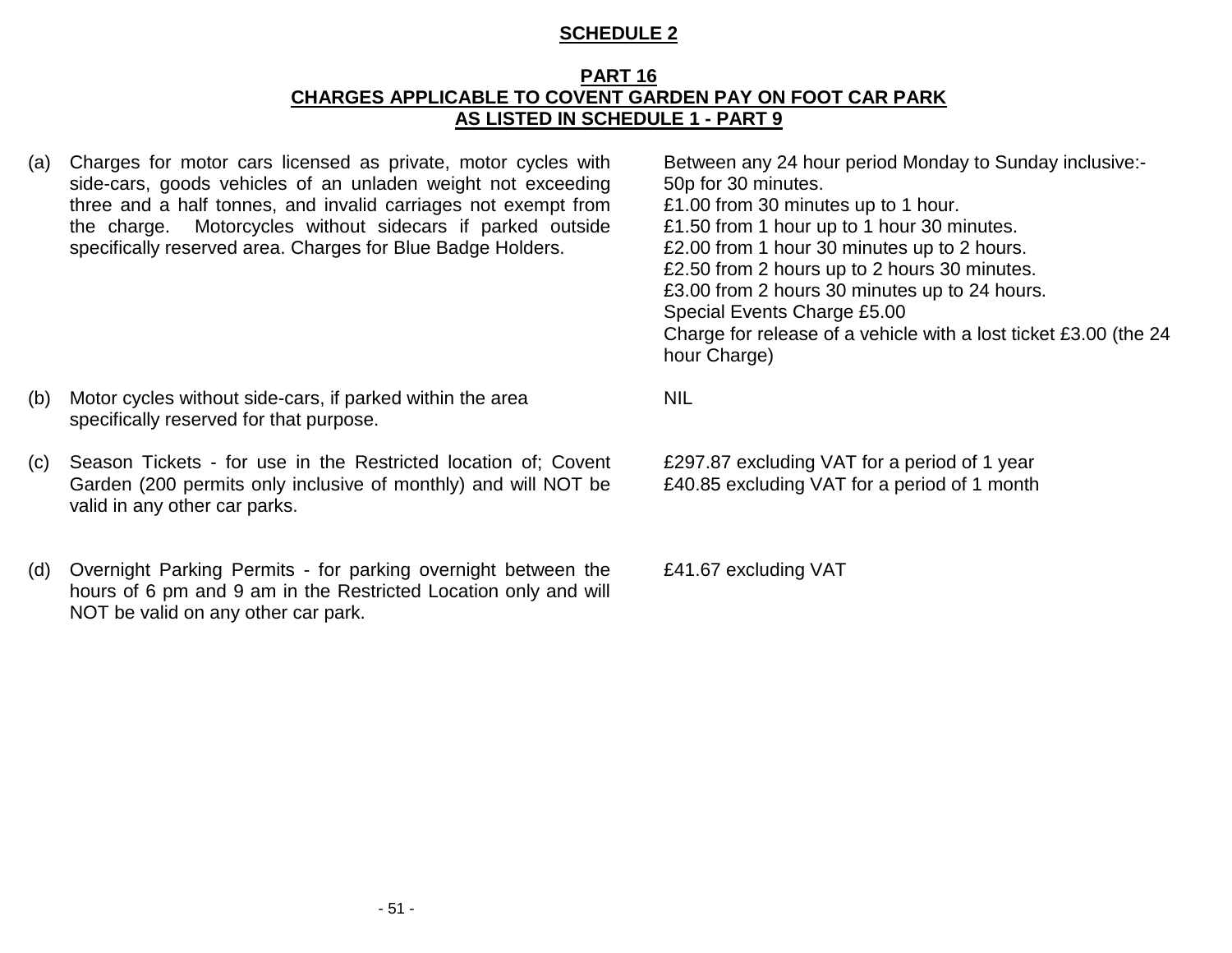## SCHEDULE 2

### PART 16
### CHARGES APPLICABLE TO COVENT GARDEN PAY ON FOOT CAR PARK
### AS LISTED IN SCHEDULE 1 - PART 9

| | Description | Charges |
|---|---|---|
| (a) | Charges for motor cars licensed as private, motor cycles with side-cars, goods vehicles of an unladen weight not exceeding three and a half tonnes, and invalid carriages not exempt from the charge. Motorcycles without sidecars if parked outside specifically reserved area. Charges for Blue Badge Holders. | Between any 24 hour period Monday to Sunday inclusive:-<br>50p for 30 minutes.<br>£1.00 from 30 minutes up to 1 hour.<br>£1.50 from 1 hour up to 1 hour 30 minutes.<br>£2.00 from 1 hour 30 minutes up to 2 hours.<br>£2.50 from 2 hours up to 2 hours 30 minutes.<br>£3.00 from 2 hours 30 minutes up to 24 hours.<br>Special Events Charge £5.00<br>Charge for release of a vehicle with a lost ticket £3.00 (the 24 hour Charge) |
| (b) | Motor cycles without side-cars, if parked within the area specifically reserved for that purpose. | NIL |
| (c) | Season Tickets - for use in the Restricted location of; Covent Garden (200 permits only inclusive of monthly) and will NOT be valid in any other car parks. | £297.87 excluding VAT for a period of 1 year<br>£40.85 excluding VAT for a period of 1 month |
| (d) | Overnight Parking Permits - for parking overnight between the hours of 6 pm and 9 am in the Restricted Location only and will NOT be valid on any other car park. | £41.67 excluding VAT |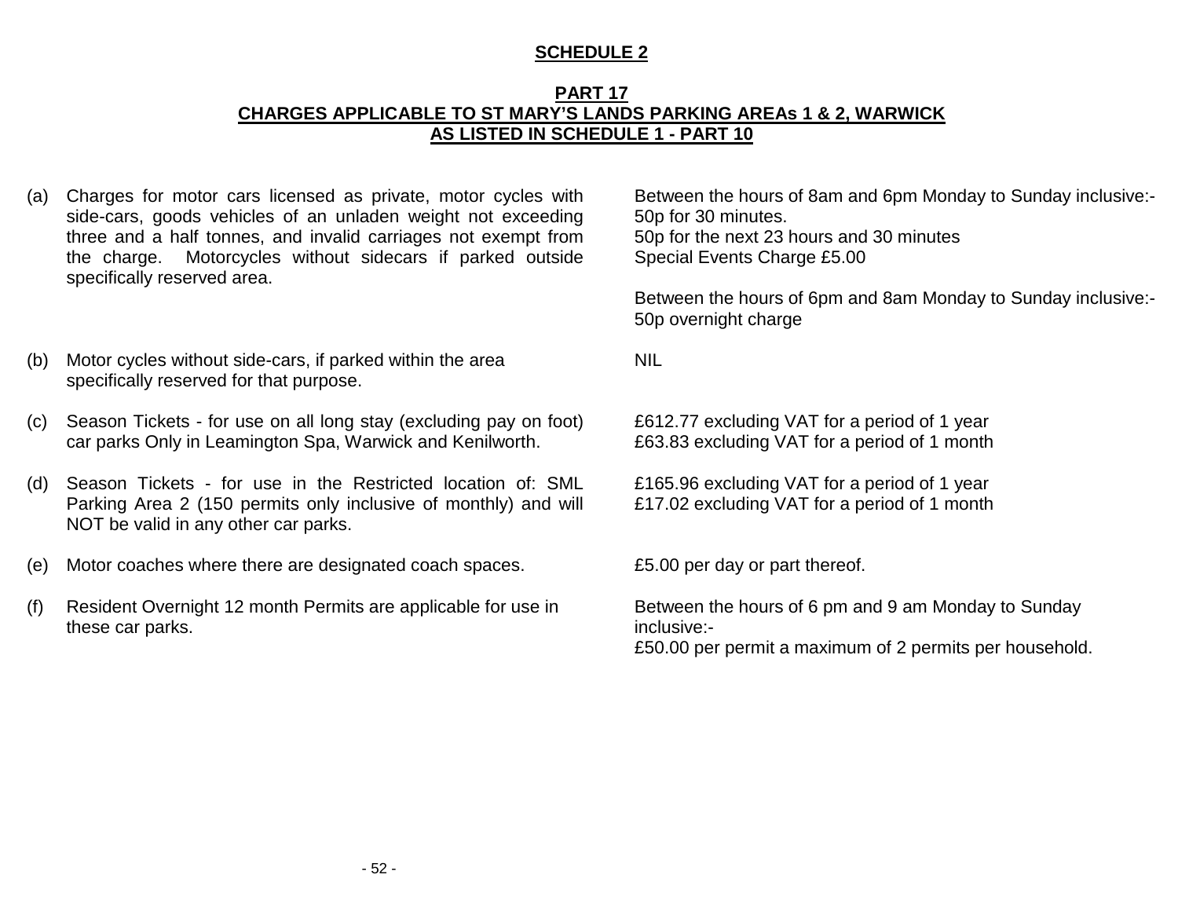## SCHEDULE 2

### PART 17
### CHARGES APPLICABLE TO ST MARY'S LANDS PARKING AREAs 1 & 2, WARWICK AS LISTED IN SCHEDULE 1 - PART 10

| | | |
|---|---|---|
| (a) | Charges for motor cars licensed as private, motor cycles with side-cars, goods vehicles of an unladen weight not exceeding three and a half tonnes, and invalid carriages not exempt from the charge. Motorcycles without sidecars if parked outside specifically reserved area. | Between the hours of 8am and 6pm Monday to Sunday inclusive:-<br>50p for 30 minutes.<br>50p for the next 23 hours and 30 minutes<br>Special Events Charge £5.00<br><br>Between the hours of 6pm and 8am Monday to Sunday inclusive:-<br>50p overnight charge |
| (b) | Motor cycles without side-cars, if parked within the area specifically reserved for that purpose. | NIL |
| (c) | Season Tickets - for use on all long stay (excluding pay on foot) car parks Only in Leamington Spa, Warwick and Kenilworth. | £612.77 excluding VAT for a period of 1 year<br>£63.83 excluding VAT for a period of 1 month |
| (d) | Season Tickets - for use in the Restricted location of: SML Parking Area 2 (150 permits only inclusive of monthly) and will NOT be valid in any other car parks. | £165.96 excluding VAT for a period of 1 year<br>£17.02 excluding VAT for a period of 1 month |
| (e) | Motor coaches where there are designated coach spaces. | £5.00 per day or part thereof. |
| (f) | Resident Overnight 12 month Permits are applicable for use in these car parks. | Between the hours of 6 pm and 9 am Monday to Sunday inclusive:-<br>£50.00 per permit a maximum of 2 permits per household. |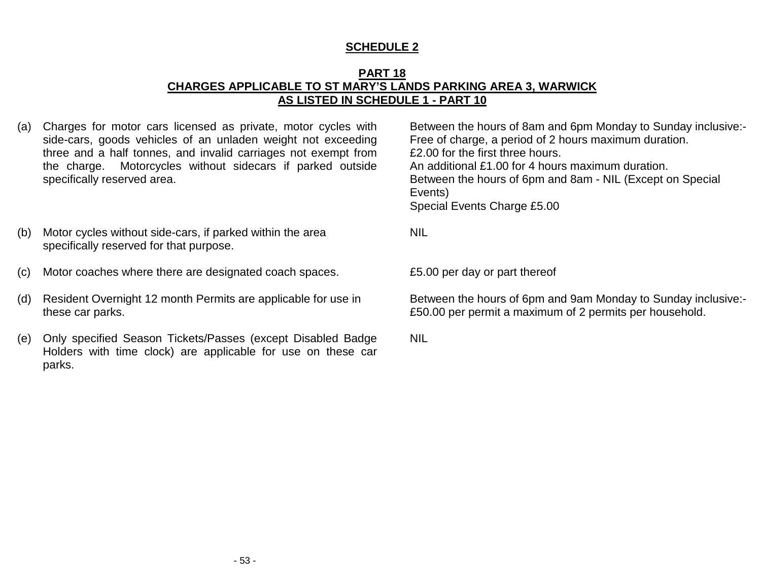## SCHEDULE 2

### PART 18
### CHARGES APPLICABLE TO ST MARY'S LANDS PARKING AREA 3, WARWICK AS LISTED IN SCHEDULE 1 - PART 10

| | Description | Charges |
|---|---|---|
| (a) | Charges for motor cars licensed as private, motor cycles with side-cars, goods vehicles of an unladen weight not exceeding three and a half tonnes, and invalid carriages not exempt from the charge. Motorcycles without sidecars if parked outside specifically reserved area. | Between the hours of 8am and 6pm Monday to Sunday inclusive:-<br>Free of charge, a period of 2 hours maximum duration.<br>£2.00 for the first three hours.<br>An additional £1.00 for 4 hours maximum duration.<br>Between the hours of 6pm and 8am - NIL (Except on Special Events)<br>Special Events Charge £5.00 |
| (b) | Motor cycles without side-cars, if parked within the area specifically reserved for that purpose. | NIL |
| (c) | Motor coaches where there are designated coach spaces. | £5.00 per day or part thereof |
| (d) | Resident Overnight 12 month Permits are applicable for use in these car parks. | Between the hours of 6pm and 9am Monday to Sunday inclusive:-<br>£50.00 per permit a maximum of 2 permits per household. |
| (e) | Only specified Season Tickets/Passes (except Disabled Badge Holders with time clock) are applicable for use on these car parks. | NIL |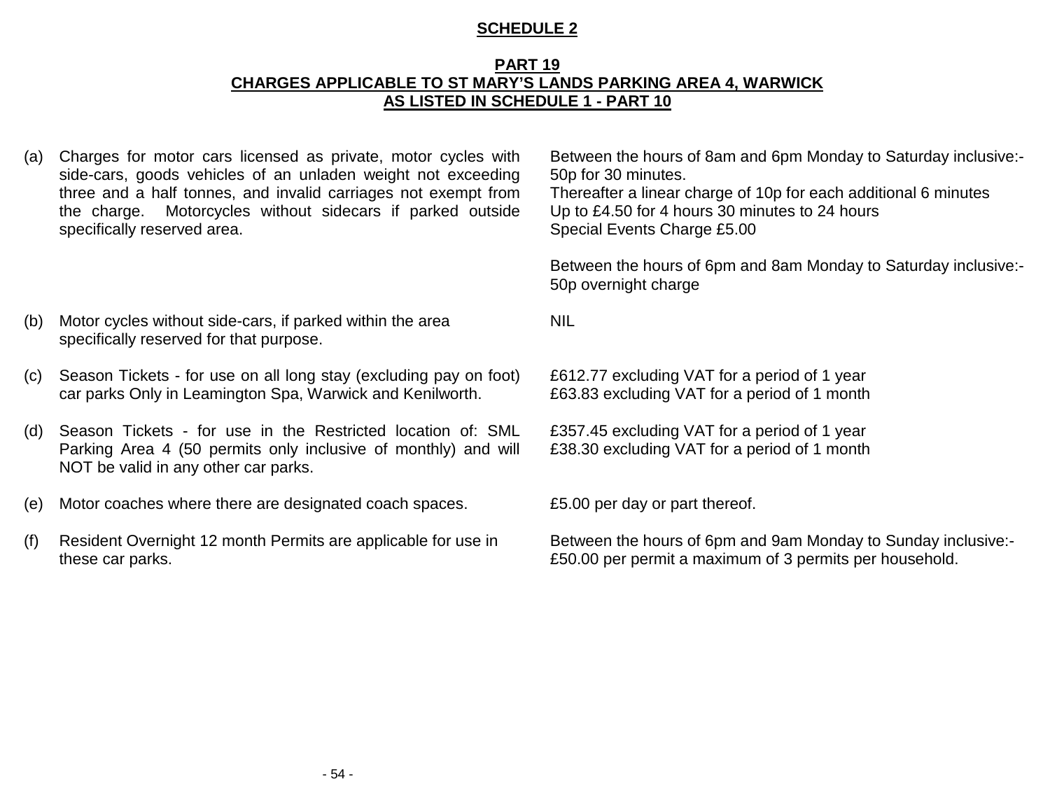## SCHEDULE 2

### PART 19
### CHARGES APPLICABLE TO ST MARY'S LANDS PARKING AREA 4, WARWICK AS LISTED IN SCHEDULE 1 - PART 10

| | | |
|---|---|---|
| (a) | Charges for motor cars licensed as private, motor cycles with side-cars, goods vehicles of an unladen weight not exceeding three and a half tonnes, and invalid carriages not exempt from the charge. Motorcycles without sidecars if parked outside specifically reserved area. | Between the hours of 8am and 6pm Monday to Saturday inclusive:-<br>50p for 30 minutes.<br>Thereafter a linear charge of 10p for each additional 6 minutes<br>Up to £4.50 for 4 hours 30 minutes to 24 hours<br>Special Events Charge £5.00<br><br>Between the hours of 6pm and 8am Monday to Saturday inclusive:-<br>50p overnight charge |
| (b) | Motor cycles without side-cars, if parked within the area specifically reserved for that purpose. | NIL |
| (c) | Season Tickets - for use on all long stay (excluding pay on foot) car parks Only in Leamington Spa, Warwick and Kenilworth. | £612.77 excluding VAT for a period of 1 year<br>£63.83 excluding VAT for a period of 1 month |
| (d) | Season Tickets - for use in the Restricted location of: SML Parking Area 4 (50 permits only inclusive of monthly) and will NOT be valid in any other car parks. | £357.45 excluding VAT for a period of 1 year<br>£38.30 excluding VAT for a period of 1 month |
| (e) | Motor coaches where there are designated coach spaces. | £5.00 per day or part thereof. |
| (f) | Resident Overnight 12 month Permits are applicable for use in these car parks. | Between the hours of 6pm and 9am Monday to Sunday inclusive:-<br>£50.00 per permit a maximum of 3 permits per household. |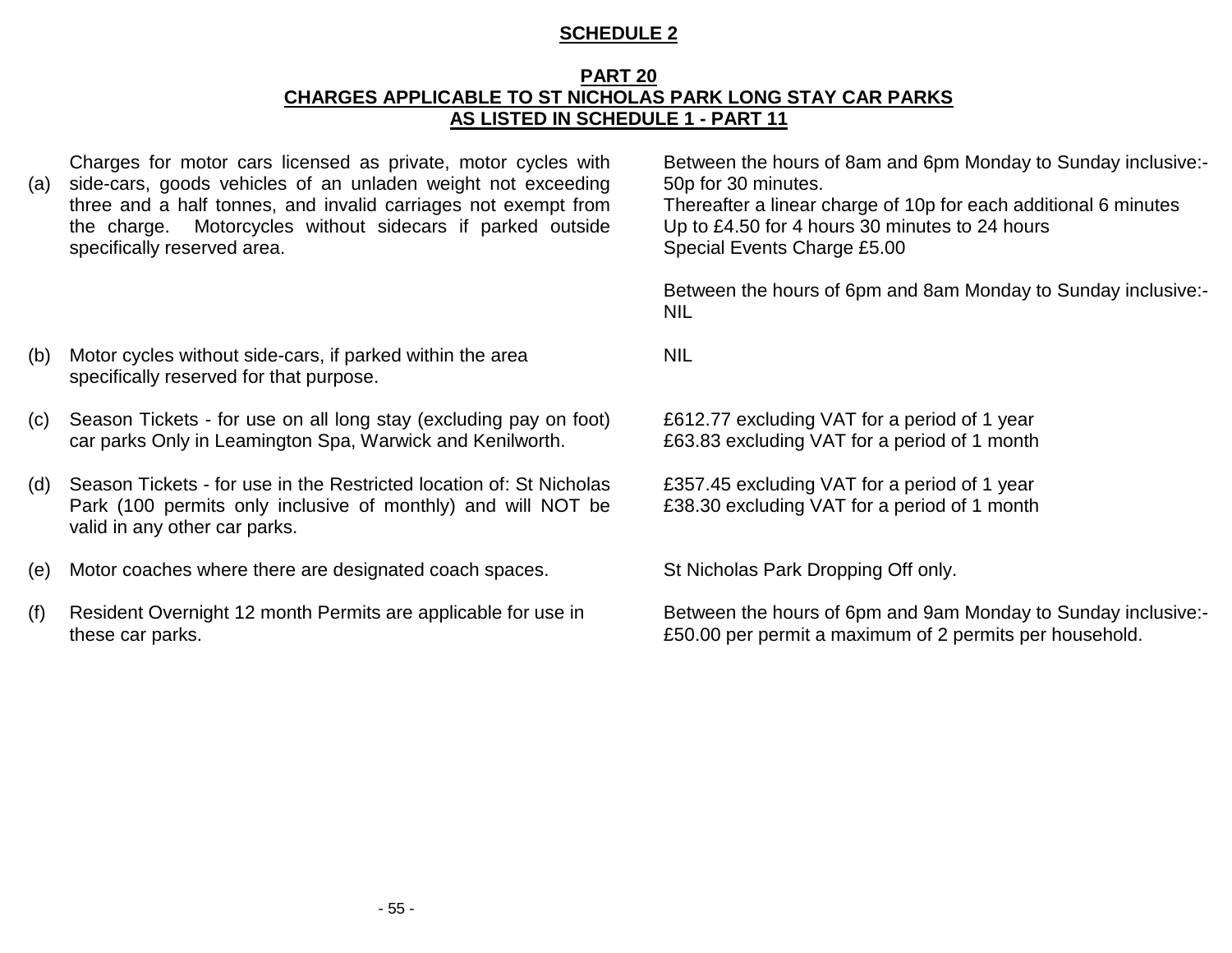## SCHEDULE 2

### PART 20
### CHARGES APPLICABLE TO ST NICHOLAS PARK LONG STAY CAR PARKS AS LISTED IN SCHEDULE 1 - PART 11

| | | |
|---|---|---|
| (a) | Charges for motor cars licensed as private, motor cycles with side-cars, goods vehicles of an unladen weight not exceeding three and a half tonnes, and invalid carriages not exempt from the charge. Motorcycles without sidecars if parked outside specifically reserved area. | Between the hours of 8am and 6pm Monday to Sunday inclusive:- 50p for 30 minutes. Thereafter a linear charge of 10p for each additional 6 minutes Up to £4.50 for 4 hours 30 minutes to 24 hours Special Events Charge £5.00<br><br>Between the hours of 6pm and 8am Monday to Sunday inclusive:- NIL |
| (b) | Motor cycles without side-cars, if parked within the area specifically reserved for that purpose. | NIL |
| (c) | Season Tickets - for use on all long stay (excluding pay on foot) car parks Only in Leamington Spa, Warwick and Kenilworth. | £612.77 excluding VAT for a period of 1 year<br>£63.83 excluding VAT for a period of 1 month |
| (d) | Season Tickets - for use in the Restricted location of: St Nicholas Park (100 permits only inclusive of monthly) and will NOT be valid in any other car parks. | £357.45 excluding VAT for a period of 1 year<br>£38.30 excluding VAT for a period of 1 month |
| (e) | Motor coaches where there are designated coach spaces. | St Nicholas Park Dropping Off only. |
| (f) | Resident Overnight 12 month Permits are applicable for use in these car parks. | Between the hours of 6pm and 9am Monday to Sunday inclusive:- £50.00 per permit a maximum of 2 permits per household. |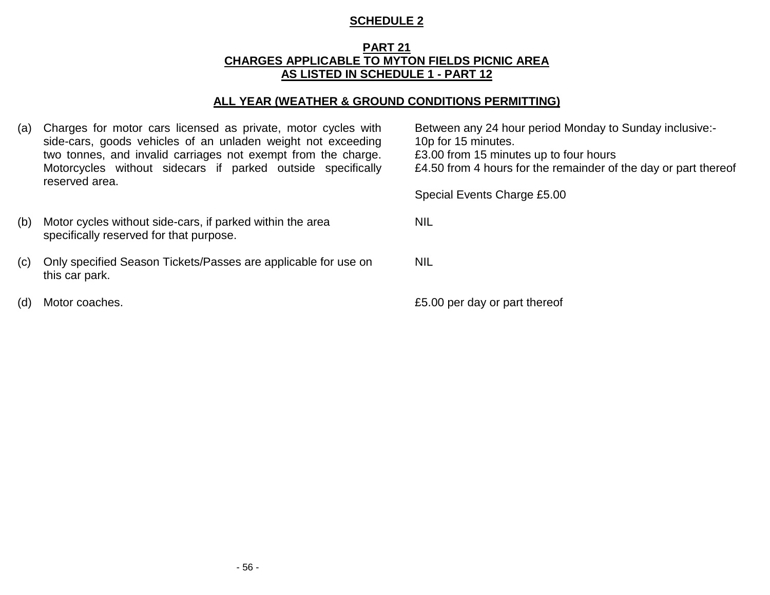**SCHEDULE 2**

**PART 21**
**CHARGES APPLICABLE TO MYTON FIELDS PICNIC AREA**
**AS LISTED IN SCHEDULE 1 - PART 12**

**ALL YEAR (WEATHER & GROUND CONDITIONS PERMITTING)**

| | | |
|---|---|---|
| (a) | Charges for motor cars licensed as private, motor cycles with side-cars, goods vehicles of an unladen weight not exceeding two tonnes, and invalid carriages not exempt from the charge. Motorcycles without sidecars if parked outside specifically reserved area. | Between any 24 hour period Monday to Sunday inclusive:-<br>10p for 15 minutes.<br>£3.00 from 15 minutes up to four hours<br>£4.50 from 4 hours for the remainder of the day or part thereof<br><br>Special Events Charge £5.00 |
| (b) | Motor cycles without side-cars, if parked within the area specifically reserved for that purpose. | NIL |
| (c) | Only specified Season Tickets/Passes are applicable for use on this car park. | NIL |
| (d) | Motor coaches. | £5.00 per day or part thereof |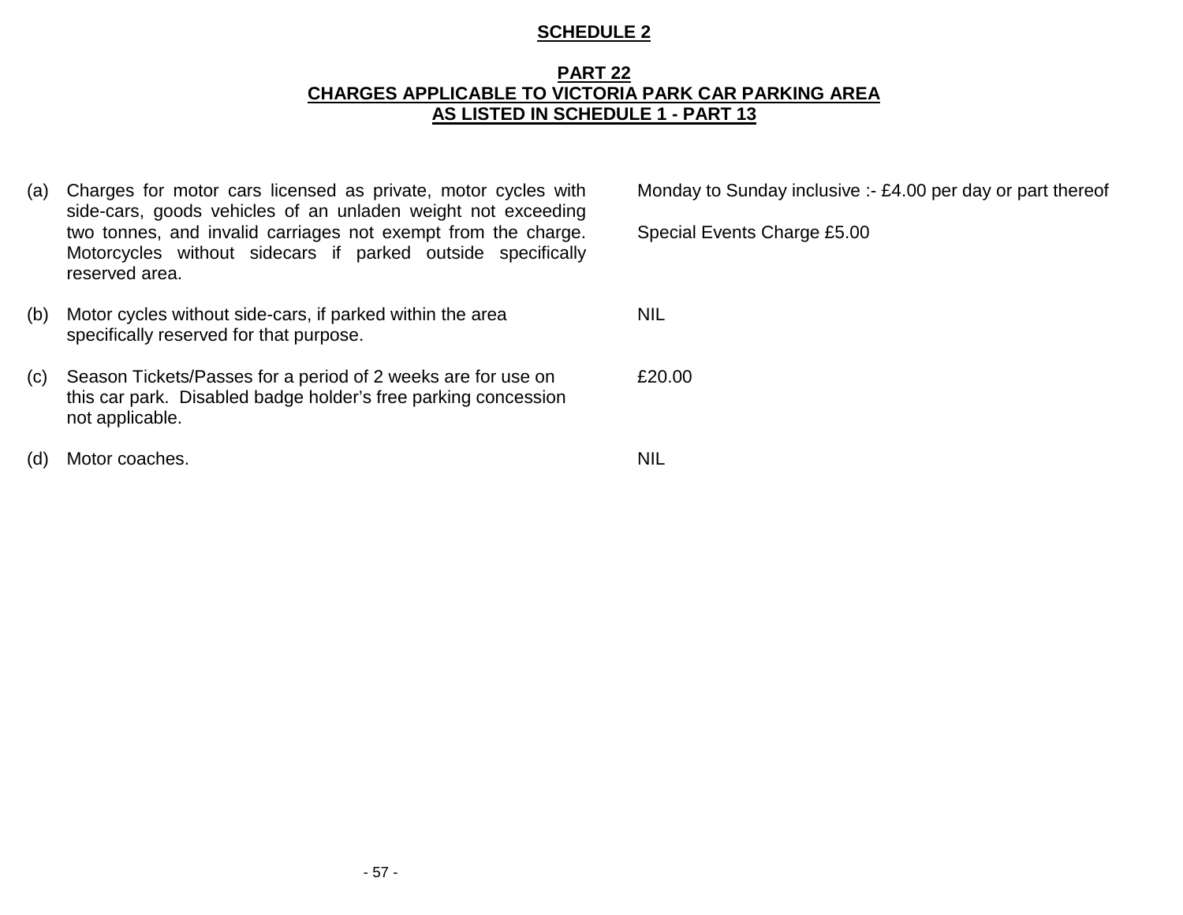**SCHEDULE 2**

**PART 22**
**CHARGES APPLICABLE TO VICTORIA PARK CAR PARKING AREA**
**AS LISTED IN SCHEDULE 1 - PART 13**

| | | |
|---|---|---|
| (a) | Charges for motor cars licensed as private, motor cycles with side-cars, goods vehicles of an unladen weight not exceeding two tonnes, and invalid carriages not exempt from the charge. Motorcycles without sidecars if parked outside specifically reserved area. | Monday to Sunday inclusive :- £4.00 per day or part thereof<br><br>Special Events Charge £5.00 |
| (b) | Motor cycles without side-cars, if parked within the area specifically reserved for that purpose. | NIL |
| (c) | Season Tickets/Passes for a period of 2 weeks are for use on this car park. Disabled badge holder's free parking concession not applicable. | £20.00 |
| (d) | Motor coaches. | NIL |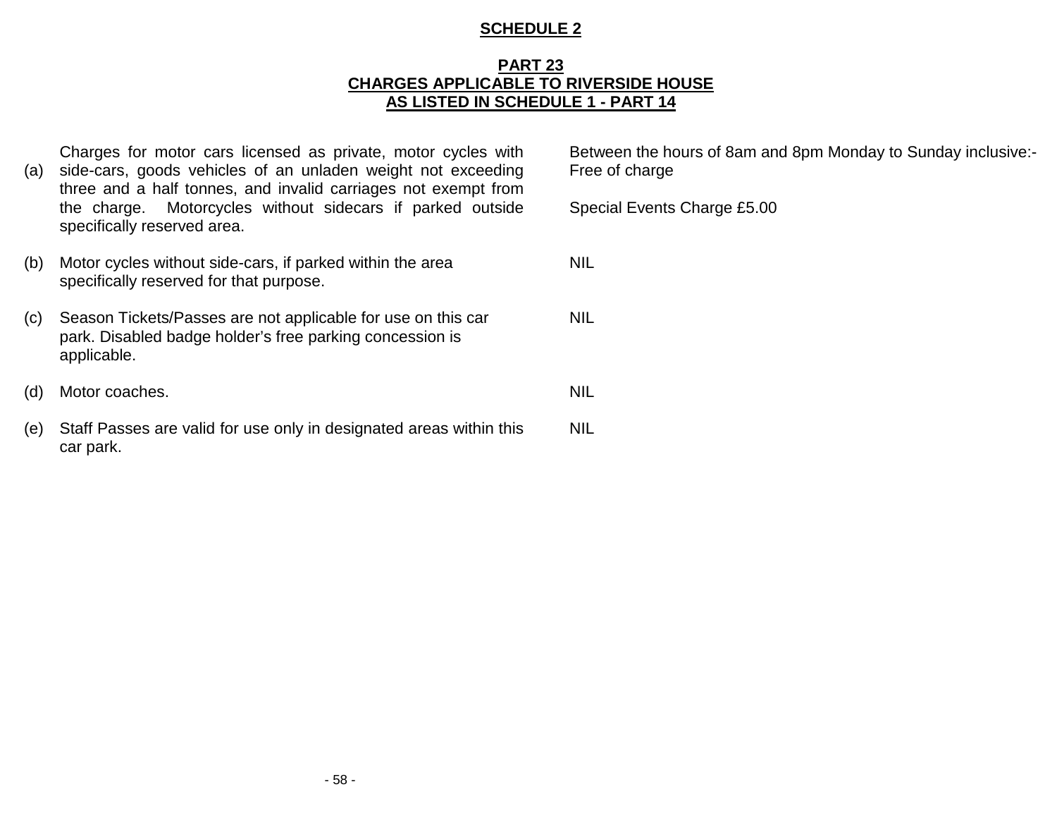**SCHEDULE 2**

**PART 23**
**CHARGES APPLICABLE TO RIVERSIDE HOUSE**
**AS LISTED IN SCHEDULE 1 - PART 14**

| | | |
|---|---|---|
| (a) | Charges for motor cars licensed as private, motor cycles with side-cars, goods vehicles of an unladen weight not exceeding three and a half tonnes, and invalid carriages not exempt from the charge. Motorcycles without sidecars if parked outside specifically reserved area. | Between the hours of 8am and 8pm Monday to Sunday inclusive:- Free of charge<br><br>Special Events Charge £5.00 |
| (b) | Motor cycles without side-cars, if parked within the area specifically reserved for that purpose. | NIL |
| (c) | Season Tickets/Passes are not applicable for use on this car park. Disabled badge holder's free parking concession is applicable. | NIL |
| (d) | Motor coaches. | NIL |
| (e) | Staff Passes are valid for use only in designated areas within this car park. | NIL |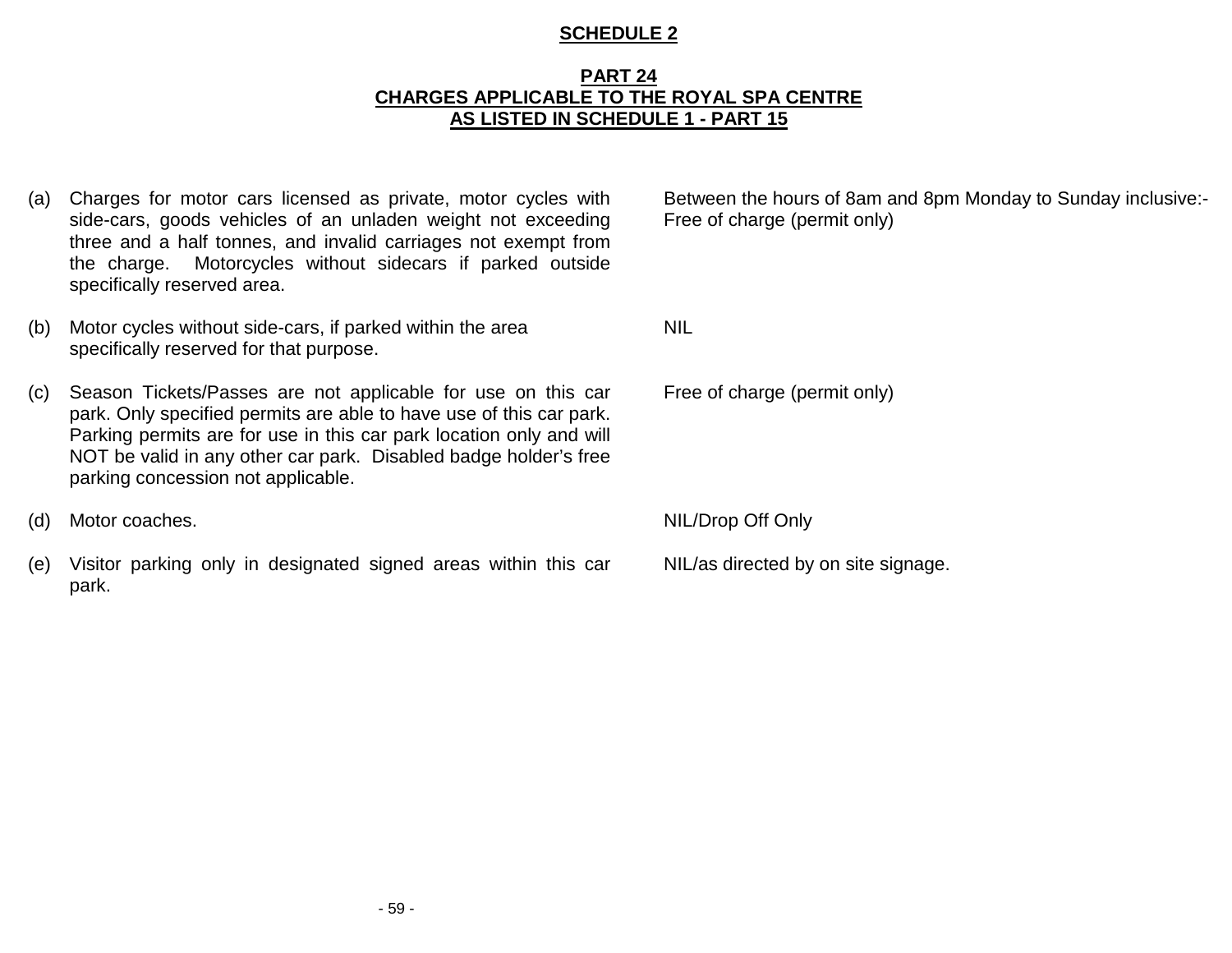# SCHEDULE 2

## PART 24
## CHARGES APPLICABLE TO THE ROYAL SPA CENTRE
## AS LISTED IN SCHEDULE 1 - PART 15

| | | |
|---|---|---|
| (a) | Charges for motor cars licensed as private, motor cycles with side-cars, goods vehicles of an unladen weight not exceeding three and a half tonnes, and invalid carriages not exempt from the charge. Motorcycles without sidecars if parked outside specifically reserved area. | Between the hours of 8am and 8pm Monday to Sunday inclusive:- Free of charge (permit only) |
| (b) | Motor cycles without side-cars, if parked within the area specifically reserved for that purpose. | NIL |
| (c) | Season Tickets/Passes are not applicable for use on this car park. Only specified permits are able to have use of this car park. Parking permits are for use in this car park location only and will NOT be valid in any other car park. Disabled badge holder's free parking concession not applicable. | Free of charge (permit only) |
| (d) | Motor coaches. | NIL/Drop Off Only |
| (e) | Visitor parking only in designated signed areas within this car park. | NIL/as directed by on site signage. |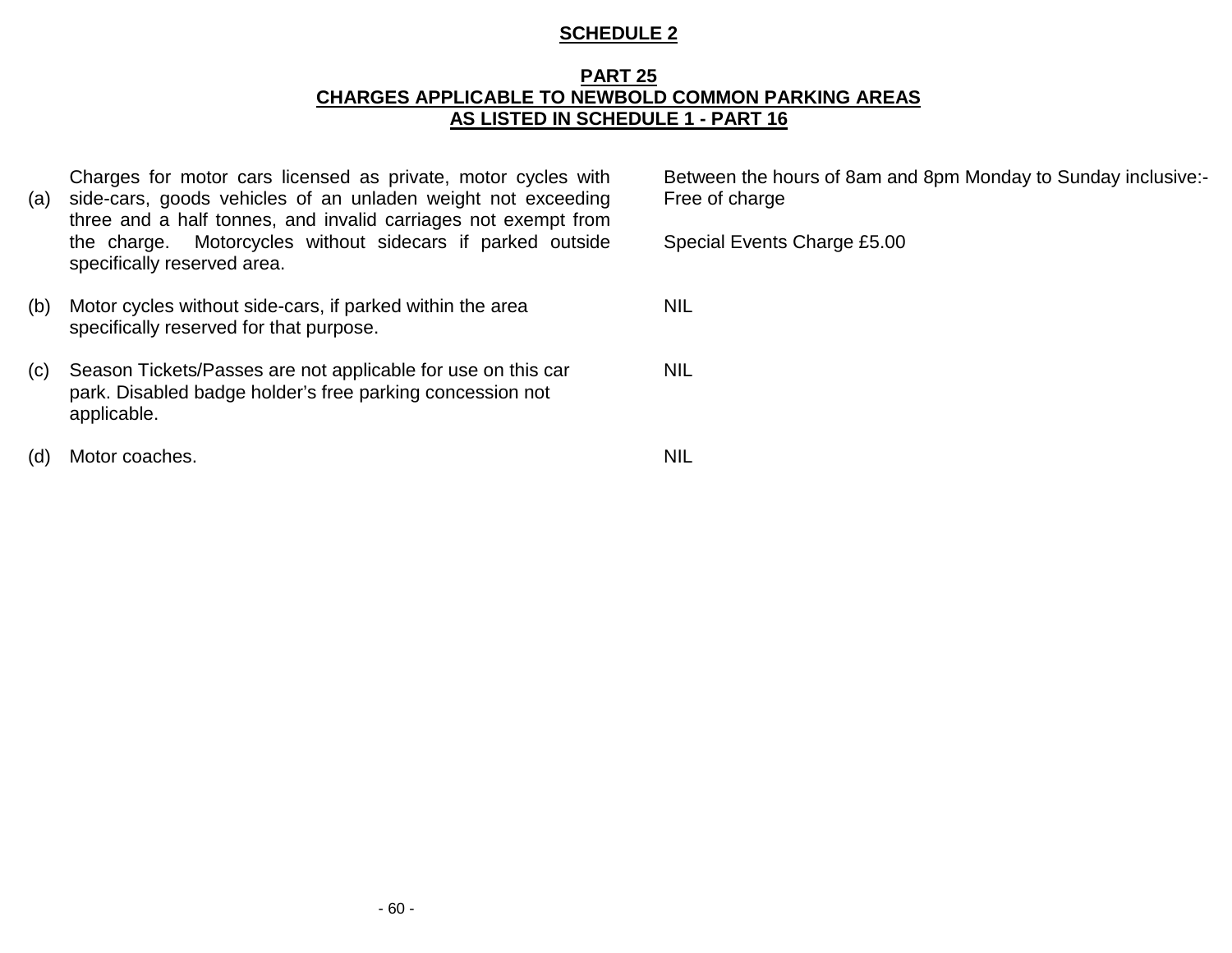**SCHEDULE 2**

**PART 25**
**CHARGES APPLICABLE TO NEWBOLD COMMON PARKING AREAS**
**AS LISTED IN SCHEDULE 1 - PART 16**

| | | |
|---|---|---|
| (a) | Charges for motor cars licensed as private, motor cycles with side-cars, goods vehicles of an unladen weight not exceeding three and a half tonnes, and invalid carriages not exempt from the charge. Motorcycles without sidecars if parked outside specifically reserved area. | Between the hours of 8am and 8pm Monday to Sunday inclusive:- Free of charge<br><br>Special Events Charge £5.00 |
| (b) | Motor cycles without side-cars, if parked within the area specifically reserved for that purpose. | NIL |
| (c) | Season Tickets/Passes are not applicable for use on this car park. Disabled badge holder's free parking concession not applicable. | NIL |
| (d) | Motor coaches. | NIL |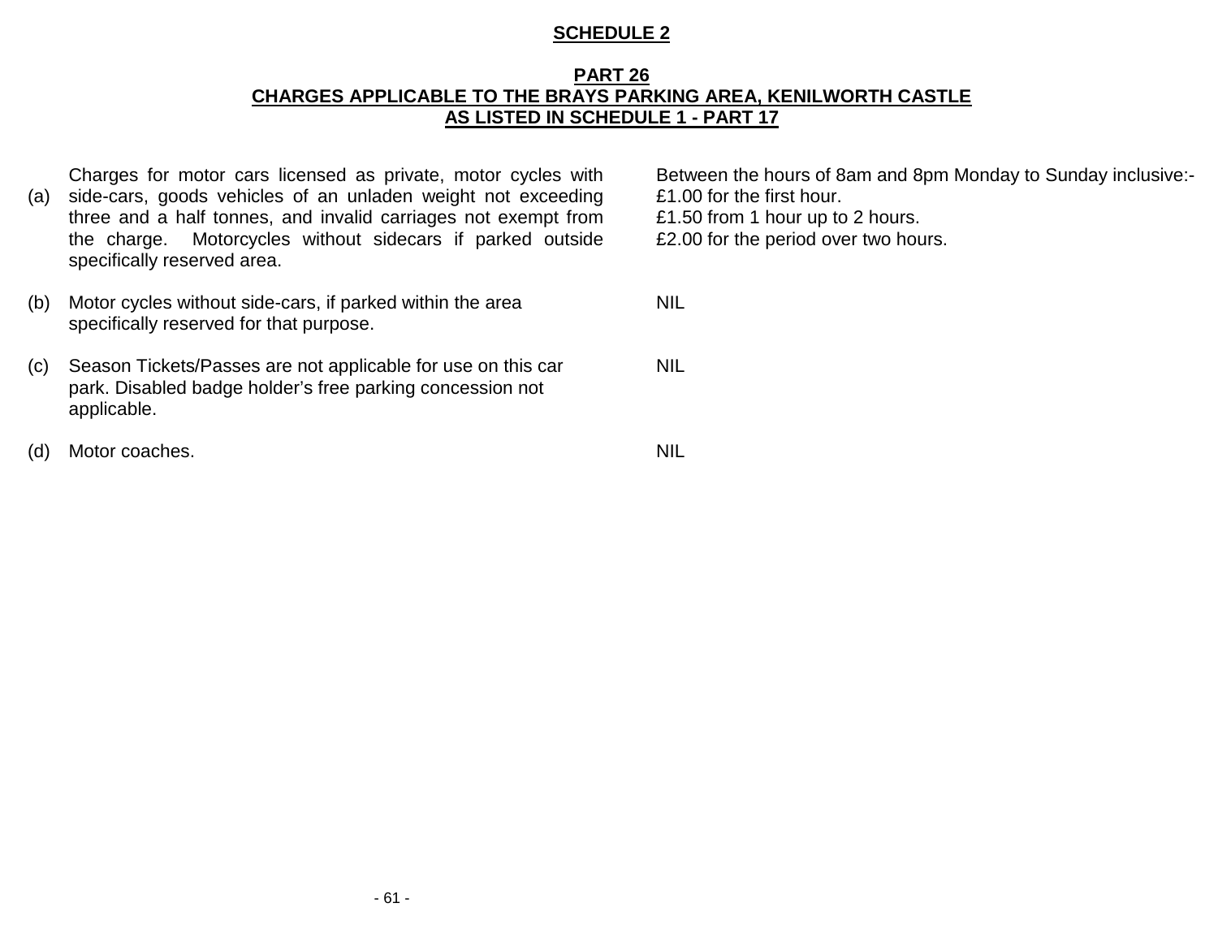**SCHEDULE 2**

**PART 26**
**CHARGES APPLICABLE TO THE BRAYS PARKING AREA, KENILWORTH CASTLE**
**AS LISTED IN SCHEDULE 1 - PART 17**

| | | |
|---|---|---|
| (a) | Charges for motor cars licensed as private, motor cycles with side-cars, goods vehicles of an unladen weight not exceeding three and a half tonnes, and invalid carriages not exempt from the charge. Motorcycles without sidecars if parked outside specifically reserved area. | Between the hours of 8am and 8pm Monday to Sunday inclusive:-<br>£1.00 for the first hour.<br>£1.50 from 1 hour up to 2 hours.<br>£2.00 for the period over two hours. |
| (b) | Motor cycles without side-cars, if parked within the area specifically reserved for that purpose. | NIL |
| (c) | Season Tickets/Passes are not applicable for use on this car park. Disabled badge holder's free parking concession not applicable. | NIL |
| (d) | Motor coaches. | NIL |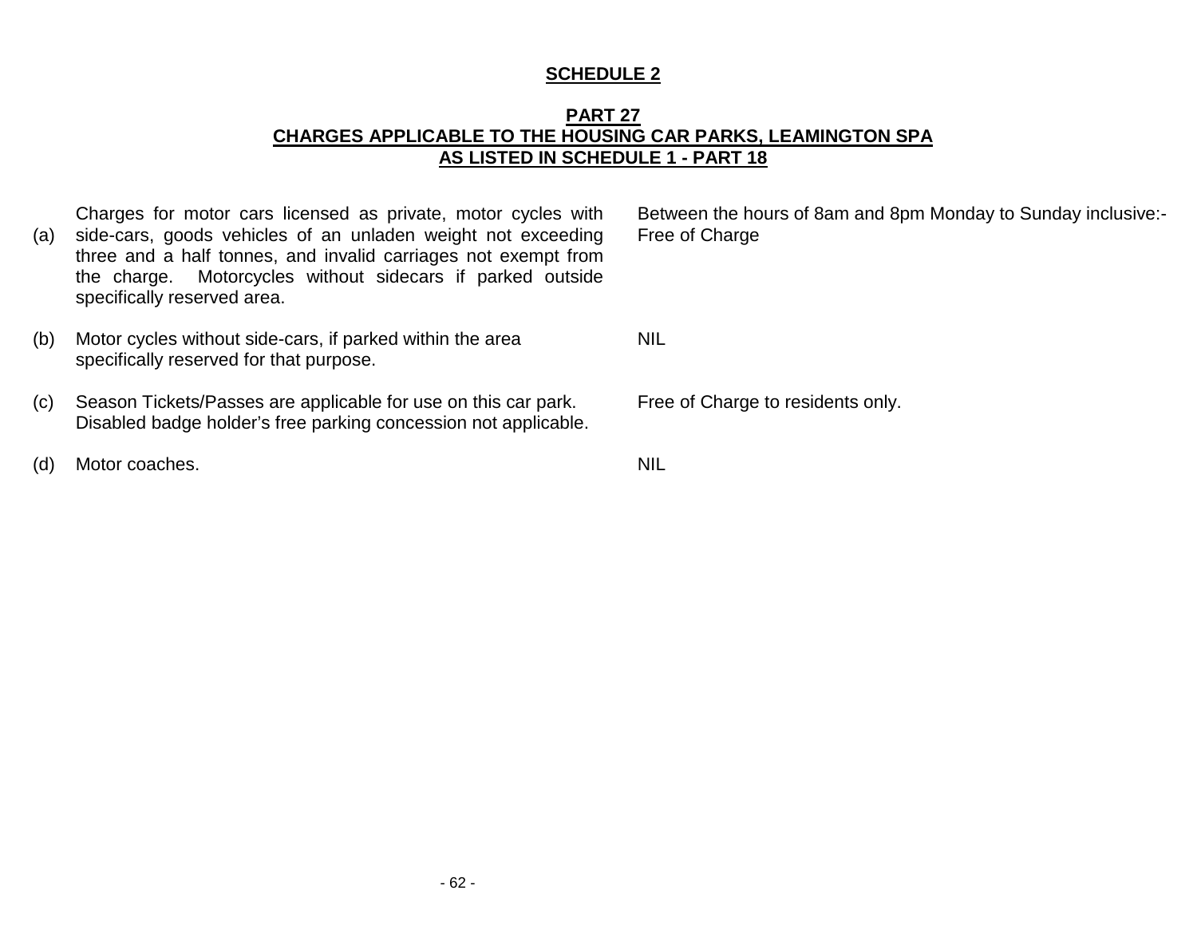**SCHEDULE 2**

**PART 27**
**CHARGES APPLICABLE TO THE HOUSING CAR PARKS, LEAMINGTON SPA**
**AS LISTED IN SCHEDULE 1 - PART 18**

| | | |
|---|---|---|
| (a) | Charges for motor cars licensed as private, motor cycles with side-cars, goods vehicles of an unladen weight not exceeding three and a half tonnes, and invalid carriages not exempt from the charge. Motorcycles without sidecars if parked outside specifically reserved area. | Between the hours of 8am and 8pm Monday to Sunday inclusive:- Free of Charge |
| (b) | Motor cycles without side-cars, if parked within the area specifically reserved for that purpose. | NIL |
| (c) | Season Tickets/Passes are applicable for use on this car park. Disabled badge holder's free parking concession not applicable. | Free of Charge to residents only. |
| (d) | Motor coaches. | NIL |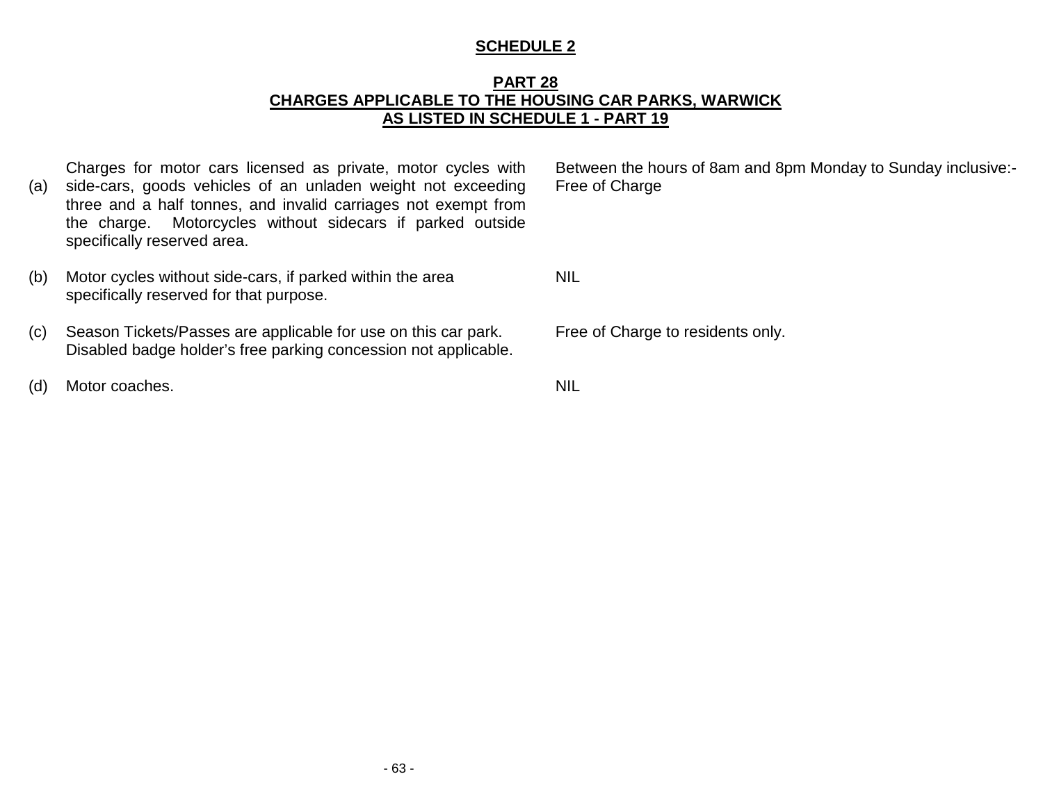**SCHEDULE 2**

**PART 28**
**CHARGES APPLICABLE TO THE HOUSING CAR PARKS, WARWICK**
**AS LISTED IN SCHEDULE 1 - PART 19**

| | | |
|---|---|---|
| (a) | Charges for motor cars licensed as private, motor cycles with side-cars, goods vehicles of an unladen weight not exceeding three and a half tonnes, and invalid carriages not exempt from the charge. Motorcycles without sidecars if parked outside specifically reserved area. | Between the hours of 8am and 8pm Monday to Sunday inclusive:- Free of Charge |
| (b) | Motor cycles without side-cars, if parked within the area specifically reserved for that purpose. | NIL |
| (c) | Season Tickets/Passes are applicable for use on this car park. Disabled badge holder's free parking concession not applicable. | Free of Charge to residents only. |
| (d) | Motor coaches. | NIL |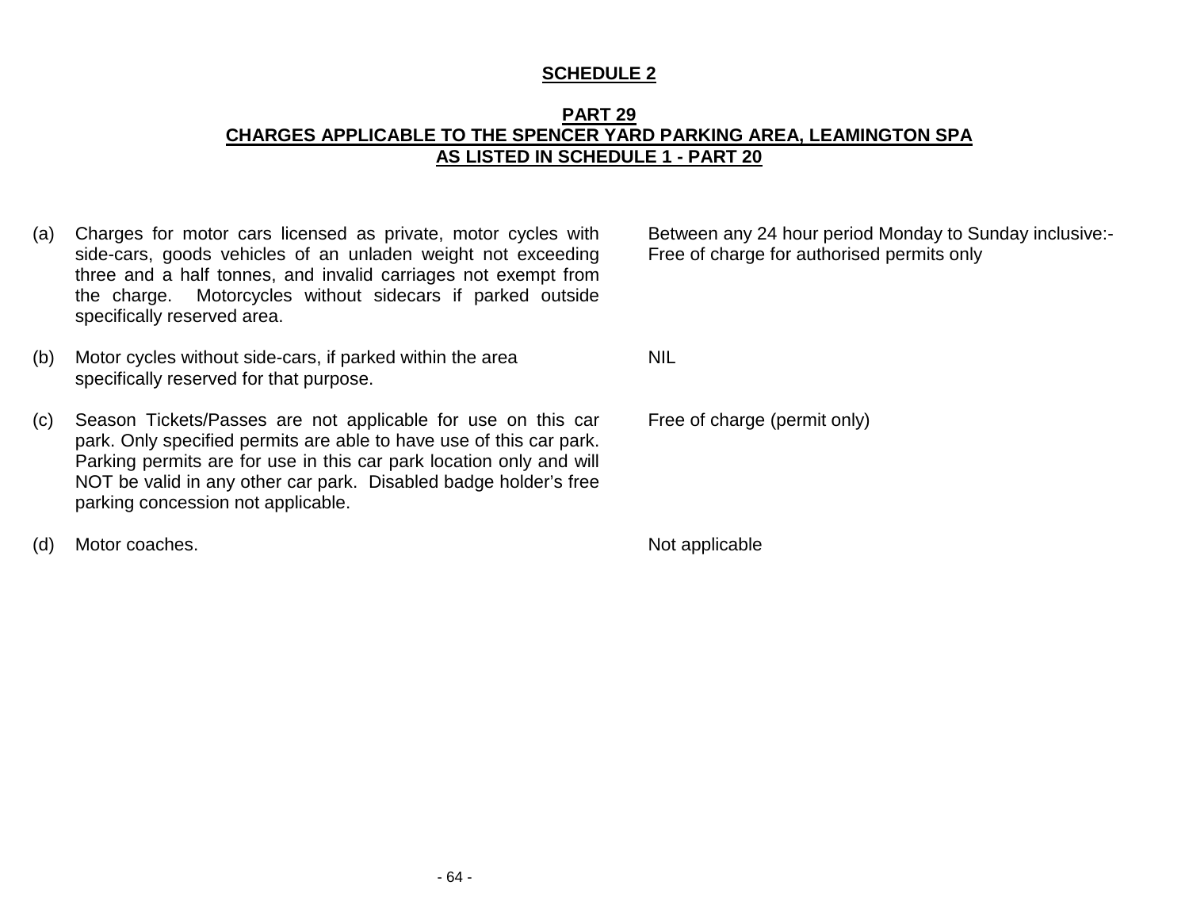## SCHEDULE 2

### PART 29
### CHARGES APPLICABLE TO THE SPENCER YARD PARKING AREA, LEAMINGTON SPA AS LISTED IN SCHEDULE 1 - PART 20

| | | |
|---|---|---|
| (a) | Charges for motor cars licensed as private, motor cycles with side-cars, goods vehicles of an unladen weight not exceeding three and a half tonnes, and invalid carriages not exempt from the charge. Motorcycles without sidecars if parked outside specifically reserved area. | Between any 24 hour period Monday to Sunday inclusive:- Free of charge for authorised permits only |
| (b) | Motor cycles without side-cars, if parked within the area specifically reserved for that purpose. | NIL |
| (c) | Season Tickets/Passes are not applicable for use on this car park. Only specified permits are able to have use of this car park. Parking permits are for use in this car park location only and will NOT be valid in any other car park. Disabled badge holder's free parking concession not applicable. | Free of charge (permit only) |
| (d) | Motor coaches. | Not applicable |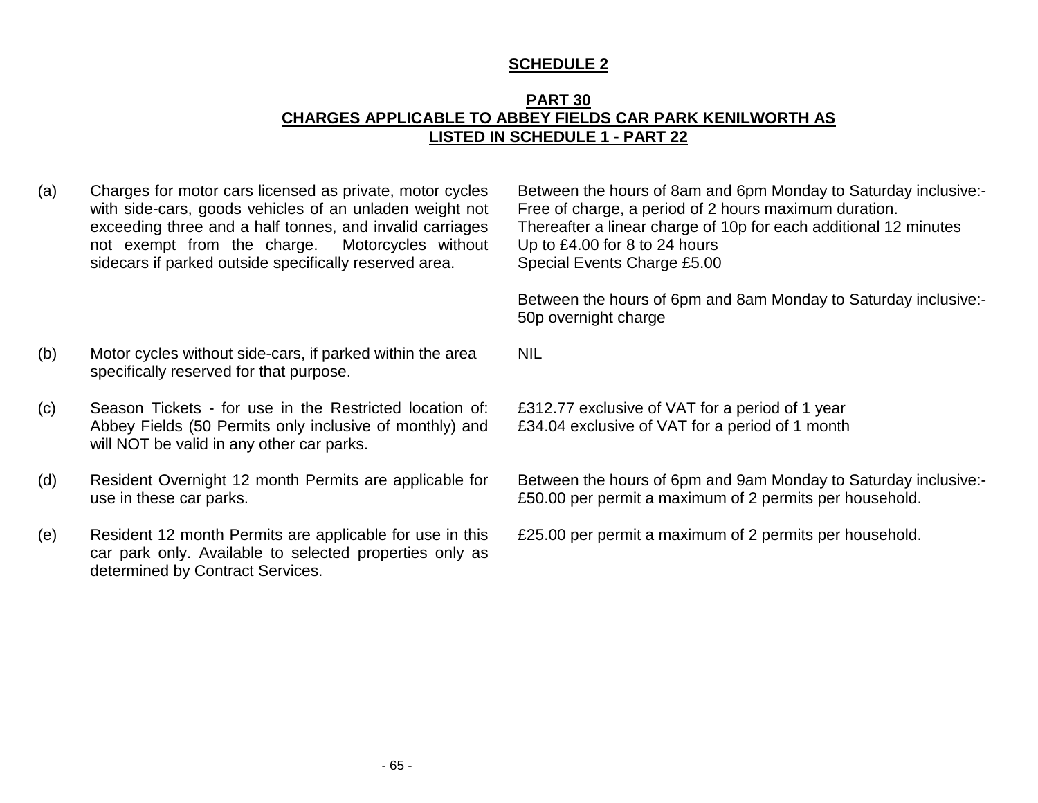## SCHEDULE 2

### PART 30
### CHARGES APPLICABLE TO ABBEY FIELDS CAR PARK KENILWORTH AS LISTED IN SCHEDULE 1 - PART 22

| | | |
|---|---|---|
| (a) | Charges for motor cars licensed as private, motor cycles with side-cars, goods vehicles of an unladen weight not exceeding three and a half tonnes, and invalid carriages not exempt from the charge. Motorcycles without sidecars if parked outside specifically reserved area. | Between the hours of 8am and 6pm Monday to Saturday inclusive:-<br>Free of charge, a period of 2 hours maximum duration.<br>Thereafter a linear charge of 10p for each additional 12 minutes<br>Up to £4.00 for 8 to 24 hours<br>Special Events Charge £5.00<br><br>Between the hours of 6pm and 8am Monday to Saturday inclusive:-<br>50p overnight charge |
| (b) | Motor cycles without side-cars, if parked within the area specifically reserved for that purpose. | NIL |
| (c) | Season Tickets - for use in the Restricted location of: Abbey Fields (50 Permits only inclusive of monthly) and will NOT be valid in any other car parks. | £312.77 exclusive of VAT for a period of 1 year<br>£34.04 exclusive of VAT for a period of 1 month |
| (d) | Resident Overnight 12 month Permits are applicable for use in these car parks. | Between the hours of 6pm and 9am Monday to Saturday inclusive:-<br>£50.00 per permit a maximum of 2 permits per household. |
| (e) | Resident 12 month Permits are applicable for use in this car park only. Available to selected properties only as determined by Contract Services. | £25.00 per permit a maximum of 2 permits per household. |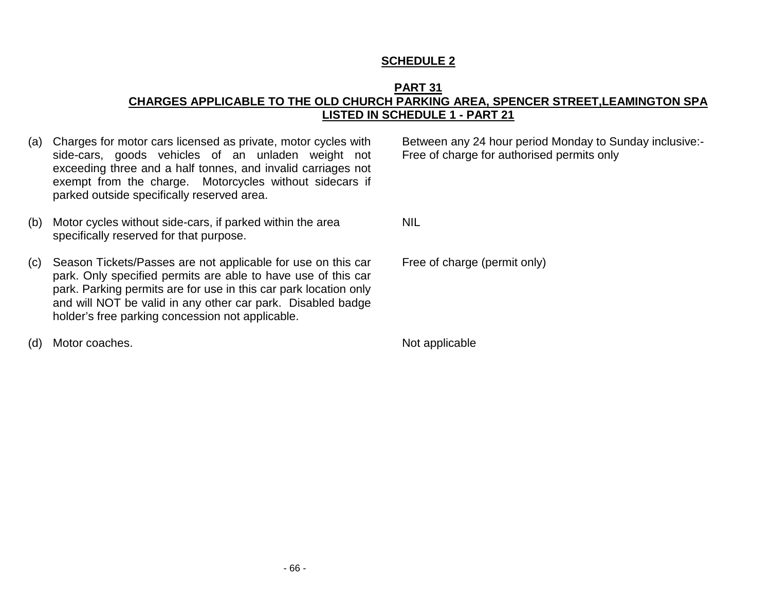## SCHEDULE 2

### PART 31
### CHARGES APPLICABLE TO THE OLD CHURCH PARKING AREA, SPENCER STREET,LEAMINGTON SPA LISTED IN SCHEDULE 1 - PART 21

| | | |
|---|---|---|
| (a) | Charges for motor cars licensed as private, motor cycles with side-cars, goods vehicles of an unladen weight not exceeding three and a half tonnes, and invalid carriages not exempt from the charge. Motorcycles without sidecars if parked outside specifically reserved area. | Between any 24 hour period Monday to Sunday inclusive:- Free of charge for authorised permits only |
| (b) | Motor cycles without side-cars, if parked within the area specifically reserved for that purpose. | NIL |
| (c) | Season Tickets/Passes are not applicable for use on this car park. Only specified permits are able to have use of this car park. Parking permits are for use in this car park location only and will NOT be valid in any other car park. Disabled badge holder's free parking concession not applicable. | Free of charge (permit only) |
| (d) | Motor coaches. | Not applicable |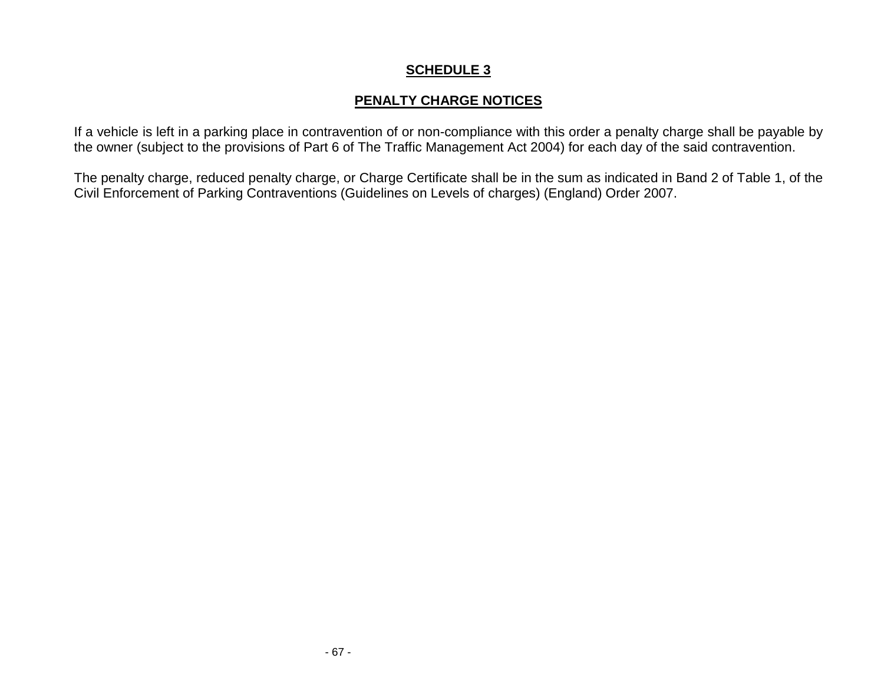# SCHEDULE 3

## PENALTY CHARGE NOTICES

If a vehicle is left in a parking place in contravention of or non-compliance with this order a penalty charge shall be payable by the owner (subject to the provisions of Part 6 of The Traffic Management Act 2004) for each day of the said contravention.

The penalty charge, reduced penalty charge, or Charge Certificate shall be in the sum as indicated in Band 2 of Table 1, of the Civil Enforcement of Parking Contraventions (Guidelines on Levels of charges) (England) Order 2007.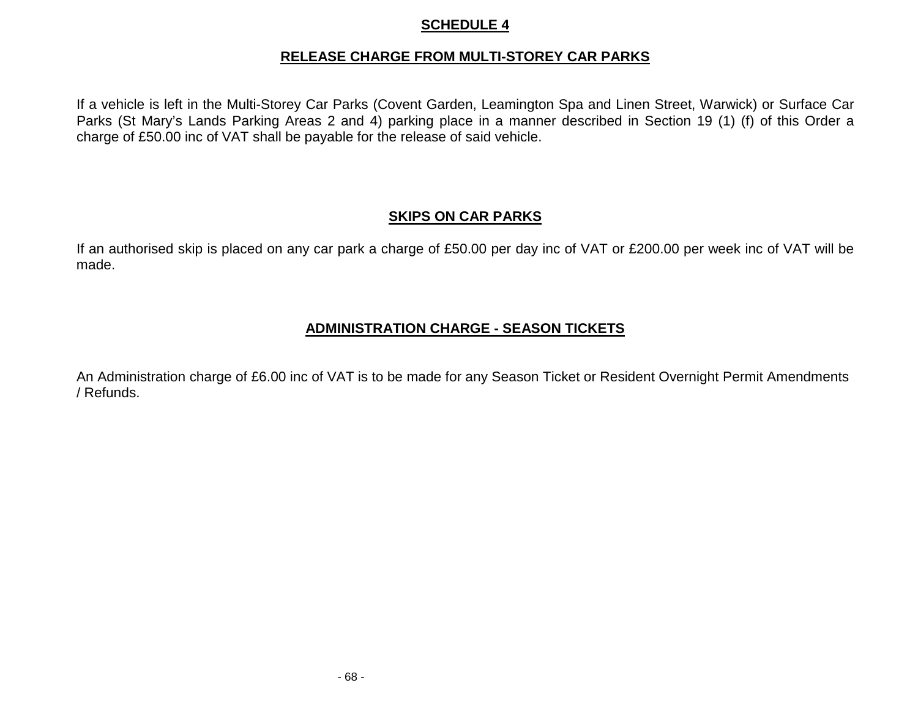## SCHEDULE 4

### RELEASE CHARGE FROM MULTI-STOREY CAR PARKS

If a vehicle is left in the Multi-Storey Car Parks (Covent Garden, Leamington Spa and Linen Street, Warwick) or Surface Car Parks (St Mary's Lands Parking Areas 2 and 4) parking place in a manner described in Section 19 (1) (f) of this Order a charge of £50.00 inc of VAT shall be payable for the release of said vehicle.

### SKIPS ON CAR PARKS

If an authorised skip is placed on any car park a charge of £50.00 per day inc of VAT or £200.00 per week inc of VAT will be made.

### ADMINISTRATION CHARGE - SEASON TICKETS

An Administration charge of £6.00 inc of VAT is to be made for any Season Ticket or Resident Overnight Permit Amendments / Refunds.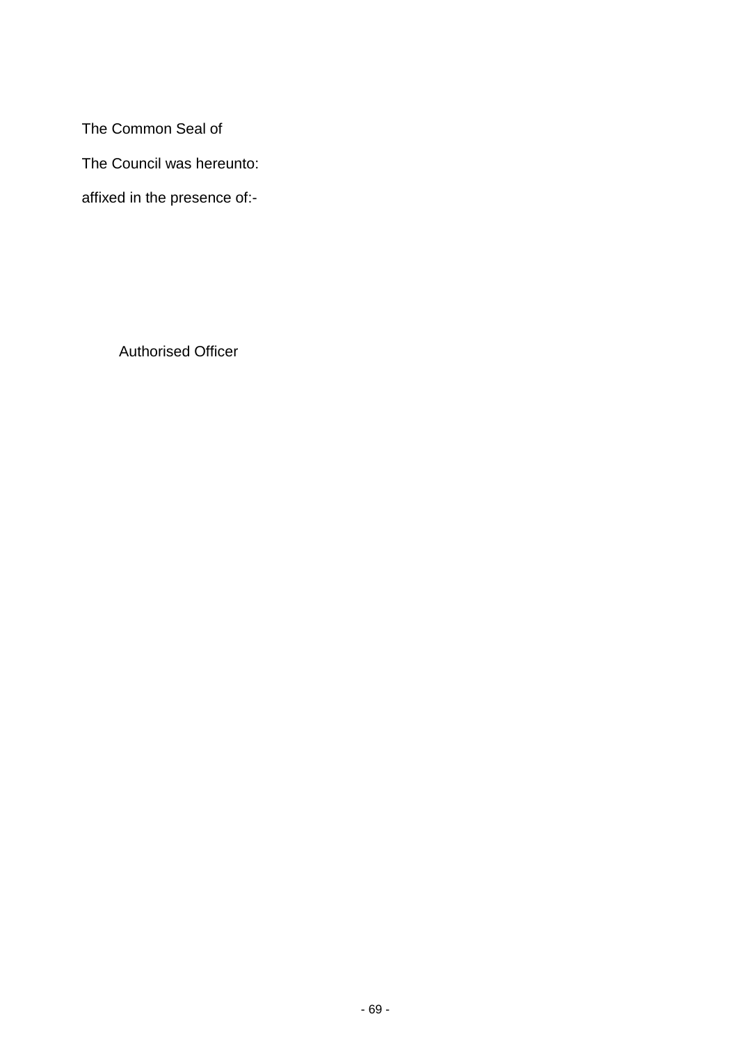The Common Seal of

The Council was hereunto:

affixed in the presence of:-

Authorised Officer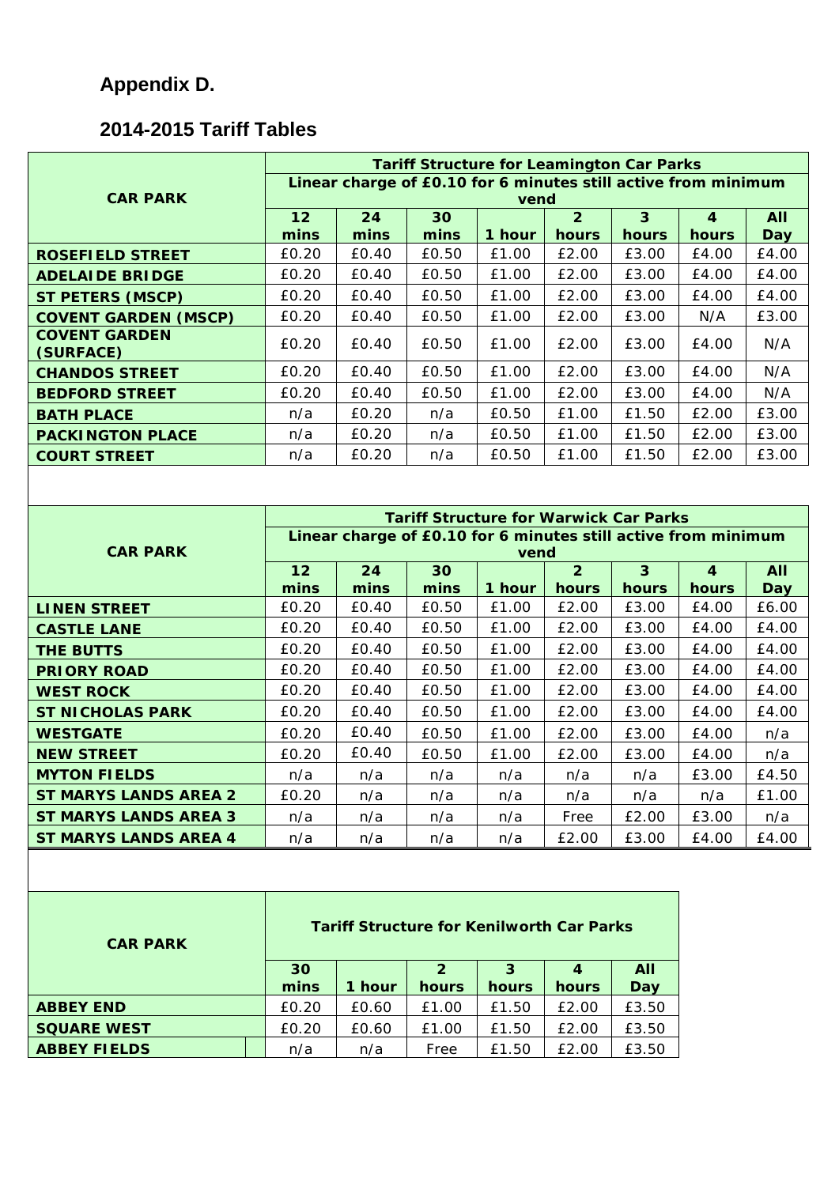# Appendix D.

## 2014-2015 Tariff Tables

| CAR PARK | Tariff Structure for Leamington Car Parks<br>Linear charge of £0.10 for 6 minutes still active from minimum vend | | | | | | | |
|---|---|---|---|---|---|---|---|---|
| | 12 mins | 24 mins | 30 mins | 1 hour | 2 hours | 3 hours | 4 hours | All Day |
| ROSEFIELD STREET | £0.20 | £0.40 | £0.50 | £1.00 | £2.00 | £3.00 | £4.00 | £4.00 |
| ADELAIDE BRIDGE | £0.20 | £0.40 | £0.50 | £1.00 | £2.00 | £3.00 | £4.00 | £4.00 |
| ST PETERS (MSCP) | £0.20 | £0.40 | £0.50 | £1.00 | £2.00 | £3.00 | £4.00 | £4.00 |
| COVENT GARDEN (MSCP) | £0.20 | £0.40 | £0.50 | £1.00 | £2.00 | £3.00 | N/A | £3.00 |
| COVENT GARDEN (SURFACE) | £0.20 | £0.40 | £0.50 | £1.00 | £2.00 | £3.00 | £4.00 | N/A |
| CHANDOS STREET | £0.20 | £0.40 | £0.50 | £1.00 | £2.00 | £3.00 | £4.00 | N/A |
| BEDFORD STREET | £0.20 | £0.40 | £0.50 | £1.00 | £2.00 | £3.00 | £4.00 | N/A |
| BATH PLACE | n/a | £0.20 | n/a | £0.50 | £1.00 | £1.50 | £2.00 | £3.00 |
| PACKINGTON PLACE | n/a | £0.20 | n/a | £0.50 | £1.00 | £1.50 | £2.00 | £3.00 |
| COURT STREET | n/a | £0.20 | n/a | £0.50 | £1.00 | £1.50 | £2.00 | £3.00 |

| CAR PARK | Tariff Structure for Warwick Car Parks<br>Linear charge of £0.10 for 6 minutes still active from minimum vend | | | | | | | |
|---|---|---|---|---|---|---|---|---|
| | 12 mins | 24 mins | 30 mins | 1 hour | 2 hours | 3 hours | 4 hours | All Day |
| LINEN STREET | £0.20 | £0.40 | £0.50 | £1.00 | £2.00 | £3.00 | £4.00 | £6.00 |
| CASTLE LANE | £0.20 | £0.40 | £0.50 | £1.00 | £2.00 | £3.00 | £4.00 | £4.00 |
| THE BUTTS | £0.20 | £0.40 | £0.50 | £1.00 | £2.00 | £3.00 | £4.00 | £4.00 |
| PRIORY ROAD | £0.20 | £0.40 | £0.50 | £1.00 | £2.00 | £3.00 | £4.00 | £4.00 |
| WEST ROCK | £0.20 | £0.40 | £0.50 | £1.00 | £2.00 | £3.00 | £4.00 | £4.00 |
| ST NICHOLAS PARK | £0.20 | £0.40 | £0.50 | £1.00 | £2.00 | £3.00 | £4.00 | £4.00 |
| WESTGATE | £0.20 | £0.40 | £0.50 | £1.00 | £2.00 | £3.00 | £4.00 | n/a |
| NEW STREET | £0.20 | £0.40 | £0.50 | £1.00 | £2.00 | £3.00 | £4.00 | n/a |
| MYTON FIELDS | n/a | n/a | n/a | n/a | n/a | n/a | £3.00 | £4.50 |
| ST MARYS LANDS AREA 2 | £0.20 | n/a | n/a | n/a | n/a | n/a | n/a | £1.00 |
| ST MARYS LANDS AREA 3 | n/a | n/a | n/a | n/a | Free | £2.00 | £3.00 | n/a |
| ST MARYS LANDS AREA 4 | n/a | n/a | n/a | n/a | £2.00 | £3.00 | £4.00 | £4.00 |

| CAR PARK | Tariff Structure for Kenilworth Car Parks | | | | | |
|---|---|---|---|---|---|---|
| | 30 mins | 1 hour | 2 hours | 3 hours | 4 hours | All Day |
| ABBEY END | £0.20 | £0.60 | £1.00 | £1.50 | £2.00 | £3.50 |
| SQUARE WEST | £0.20 | £0.60 | £1.00 | £1.50 | £2.00 | £3.50 |
| ABBEY FIELDS | n/a | n/a | Free | £1.50 | £2.00 | £3.50 |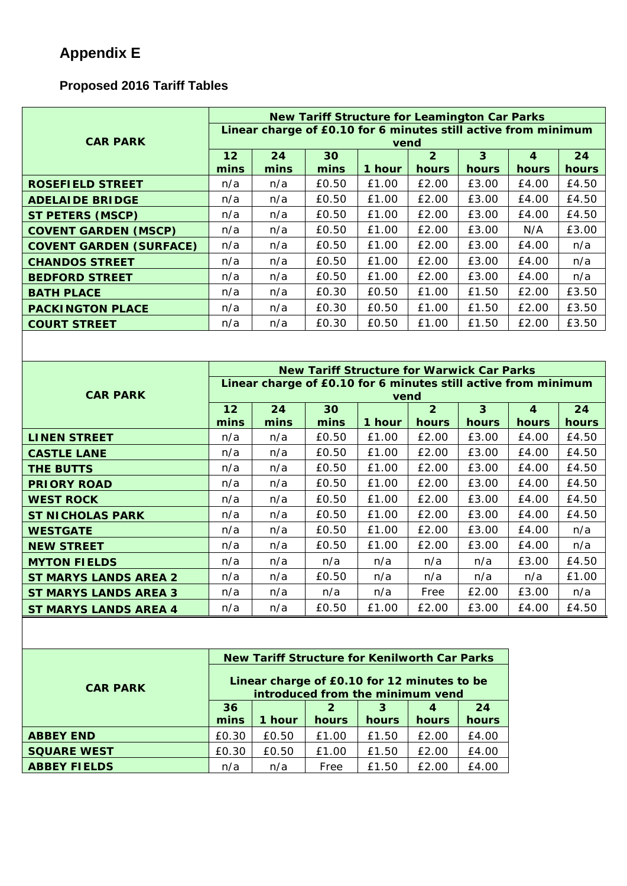# Appendix E

## Proposed 2016 Tariff Tables

| CAR PARK | New Tariff Structure for Leamington Car Parks<br>Linear charge of £0.10 for 6 minutes still active from minimum vend | | | | | | | |
|---|---|---|---|---|---|---|---|---|
| | 12 mins | 24 mins | 30 mins | 1 hour | 2 hours | 3 hours | 4 hours | 24 hours |
| **ROSEFIELD STREET** | n/a | n/a | £0.50 | £1.00 | £2.00 | £3.00 | £4.00 | £4.50 |
| **ADELAIDE BRIDGE** | n/a | n/a | £0.50 | £1.00 | £2.00 | £3.00 | £4.00 | £4.50 |
| **ST PETERS (MSCP)** | n/a | n/a | £0.50 | £1.00 | £2.00 | £3.00 | £4.00 | £4.50 |
| **COVENT GARDEN (MSCP)** | n/a | n/a | £0.50 | £1.00 | £2.00 | £3.00 | N/A | £3.00 |
| **COVENT GARDEN (SURFACE)** | n/a | n/a | £0.50 | £1.00 | £2.00 | £3.00 | £4.00 | n/a |
| **CHANDOS STREET** | n/a | n/a | £0.50 | £1.00 | £2.00 | £3.00 | £4.00 | n/a |
| **BEDFORD STREET** | n/a | n/a | £0.50 | £1.00 | £2.00 | £3.00 | £4.00 | n/a |
| **BATH PLACE** | n/a | n/a | £0.30 | £0.50 | £1.00 | £1.50 | £2.00 | £3.50 |
| **PACKINGTON PLACE** | n/a | n/a | £0.30 | £0.50 | £1.00 | £1.50 | £2.00 | £3.50 |
| **COURT STREET** | n/a | n/a | £0.30 | £0.50 | £1.00 | £1.50 | £2.00 | £3.50 |

| CAR PARK | New Tariff Structure for Warwick Car Parks<br>Linear charge of £0.10 for 6 minutes still active from minimum vend | | | | | | | |
|---|---|---|---|---|---|---|---|---|
| | 12 mins | 24 mins | 30 mins | 1 hour | 2 hours | 3 hours | 4 hours | 24 hours |
| **LINEN STREET** | n/a | n/a | £0.50 | £1.00 | £2.00 | £3.00 | £4.00 | £4.50 |
| **CASTLE LANE** | n/a | n/a | £0.50 | £1.00 | £2.00 | £3.00 | £4.00 | £4.50 |
| **THE BUTTS** | n/a | n/a | £0.50 | £1.00 | £2.00 | £3.00 | £4.00 | £4.50 |
| **PRIORY ROAD** | n/a | n/a | £0.50 | £1.00 | £2.00 | £3.00 | £4.00 | £4.50 |
| **WEST ROCK** | n/a | n/a | £0.50 | £1.00 | £2.00 | £3.00 | £4.00 | £4.50 |
| **ST NICHOLAS PARK** | n/a | n/a | £0.50 | £1.00 | £2.00 | £3.00 | £4.00 | £4.50 |
| **WESTGATE** | n/a | n/a | £0.50 | £1.00 | £2.00 | £3.00 | £4.00 | n/a |
| **NEW STREET** | n/a | n/a | £0.50 | £1.00 | £2.00 | £3.00 | £4.00 | n/a |
| **MYTON FIELDS** | n/a | n/a | n/a | n/a | n/a | n/a | £3.00 | £4.50 |
| **ST MARYS LANDS AREA 2** | n/a | n/a | £0.50 | n/a | n/a | n/a | n/a | £1.00 |
| **ST MARYS LANDS AREA 3** | n/a | n/a | n/a | n/a | Free | £2.00 | £3.00 | n/a |
| **ST MARYS LANDS AREA 4** | n/a | n/a | £0.50 | £1.00 | £2.00 | £3.00 | £4.00 | £4.50 |

| CAR PARK | New Tariff Structure for Kenilworth Car Parks<br>Linear charge of £0.10 for 12 minutes to be introduced from the minimum vend | | | | | |
|---|---|---|---|---|---|---|
| | 36 mins | 1 hour | 2 hours | 3 hours | 4 hours | 24 hours |
| **ABBEY END** | £0.30 | £0.50 | £1.00 | £1.50 | £2.00 | £4.00 |
| **SQUARE WEST** | £0.30 | £0.50 | £1.00 | £1.50 | £2.00 | £4.00 |
| **ABBEY FIELDS** | n/a | n/a | Free | £1.50 | £2.00 | £4.00 |